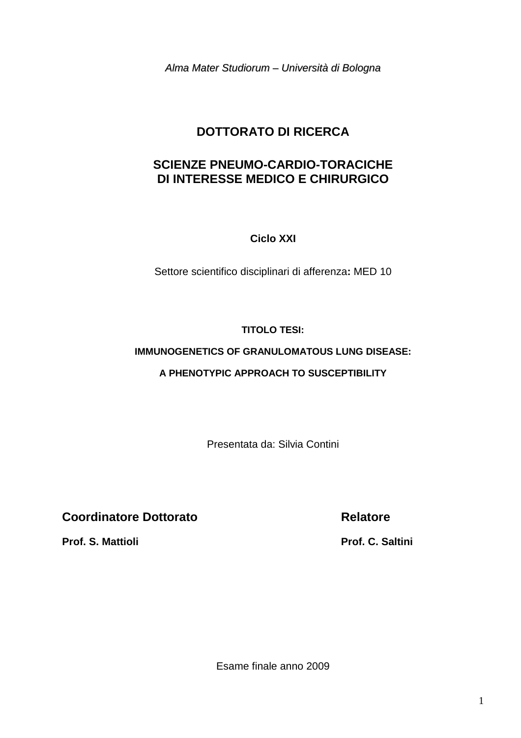*Alma Mater Studiorum – Università di Bologna*

# DOTTORATO DI RICERCA

# SCIENZE PNEUMO-CARDIO-TORACICHE DI INTERESSE MEDICO E CHIRURGICO

**Ciclo XXI**

Settore scientifico disciplinari di afferenza**:** MED 10

**TITOLO TESI:**

**IMMUNOGENETICS OF GRANULOMATOUS LUNG DISEASE:**

**A PHENOTYPIC APPROACH TO SUSCEPTIBILITY**

Presentata da: Silvia Contini

**Coordinatore Dottorato**

**Prof. S. Mattioli**

**Relatore**

**Prof. C. Saltini**

Esame finale anno 2009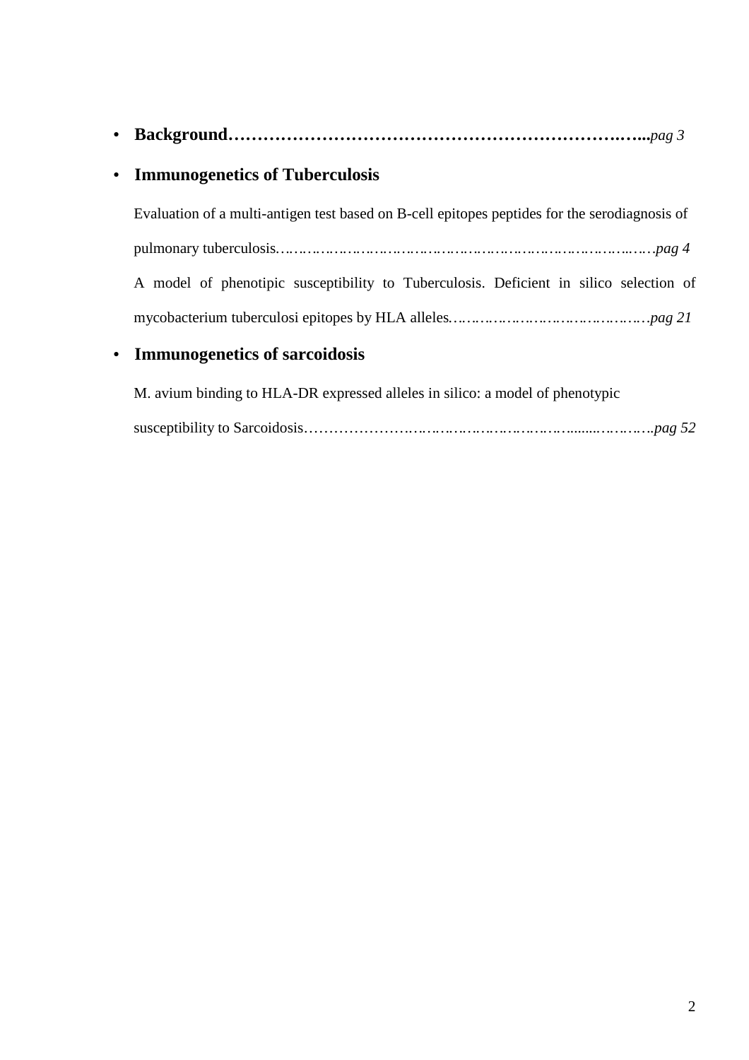- **Background……………………………………………………………….……..***pag 3*
- **Immunogenetics of Tuberculosis**

  Evaluation of a multi-antigen test based on B-cell epitopes peptides for the serodiagnosis of pulmonary tuberculosis.…………………………………………………………………..….*pag 4*

  A model of phenotipic susceptibility to Tuberculosis. Deficient in silico selection of mycobacterium tuberculosi epitopes by HLA alleles.…………………………………………*pag 21*

- **Immunogenetics of sarcoidosis**

  M. avium binding to HLA-DR expressed alleles in silico: a model of phenotypic susceptibility to Sarcoidosis……………………………………………………........…………..*pag 52*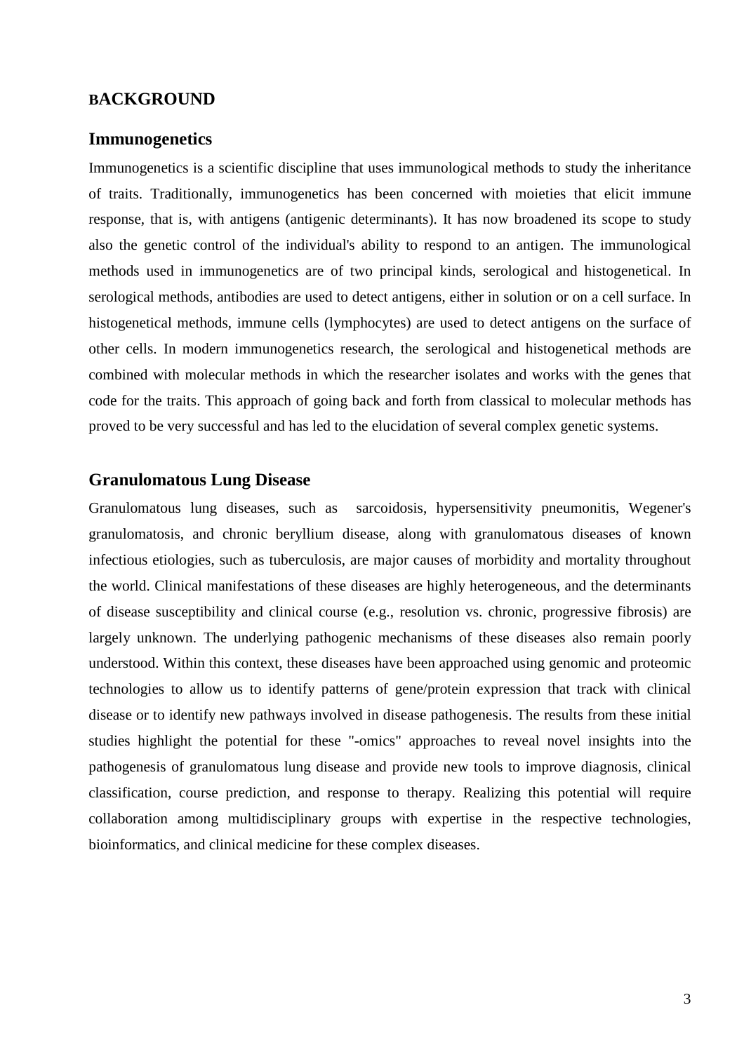# BACKGROUND

## Immunogenetics

Immunogenetics is a scientific discipline that uses immunological methods to study the inheritance of traits. Traditionally, immunogenetics has been concerned with moieties that elicit immune response, that is, with antigens (antigenic determinants). It has now broadened its scope to study also the genetic control of the individual's ability to respond to an antigen. The immunological methods used in immunogenetics are of two principal kinds, serological and histogenetical. In serological methods, antibodies are used to detect antigens, either in solution or on a cell surface. In histogenetical methods, immune cells (lymphocytes) are used to detect antigens on the surface of other cells. In modern immunogenetics research, the serological and histogenetical methods are combined with molecular methods in which the researcher isolates and works with the genes that code for the traits. This approach of going back and forth from classical to molecular methods has proved to be very successful and has led to the elucidation of several complex genetic systems.

## Granulomatous Lung Disease

Granulomatous lung diseases, such as sarcoidosis, hypersensitivity pneumonitis, Wegener's granulomatosis, and chronic beryllium disease, along with granulomatous diseases of known infectious etiologies, such as tuberculosis, are major causes of morbidity and mortality throughout the world. Clinical manifestations of these diseases are highly heterogeneous, and the determinants of disease susceptibility and clinical course (e.g., resolution vs. chronic, progressive fibrosis) are largely unknown. The underlying pathogenic mechanisms of these diseases also remain poorly understood. Within this context, these diseases have been approached using genomic and proteomic technologies to allow us to identify patterns of gene/protein expression that track with clinical disease or to identify new pathways involved in disease pathogenesis. The results from these initial studies highlight the potential for these "-omics" approaches to reveal novel insights into the pathogenesis of granulomatous lung disease and provide new tools to improve diagnosis, clinical classification, course prediction, and response to therapy. Realizing this potential will require collaboration among multidisciplinary groups with expertise in the respective technologies, bioinformatics, and clinical medicine for these complex diseases.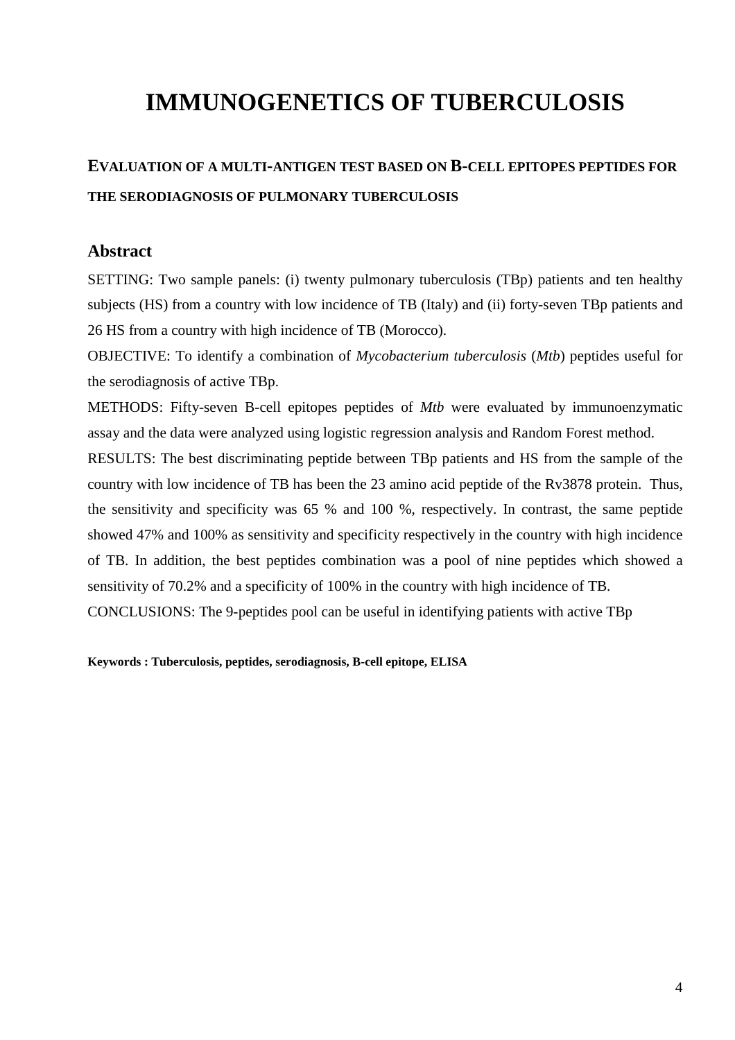# IMMUNOGENETICS OF TUBERCULOSIS

## EVALUATION OF A MULTI-ANTIGEN TEST BASED ON B-CELL EPITOPES PEPTIDES FOR THE SERODIAGNOSIS OF PULMONARY TUBERCULOSIS

### Abstract

SETTING: Two sample panels: (i) twenty pulmonary tuberculosis (TBp) patients and ten healthy subjects (HS) from a country with low incidence of TB (Italy) and (ii) forty-seven TBp patients and 26 HS from a country with high incidence of TB (Morocco).

OBJECTIVE: To identify a combination of *Mycobacterium tuberculosis* (*Mtb*) peptides useful for the serodiagnosis of active TBp.

METHODS: Fifty-seven B-cell epitopes peptides of *Mtb* were evaluated by immunoenzymatic assay and the data were analyzed using logistic regression analysis and Random Forest method.

RESULTS: The best discriminating peptide between TBp patients and HS from the sample of the country with low incidence of TB has been the 23 amino acid peptide of the Rv3878 protein. Thus, the sensitivity and specificity was 65 % and 100 %, respectively. In contrast, the same peptide showed 47% and 100% as sensitivity and specificity respectively in the country with high incidence of TB. In addition, the best peptides combination was a pool of nine peptides which showed a sensitivity of 70.2% and a specificity of 100% in the country with high incidence of TB.

CONCLUSIONS: The 9-peptides pool can be useful in identifying patients with active TBp

**Keywords : Tuberculosis, peptides, serodiagnosis, B-cell epitope, ELISA**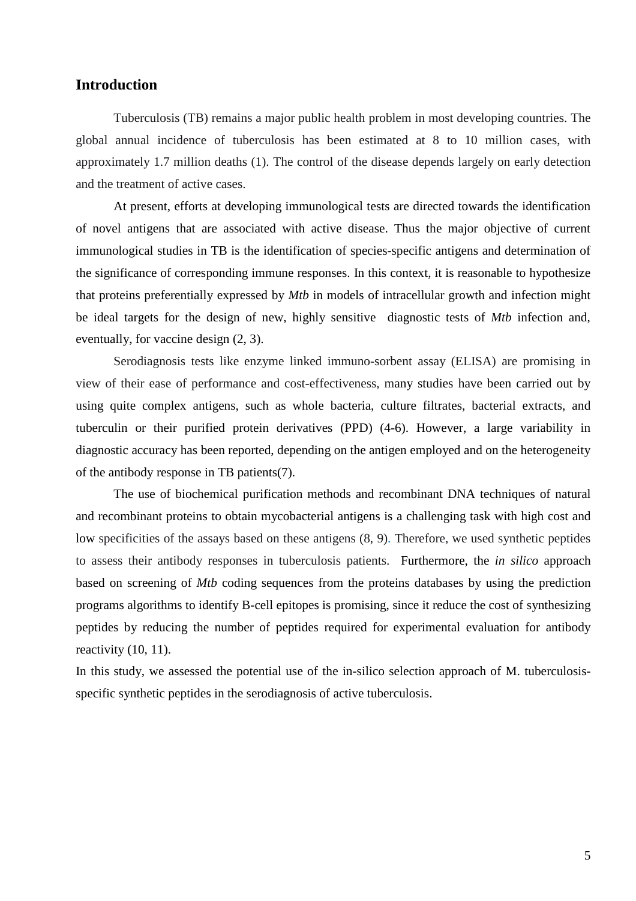## Introduction

Tuberculosis (TB) remains a major public health problem in most developing countries. The global annual incidence of tuberculosis has been estimated at 8 to 10 million cases, with approximately 1.7 million deaths (1). The control of the disease depends largely on early detection and the treatment of active cases.

At present, efforts at developing immunological tests are directed towards the identification of novel antigens that are associated with active disease. Thus the major objective of current immunological studies in TB is the identification of species-specific antigens and determination of the significance of corresponding immune responses. In this context, it is reasonable to hypothesize that proteins preferentially expressed by *Mtb* in models of intracellular growth and infection might be ideal targets for the design of new, highly sensitive diagnostic tests of *Mtb* infection and, eventually, for vaccine design (2, 3).

Serodiagnosis tests like enzyme linked immuno-sorbent assay (ELISA) are promising in view of their ease of performance and cost-effectiveness, many studies have been carried out by using quite complex antigens, such as whole bacteria, culture filtrates, bacterial extracts, and tuberculin or their purified protein derivatives (PPD) (4-6). However, a large variability in diagnostic accuracy has been reported, depending on the antigen employed and on the heterogeneity of the antibody response in TB patients(7).

The use of biochemical purification methods and recombinant DNA techniques of natural and recombinant proteins to obtain mycobacterial antigens is a challenging task with high cost and low specificities of the assays based on these antigens (8, 9). Therefore, we used synthetic peptides to assess their antibody responses in tuberculosis patients. Furthermore, the *in silico* approach based on screening of *Mtb* coding sequences from the proteins databases by using the prediction programs algorithms to identify B-cell epitopes is promising, since it reduce the cost of synthesizing peptides by reducing the number of peptides required for experimental evaluation for antibody reactivity (10, 11).

In this study, we assessed the potential use of the in-silico selection approach of M. tuberculosis-specific synthetic peptides in the serodiagnosis of active tuberculosis.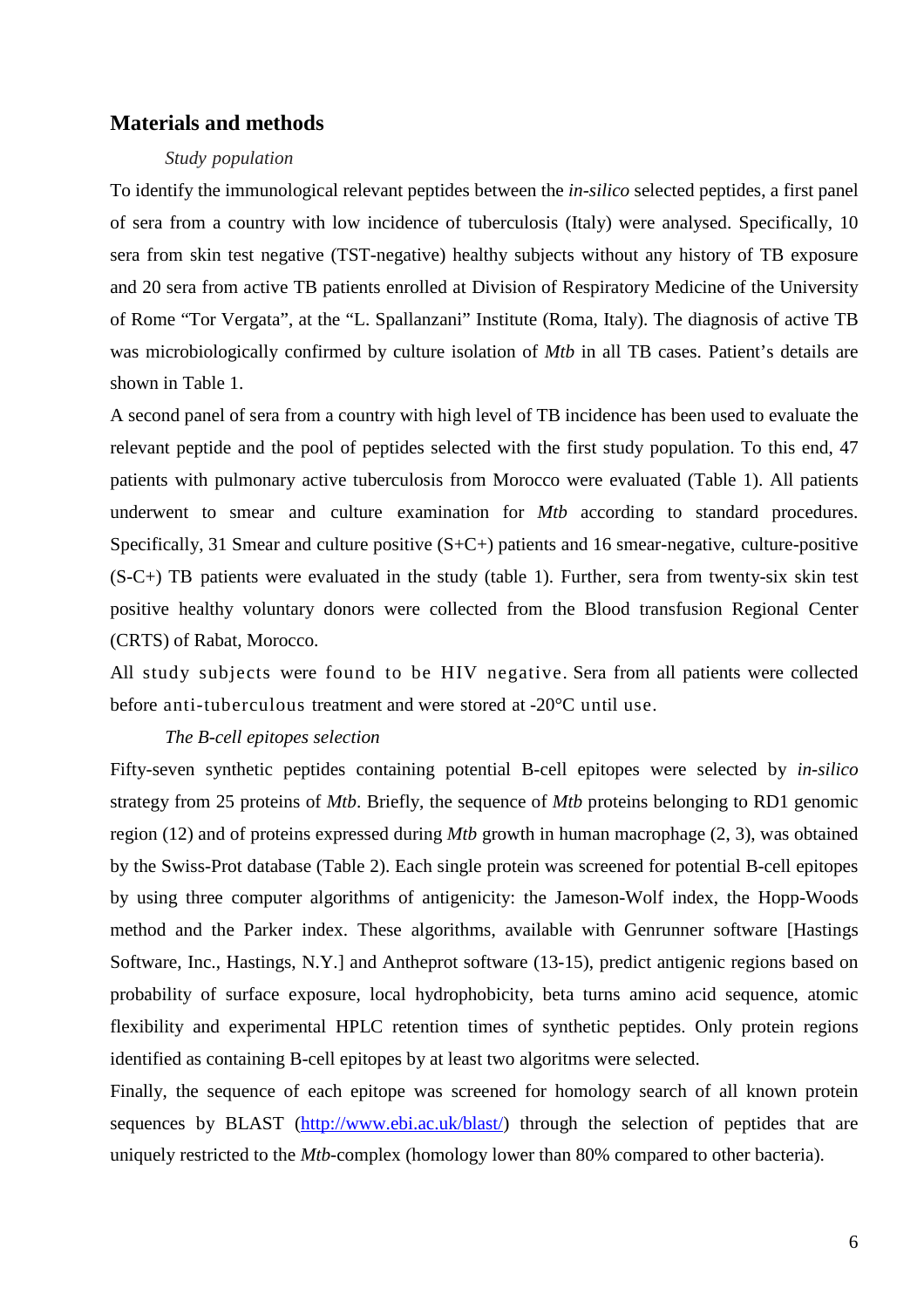## Materials and methods

*Study population*

To identify the immunological relevant peptides between the *in-silico* selected peptides, a first panel of sera from a country with low incidence of tuberculosis (Italy) were analysed. Specifically, 10 sera from skin test negative (TST-negative) healthy subjects without any history of TB exposure and 20 sera from active TB patients enrolled at Division of Respiratory Medicine of the University of Rome "Tor Vergata", at the "L. Spallanzani" Institute (Roma, Italy). The diagnosis of active TB was microbiologically confirmed by culture isolation of *Mtb* in all TB cases. Patient's details are shown in Table 1.

A second panel of sera from a country with high level of TB incidence has been used to evaluate the relevant peptide and the pool of peptides selected with the first study population. To this end, 47 patients with pulmonary active tuberculosis from Morocco were evaluated (Table 1). All patients underwent to smear and culture examination for *Mtb* according to standard procedures. Specifically, 31 Smear and culture positive (S+C+) patients and 16 smear-negative, culture-positive (S-C+) TB patients were evaluated in the study (table 1). Further, sera from twenty-six skin test positive healthy voluntary donors were collected from the Blood transfusion Regional Center (CRTS) of Rabat, Morocco.

All study subjects were found to be HIV negative. Sera from all patients were collected before anti-tuberculous treatment and were stored at -20°C until use.

*The B-cell epitopes selection*

Fifty-seven synthetic peptides containing potential B-cell epitopes were selected by *in-silico* strategy from 25 proteins of *Mtb*. Briefly, the sequence of *Mtb* proteins belonging to RD1 genomic region (12) and of proteins expressed during *Mtb* growth in human macrophage (2, 3), was obtained by the Swiss-Prot database (Table 2). Each single protein was screened for potential B-cell epitopes by using three computer algorithms of antigenicity: the Jameson-Wolf index, the Hopp-Woods method and the Parker index. These algorithms, available with Genrunner software [Hastings Software, Inc., Hastings, N.Y.] and Antheprot software (13-15), predict antigenic regions based on probability of surface exposure, local hydrophobicity, beta turns amino acid sequence, atomic flexibility and experimental HPLC retention times of synthetic peptides. Only protein regions identified as containing B-cell epitopes by at least two algoritms were selected.

Finally, the sequence of each epitope was screened for homology search of all known protein sequences by BLAST (http://www.ebi.ac.uk/blast/) through the selection of peptides that are uniquely restricted to the *Mtb*-complex (homology lower than 80% compared to other bacteria).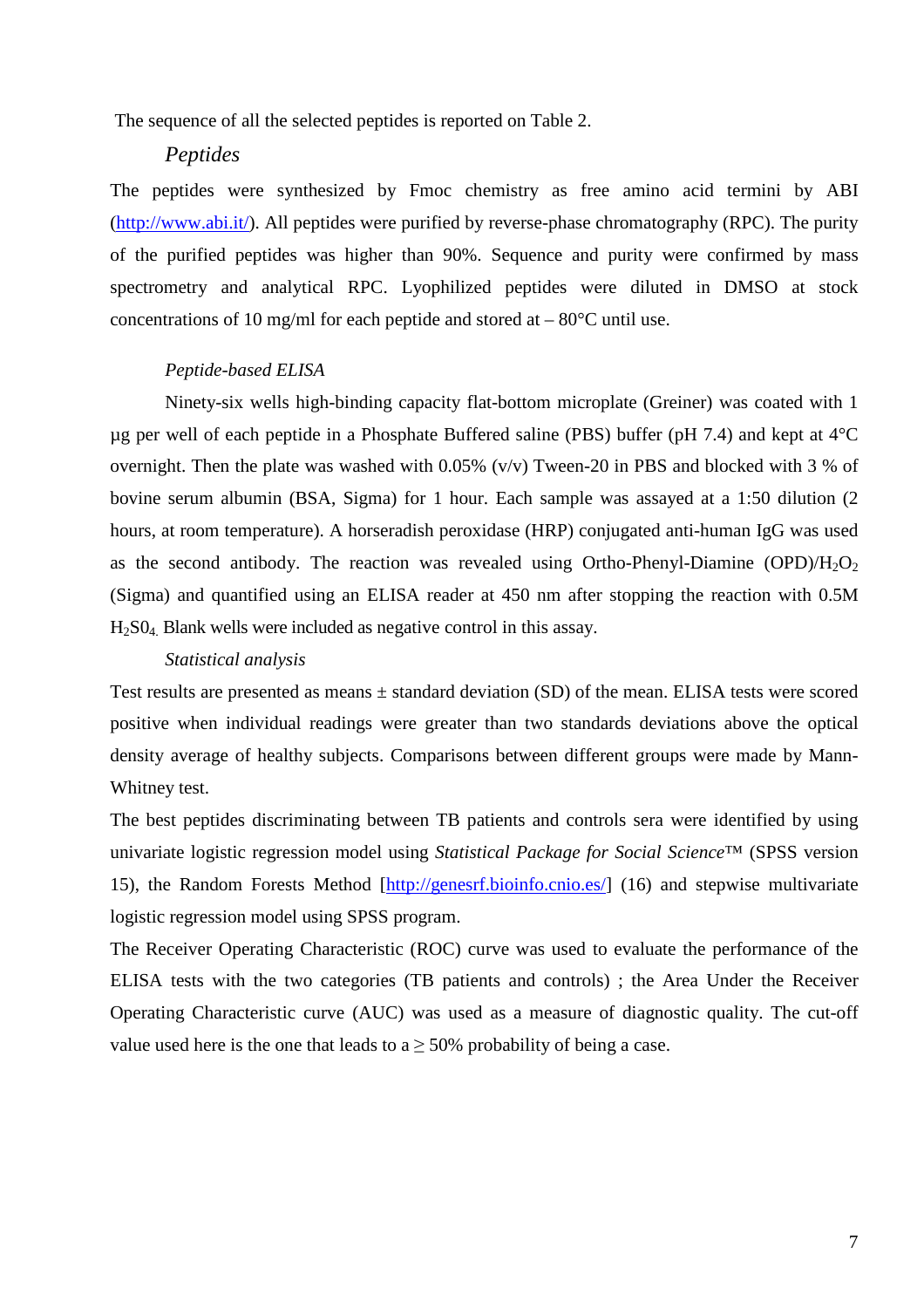The sequence of all the selected peptides is reported on Table 2.

### *Peptides*

The peptides were synthesized by Fmoc chemistry as free amino acid termini by ABI (http://www.abi.it/). All peptides were purified by reverse-phase chromatography (RPC). The purity of the purified peptides was higher than 90%. Sequence and purity were confirmed by mass spectrometry and analytical RPC. Lyophilized peptides were diluted in DMSO at stock concentrations of 10 mg/ml for each peptide and stored at – 80°C until use.

### *Peptide-based ELISA*

Ninety-six wells high-binding capacity flat-bottom microplate (Greiner) was coated with 1 µg per well of each peptide in a Phosphate Buffered saline (PBS) buffer (pH 7.4) and kept at 4°C overnight. Then the plate was washed with 0.05% (v/v) Tween-20 in PBS and blocked with 3 % of bovine serum albumin (BSA, Sigma) for 1 hour. Each sample was assayed at a 1:50 dilution (2 hours, at room temperature). A horseradish peroxidase (HRP) conjugated anti-human IgG was used as the second antibody. The reaction was revealed using Ortho-Phenyl-Diamine (OPD)/$H_2O_2$ (Sigma) and quantified using an ELISA reader at 450 nm after stopping the reaction with 0.5M $H_2S0_4$. Blank wells were included as negative control in this assay.

### *Statistical analysis*

Test results are presented as means ± standard deviation (SD) of the mean. ELISA tests were scored positive when individual readings were greater than two standards deviations above the optical density average of healthy subjects. Comparisons between different groups were made by Mann-Whitney test.

The best peptides discriminating between TB patients and controls sera were identified by using univariate logistic regression model using *Statistical Package for Social Science*™ (SPSS version 15), the Random Forests Method [http://genesrf.bioinfo.cnio.es/] (16) and stepwise multivariate logistic regression model using SPSS program.

The Receiver Operating Characteristic (ROC) curve was used to evaluate the performance of the ELISA tests with the two categories (TB patients and controls) ; the Area Under the Receiver Operating Characteristic curve (AUC) was used as a measure of diagnostic quality. The cut-off value used here is the one that leads to a ≥ 50% probability of being a case.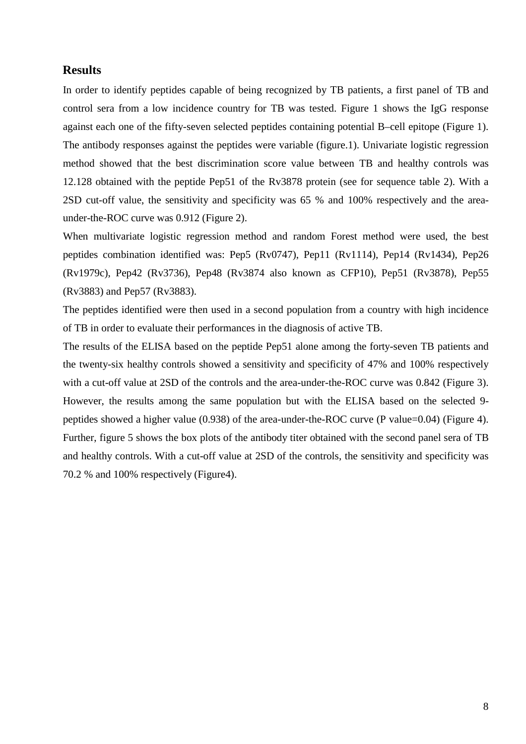## Results

In order to identify peptides capable of being recognized by TB patients, a first panel of TB and control sera from a low incidence country for TB was tested. Figure 1 shows the IgG response against each one of the fifty-seven selected peptides containing potential B–cell epitope (Figure 1). The antibody responses against the peptides were variable (figure.1). Univariate logistic regression method showed that the best discrimination score value between TB and healthy controls was 12.128 obtained with the peptide Pep51 of the Rv3878 protein (see for sequence table 2). With a 2SD cut-off value, the sensitivity and specificity was 65 % and 100% respectively and the area-under-the-ROC curve was 0.912 (Figure 2).

When multivariate logistic regression method and random Forest method were used, the best peptides combination identified was: Pep5 (Rv0747), Pep11 (Rv1114), Pep14 (Rv1434), Pep26 (Rv1979c), Pep42 (Rv3736), Pep48 (Rv3874 also known as CFP10), Pep51 (Rv3878), Pep55 (Rv3883) and Pep57 (Rv3883).

The peptides identified were then used in a second population from a country with high incidence of TB in order to evaluate their performances in the diagnosis of active TB.

The results of the ELISA based on the peptide Pep51 alone among the forty-seven TB patients and the twenty-six healthy controls showed a sensitivity and specificity of 47% and 100% respectively with a cut-off value at 2SD of the controls and the area-under-the-ROC curve was 0.842 (Figure 3). However, the results among the same population but with the ELISA based on the selected 9-peptides showed a higher value (0.938) of the area-under-the-ROC curve (P value=0.04) (Figure 4). Further, figure 5 shows the box plots of the antibody titer obtained with the second panel sera of TB and healthy controls. With a cut-off value at 2SD of the controls, the sensitivity and specificity was 70.2 % and 100% respectively (Figure4).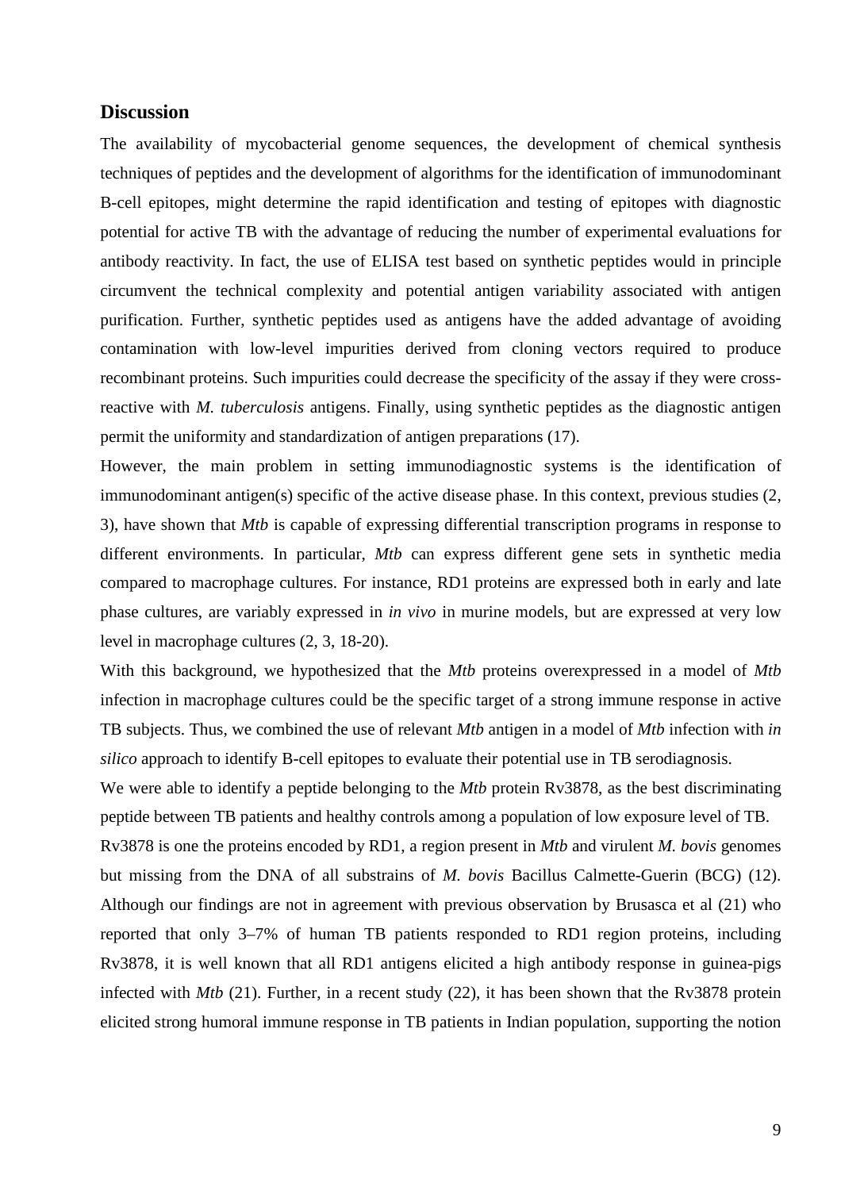## Discussion

The availability of mycobacterial genome sequences, the development of chemical synthesis techniques of peptides and the development of algorithms for the identification of immunodominant B-cell epitopes, might determine the rapid identification and testing of epitopes with diagnostic potential for active TB with the advantage of reducing the number of experimental evaluations for antibody reactivity. In fact, the use of ELISA test based on synthetic peptides would in principle circumvent the technical complexity and potential antigen variability associated with antigen purification. Further, synthetic peptides used as antigens have the added advantage of avoiding contamination with low-level impurities derived from cloning vectors required to produce recombinant proteins. Such impurities could decrease the specificity of the assay if they were cross-reactive with *M. tuberculosis* antigens. Finally, using synthetic peptides as the diagnostic antigen permit the uniformity and standardization of antigen preparations (17).

However, the main problem in setting immunodiagnostic systems is the identification of immunodominant antigen(s) specific of the active disease phase. In this context, previous studies (2, 3), have shown that *Mtb* is capable of expressing differential transcription programs in response to different environments. In particular, *Mtb* can express different gene sets in synthetic media compared to macrophage cultures. For instance, RD1 proteins are expressed both in early and late phase cultures, are variably expressed in *in vivo* in murine models, but are expressed at very low level in macrophage cultures (2, 3, 18-20).

With this background, we hypothesized that the *Mtb* proteins overexpressed in a model of *Mtb* infection in macrophage cultures could be the specific target of a strong immune response in active TB subjects. Thus, we combined the use of relevant *Mtb* antigen in a model of *Mtb* infection with *in silico* approach to identify B-cell epitopes to evaluate their potential use in TB serodiagnosis.

We were able to identify a peptide belonging to the *Mtb* protein Rv3878, as the best discriminating peptide between TB patients and healthy controls among a population of low exposure level of TB.

Rv3878 is one the proteins encoded by RD1, a region present in *Mtb* and virulent *M. bovis* genomes but missing from the DNA of all substrains of *M. bovis* Bacillus Calmette-Guerin (BCG) (12). Although our findings are not in agreement with previous observation by Brusasca et al (21) who reported that only 3–7% of human TB patients responded to RD1 region proteins, including Rv3878, it is well known that all RD1 antigens elicited a high antibody response in guinea-pigs infected with *Mtb* (21). Further, in a recent study (22), it has been shown that the Rv3878 protein elicited strong humoral immune response in TB patients in Indian population, supporting the notion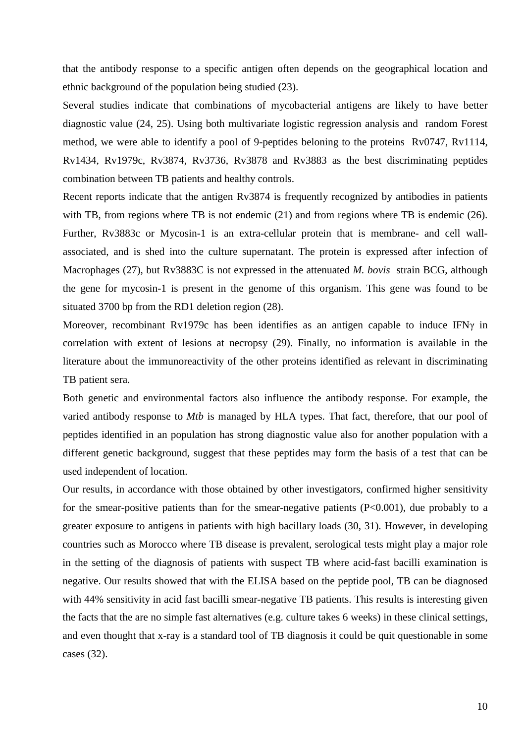that the antibody response to a specific antigen often depends on the geographical location and ethnic background of the population being studied (23).

Several studies indicate that combinations of mycobacterial antigens are likely to have better diagnostic value (24, 25). Using both multivariate logistic regression analysis and random Forest method, we were able to identify a pool of 9-peptides beloning to the proteins Rv0747, Rv1114, Rv1434, Rv1979c, Rv3874, Rv3736, Rv3878 and Rv3883 as the best discriminating peptides combination between TB patients and healthy controls.

Recent reports indicate that the antigen Rv3874 is frequently recognized by antibodies in patients with TB, from regions where TB is not endemic (21) and from regions where TB is endemic (26). Further, Rv3883c or Mycosin-1 is an extra-cellular protein that is membrane- and cell wall-associated, and is shed into the culture supernatant. The protein is expressed after infection of Macrophages (27), but Rv3883C is not expressed in the attenuated *M. bovis* strain BCG, although the gene for mycosin-1 is present in the genome of this organism. This gene was found to be situated 3700 bp from the RD1 deletion region (28).

Moreover, recombinant Rv1979c has been identifies as an antigen capable to induce IFNγ in correlation with extent of lesions at necropsy (29). Finally, no information is available in the literature about the immunoreactivity of the other proteins identified as relevant in discriminating TB patient sera.

Both genetic and environmental factors also influence the antibody response. For example, the varied antibody response to *Mtb* is managed by HLA types. That fact, therefore, that our pool of peptides identified in an population has strong diagnostic value also for another population with a different genetic background, suggest that these peptides may form the basis of a test that can be used independent of location.

Our results, in accordance with those obtained by other investigators, confirmed higher sensitivity for the smear-positive patients than for the smear-negative patients ($P<0.001$), due probably to a greater exposure to antigens in patients with high bacillary loads (30, 31). However, in developing countries such as Morocco where TB disease is prevalent, serological tests might play a major role in the setting of the diagnosis of patients with suspect TB where acid-fast bacilli examination is negative. Our results showed that with the ELISA based on the peptide pool, TB can be diagnosed with 44% sensitivity in acid fast bacilli smear-negative TB patients. This results is interesting given the facts that the are no simple fast alternatives (e.g. culture takes 6 weeks) in these clinical settings, and even thought that x-ray is a standard tool of TB diagnosis it could be quit questionable in some cases (32).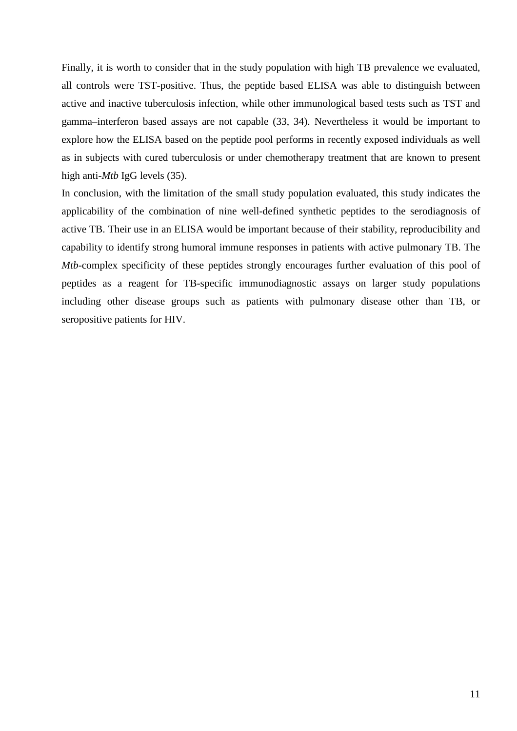Finally, it is worth to consider that in the study population with high TB prevalence we evaluated, all controls were TST-positive. Thus, the peptide based ELISA was able to distinguish between active and inactive tuberculosis infection, while other immunological based tests such as TST and gamma–interferon based assays are not capable (33, 34). Nevertheless it would be important to explore how the ELISA based on the peptide pool performs in recently exposed individuals as well as in subjects with cured tuberculosis or under chemotherapy treatment that are known to present high anti-*Mtb* IgG levels (35).

In conclusion, with the limitation of the small study population evaluated, this study indicates the applicability of the combination of nine well-defined synthetic peptides to the serodiagnosis of active TB. Their use in an ELISA would be important because of their stability, reproducibility and capability to identify strong humoral immune responses in patients with active pulmonary TB. The *Mtb*-complex specificity of these peptides strongly encourages further evaluation of this pool of peptides as a reagent for TB-specific immunodiagnostic assays on larger study populations including other disease groups such as patients with pulmonary disease other than TB, or seropositive patients for HIV.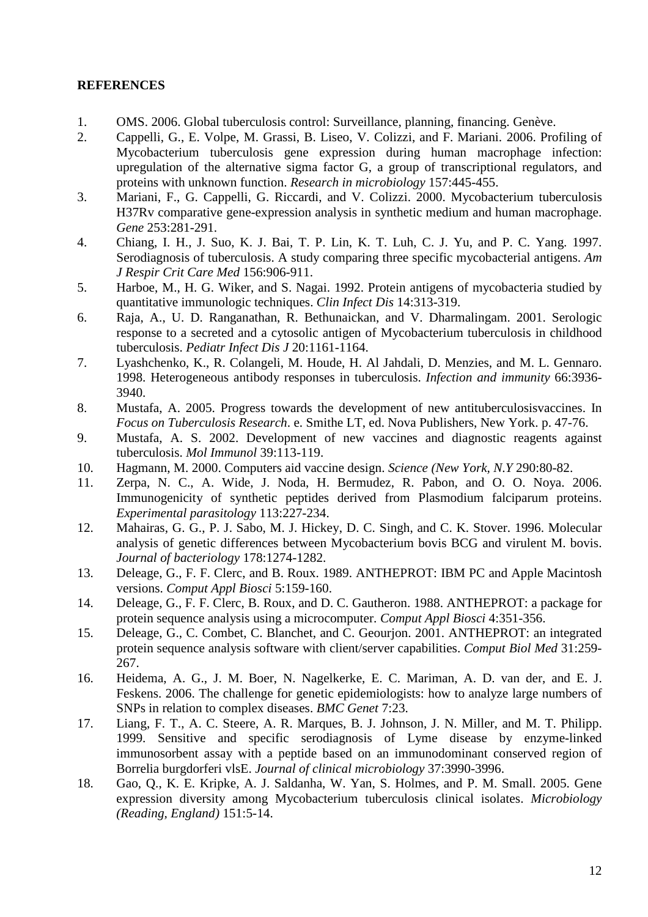**REFERENCES**

1. OMS. 2006. Global tuberculosis control: Surveillance, planning, financing. Genève.
2. Cappelli, G., E. Volpe, M. Grassi, B. Liseo, V. Colizzi, and F. Mariani. 2006. Profiling of Mycobacterium tuberculosis gene expression during human macrophage infection: upregulation of the alternative sigma factor G, a group of transcriptional regulators, and proteins with unknown function. *Research in microbiology* 157:445-455.
3. Mariani, F., G. Cappelli, G. Riccardi, and V. Colizzi. 2000. Mycobacterium tuberculosis H37Rv comparative gene-expression analysis in synthetic medium and human macrophage. *Gene* 253:281-291.
4. Chiang, I. H., J. Suo, K. J. Bai, T. P. Lin, K. T. Luh, C. J. Yu, and P. C. Yang. 1997. Serodiagnosis of tuberculosis. A study comparing three specific mycobacterial antigens. *Am J Respir Crit Care Med* 156:906-911.
5. Harboe, M., H. G. Wiker, and S. Nagai. 1992. Protein antigens of mycobacteria studied by quantitative immunologic techniques. *Clin Infect Dis* 14:313-319.
6. Raja, A., U. D. Ranganathan, R. Bethunaickan, and V. Dharmalingam. 2001. Serologic response to a secreted and a cytosolic antigen of Mycobacterium tuberculosis in childhood tuberculosis. *Pediatr Infect Dis J* 20:1161-1164.
7. Lyashchenko, K., R. Colangeli, M. Houde, H. Al Jahdali, D. Menzies, and M. L. Gennaro. 1998. Heterogeneous antibody responses in tuberculosis. *Infection and immunity* 66:3936-3940.
8. Mustafa, A. 2005. Progress towards the development of new antituberculosisvaccines. In *Focus on Tuberculosis Research*. e. Smithe LT, ed. Nova Publishers, New York. p. 47-76.
9. Mustafa, A. S. 2002. Development of new vaccines and diagnostic reagents against tuberculosis. *Mol Immunol* 39:113-119.
10. Hagmann, M. 2000. Computers aid vaccine design. *Science (New York, N.Y* 290:80-82.
11. Zerpa, N. C., A. Wide, J. Noda, H. Bermudez, R. Pabon, and O. O. Noya. 2006. Immunogenicity of synthetic peptides derived from Plasmodium falciparum proteins. *Experimental parasitology* 113:227-234.
12. Mahairas, G. G., P. J. Sabo, M. J. Hickey, D. C. Singh, and C. K. Stover. 1996. Molecular analysis of genetic differences between Mycobacterium bovis BCG and virulent M. bovis. *Journal of bacteriology* 178:1274-1282.
13. Deleage, G., F. F. Clerc, and B. Roux. 1989. ANTHEPROT: IBM PC and Apple Macintosh versions. *Comput Appl Biosci* 5:159-160.
14. Deleage, G., F. F. Clerc, B. Roux, and D. C. Gautheron. 1988. ANTHEPROT: a package for protein sequence analysis using a microcomputer. *Comput Appl Biosci* 4:351-356.
15. Deleage, G., C. Combet, C. Blanchet, and C. Geourjon. 2001. ANTHEPROT: an integrated protein sequence analysis software with client/server capabilities. *Comput Biol Med* 31:259-267.
16. Heidema, A. G., J. M. Boer, N. Nagelkerke, E. C. Mariman, A. D. van der, and E. J. Feskens. 2006. The challenge for genetic epidemiologists: how to analyze large numbers of SNPs in relation to complex diseases. *BMC Genet* 7:23.
17. Liang, F. T., A. C. Steere, A. R. Marques, B. J. Johnson, J. N. Miller, and M. T. Philipp. 1999. Sensitive and specific serodiagnosis of Lyme disease by enzyme-linked immunosorbent assay with a peptide based on an immunodominant conserved region of Borrelia burgdorferi vlsE. *Journal of clinical microbiology* 37:3990-3996.
18. Gao, Q., K. E. Kripke, A. J. Saldanha, W. Yan, S. Holmes, and P. M. Small. 2005. Gene expression diversity among Mycobacterium tuberculosis clinical isolates. *Microbiology (Reading, England)* 151:5-14.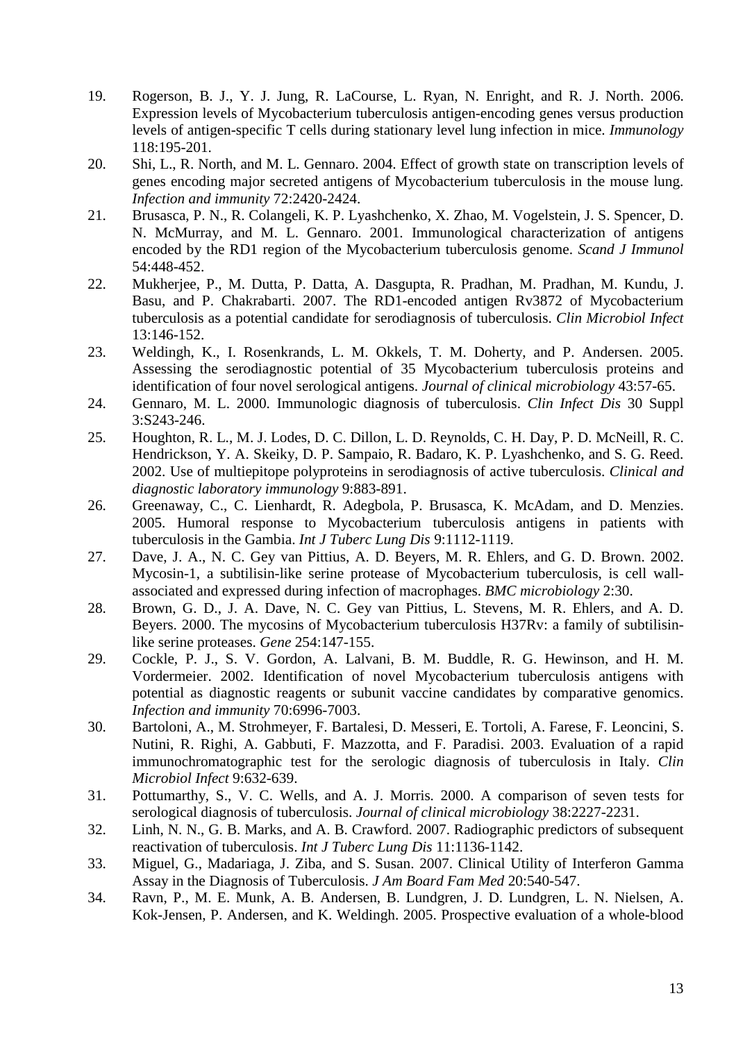19. Rogerson, B. J., Y. J. Jung, R. LaCourse, L. Ryan, N. Enright, and R. J. North. 2006. Expression levels of Mycobacterium tuberculosis antigen-encoding genes versus production levels of antigen-specific T cells during stationary level lung infection in mice. *Immunology* 118:195-201.
20. Shi, L., R. North, and M. L. Gennaro. 2004. Effect of growth state on transcription levels of genes encoding major secreted antigens of Mycobacterium tuberculosis in the mouse lung. *Infection and immunity* 72:2420-2424.
21. Brusasca, P. N., R. Colangeli, K. P. Lyashchenko, X. Zhao, M. Vogelstein, J. S. Spencer, D. N. McMurray, and M. L. Gennaro. 2001. Immunological characterization of antigens encoded by the RD1 region of the Mycobacterium tuberculosis genome. *Scand J Immunol* 54:448-452.
22. Mukherjee, P., M. Dutta, P. Datta, A. Dasgupta, R. Pradhan, M. Pradhan, M. Kundu, J. Basu, and P. Chakrabarti. 2007. The RD1-encoded antigen Rv3872 of Mycobacterium tuberculosis as a potential candidate for serodiagnosis of tuberculosis. *Clin Microbiol Infect* 13:146-152.
23. Weldingh, K., I. Rosenkrands, L. M. Okkels, T. M. Doherty, and P. Andersen. 2005. Assessing the serodiagnostic potential of 35 Mycobacterium tuberculosis proteins and identification of four novel serological antigens. *Journal of clinical microbiology* 43:57-65.
24. Gennaro, M. L. 2000. Immunologic diagnosis of tuberculosis. *Clin Infect Dis* 30 Suppl 3:S243-246.
25. Houghton, R. L., M. J. Lodes, D. C. Dillon, L. D. Reynolds, C. H. Day, P. D. McNeill, R. C. Hendrickson, Y. A. Skeiky, D. P. Sampaio, R. Badaro, K. P. Lyashchenko, and S. G. Reed. 2002. Use of multiepitope polyproteins in serodiagnosis of active tuberculosis. *Clinical and diagnostic laboratory immunology* 9:883-891.
26. Greenaway, C., C. Lienhardt, R. Adegbola, P. Brusasca, K. McAdam, and D. Menzies. 2005. Humoral response to Mycobacterium tuberculosis antigens in patients with tuberculosis in the Gambia. *Int J Tuberc Lung Dis* 9:1112-1119.
27. Dave, J. A., N. C. Gey van Pittius, A. D. Beyers, M. R. Ehlers, and G. D. Brown. 2002. Mycosin-1, a subtilisin-like serine protease of Mycobacterium tuberculosis, is cell wall-associated and expressed during infection of macrophages. *BMC microbiology* 2:30.
28. Brown, G. D., J. A. Dave, N. C. Gey van Pittius, L. Stevens, M. R. Ehlers, and A. D. Beyers. 2000. The mycosins of Mycobacterium tuberculosis H37Rv: a family of subtilisin-like serine proteases. *Gene* 254:147-155.
29. Cockle, P. J., S. V. Gordon, A. Lalvani, B. M. Buddle, R. G. Hewinson, and H. M. Vordermeier. 2002. Identification of novel Mycobacterium tuberculosis antigens with potential as diagnostic reagents or subunit vaccine candidates by comparative genomics. *Infection and immunity* 70:6996-7003.
30. Bartoloni, A., M. Strohmeyer, F. Bartalesi, D. Messeri, E. Tortoli, A. Farese, F. Leoncini, S. Nutini, R. Righi, A. Gabbuti, F. Mazzotta, and F. Paradisi. 2003. Evaluation of a rapid immunochromatographic test for the serologic diagnosis of tuberculosis in Italy. *Clin Microbiol Infect* 9:632-639.
31. Pottumarthy, S., V. C. Wells, and A. J. Morris. 2000. A comparison of seven tests for serological diagnosis of tuberculosis. *Journal of clinical microbiology* 38:2227-2231.
32. Linh, N. N., G. B. Marks, and A. B. Crawford. 2007. Radiographic predictors of subsequent reactivation of tuberculosis. *Int J Tuberc Lung Dis* 11:1136-1142.
33. Miguel, G., Madariaga, J. Ziba, and S. Susan. 2007. Clinical Utility of Interferon Gamma Assay in the Diagnosis of Tuberculosis. *J Am Board Fam Med* 20:540-547.
34. Ravn, P., M. E. Munk, A. B. Andersen, B. Lundgren, J. D. Lundgren, L. N. Nielsen, A. Kok-Jensen, P. Andersen, and K. Weldingh. 2005. Prospective evaluation of a whole-blood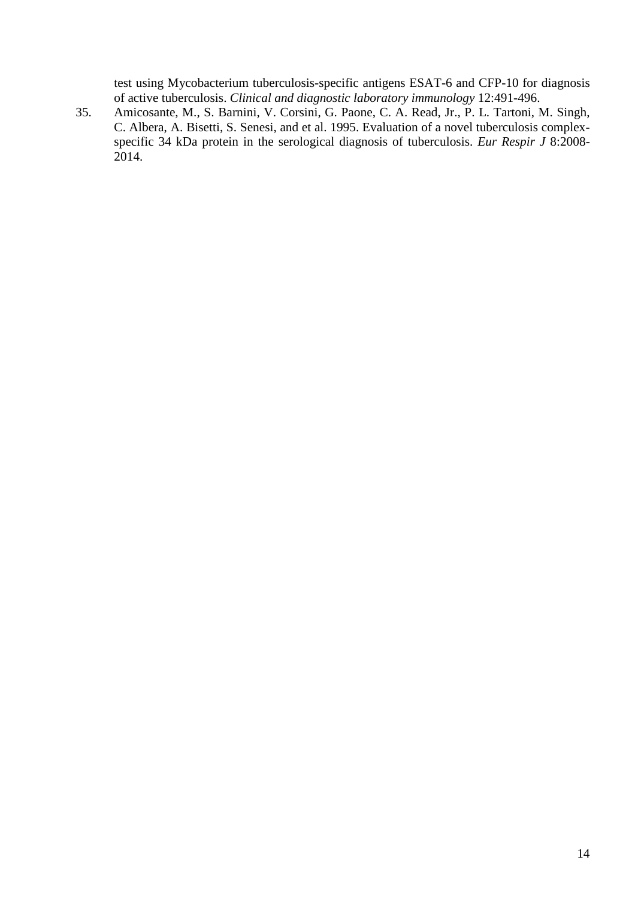test using Mycobacterium tuberculosis-specific antigens ESAT-6 and CFP-10 for diagnosis of active tuberculosis. *Clinical and diagnostic laboratory immunology* 12:491-496.

35. Amicosante, M., S. Barnini, V. Corsini, G. Paone, C. A. Read, Jr., P. L. Tartoni, M. Singh, C. Albera, A. Bisetti, S. Senesi, and et al. 1995. Evaluation of a novel tuberculosis complex-specific 34 kDa protein in the serological diagnosis of tuberculosis. *Eur Respir J* 8:2008-2014.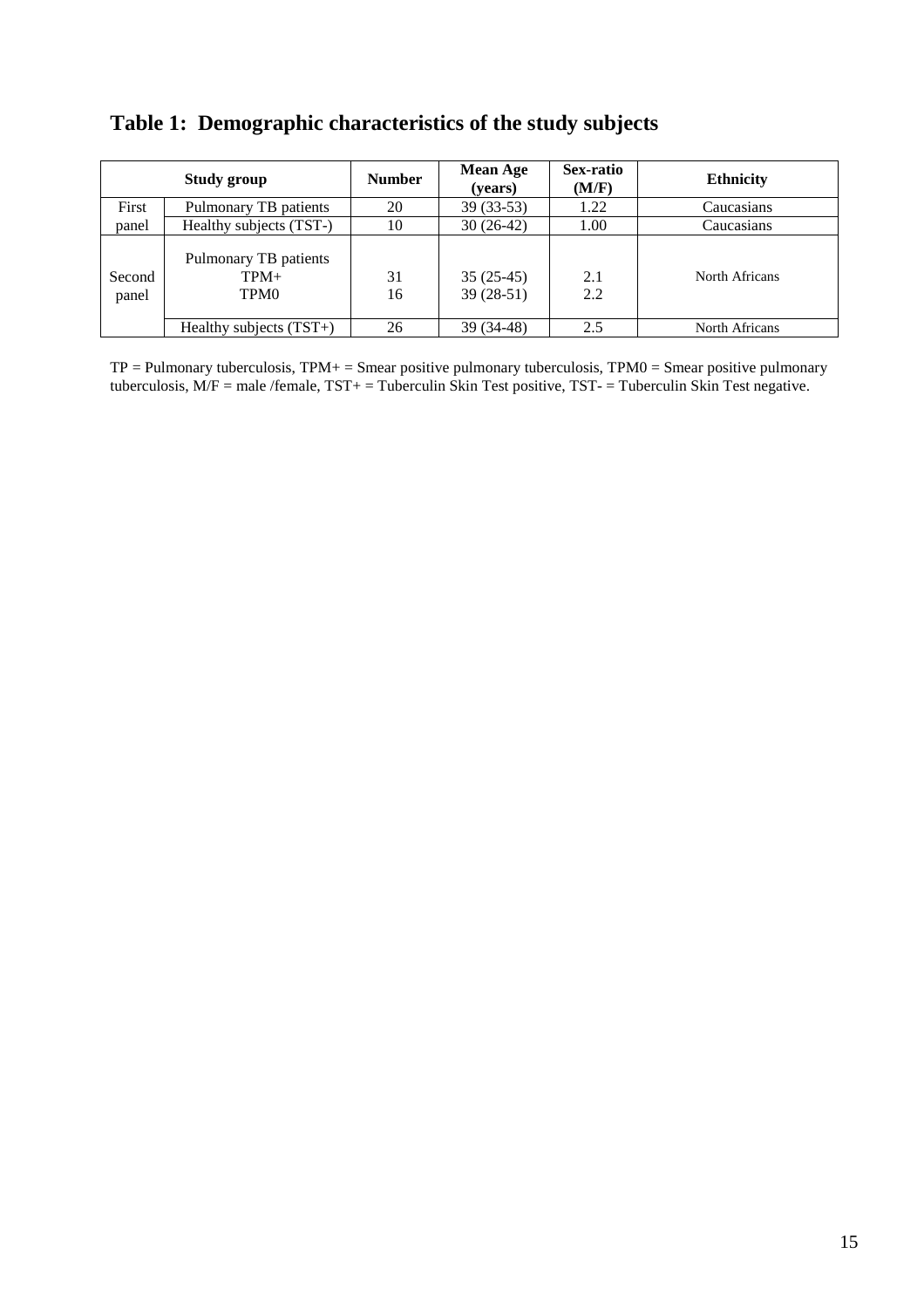# Table 1: Demographic characteristics of the study subjects

| Study group | | Number | Mean Age (years) | Sex-ratio (M/F) | Ethnicity |
|---|---|---|---|---|---|
| First panel | Pulmonary TB patients | 20 | 39 (33-53) | 1.22 | Caucasians |
| | Healthy subjects (TST-) | 10 | 30 (26-42) | 1.00 | Caucasians |
| Second panel | Pulmonary TB patients | | | | North Africans |
| | TPM+ | 31 | 35 (25-45) | 2.1 | |
| | TPM0 | 16 | 39 (28-51) | 2.2 | |
| | Healthy subjects (TST+) | 26 | 39 (34-48) | 2.5 | North Africans |

TP = Pulmonary tuberculosis, TPM+ = Smear positive pulmonary tuberculosis, TPM0 = Smear positive pulmonary tuberculosis, M/F = male /female, TST+ = Tuberculin Skin Test positive, TST- = Tuberculin Skin Test negative.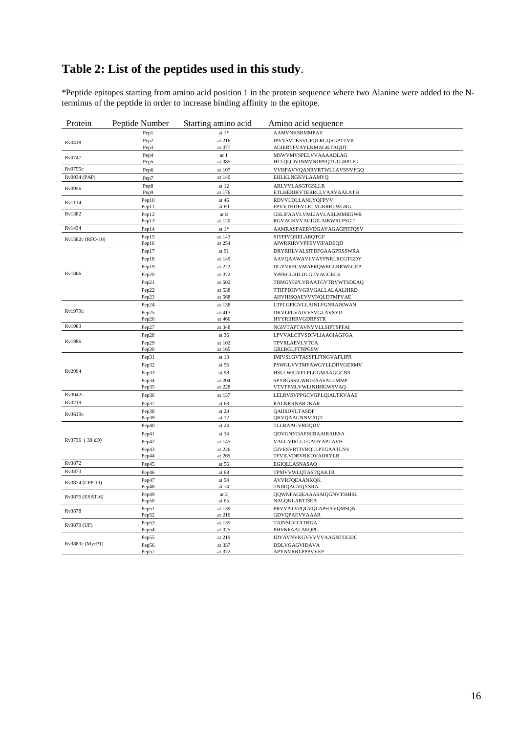# Table 2: List of the peptides used in this study.

*Peptide epitopes starting from amino acid position 1 in the protein sequence where two Alanine were added to the N-terminus of the peptide in order to increase binding affinity to the epitope.

| Protein | Peptide Number | Starting amino acid | Amino acid sequence |
|---|---|---|---|
| Rv0418 | Pep1 | at 1* | AAMVNKSRMMPAV |
| | Pep2 | at 216 | IPVVSVTKSVGFQLRGQSGPTTVK |
| | Pep3 | at 377 | AGIERTFVAYLKMAGKTAQDT |
| Rv0747 | Pep4 | at 1 | MSWVMVSPELVVAAAADLAG |
| | Pep5 | at 385 | HTLQQDVINMVNDPFQTLTGRPLIG |
| Rv0755c | Pep6 | at 107 | VVHPAVVQANRVRTWLLAVSNVFGQ |
| Rv0934 (PAP) | Pep7 | at 140 | EHLKLNGKVLAAMYQ |
| Rv0956 | Pep8 | at 12 | ARLVVLASGTGSLLR |
| | Pep9 | at 176 | ETLHERIKVTERRLLVAAVAALATH |
| Rv1114 | Pep10 | at 46 | RDVVLDLLANLYQFPVV |
| | Pep11 | at 60 | FPVVTHDEVLRLVGRRRLWGRG |
| Rv1382 | Pep12 | at 8 | GSLIFAAVLVMLIAVLARLMMRGWR |
| | Pep13 | at 120 | RGVAGKVVAGIGILAIRWRLPSGT |
| Rv1434 | Pep14 | at 1* | AAMRASPAERVDGAYAGAGPHTQSV |
| Rv1582c (RFO-10) | Pep15 | at 143 | SIYPIVQRELARQTGF |
| | Pep16 | at 254 | AIWRRIRVVPFEVVIPADEQD |
| Rv1866 | Pep17 | at 91 | DRYRHLVALSITDFGAAGPRSSWRA |
| | Pep18 | at 149 | AAVQAAWAVLVAYFNRLRCGTGDY |
| | Pep19 | at 222 | DGYVRFCVMAPRQWRGLRRWLGEP |
| | Pep20 | at 372 | YPFEGLRILDLGIIVAGGELS |
| | Pep21 | at 502 | TRMGYGPLVRAATGVTRVWTSDEAQ |
| | Pep22 | at 538 | TTIFPDHVVGRVGALLALAALIHRD |
| | Pep23 | at 568 | AHVHISQAEVVVNQLDTMFVAE |
| Rv1979c | Pep24 | at 138 | LTFLGFIGVLLAINLFGNRAIKWAN |
| | Pep25 | at 413 | DKVLPLVAIVVSVGLAVSYD |
| | Pep26 | at 466 | HYYRIIRRVGDRPSTR |
| Rv1983 | Pep27 | at 348 | NGIVTAPTAVNVVLLSIPTSPFAI |
| Rv1986 | Pep28 | at 36 | LPVVALCTVSDIVLIAAGIAGFGA |
| | Pep29 | at 102 | TPVRLAEVLVTCA |
| | Pep30 | at 165 | GRLRGLFTNPGSW |
| Rv2994 | Pep31 | at 13 | IMIVSLGVTASSFLFINGVAFLIPR |
| | Pep32 | at 56 | PSWGLVVTMFAWGYLLDHVGERMV |
| | Pep33 | at 98 | HSLLWIGVFLFLGGMAAGGCNS |
| | Pep34 | at 204 | SPYRGSSILWRIHAASALLMMP |
| | Pep35 | at 228 | VTVTFMLVWLINHHGWSVAQ |
| Rv3042c | Pep36 | at 137 | LELRVSVPPGCVGPLQIALTKVAAE |
| Rv3219 | Pep37 | at 68 | RALKRRNARTKAR |
| Rv3619c | Pep38 | at 28 | QAIISDVLTASDF |
| | Pep39 | at 72 | QKVQAAGNNMAQT |
| Rv3736 ( 38 kD) | Pep40 | at 24 | TLLRAAGVRDQDV |
| | Pep41 | at 34 | QDVGNYDAFISIRAAIRAIESA |
| | Pep42 | at 145 | VALGVIRLLLGADYAPLAVH |
| | Pep43 | at 226 | GIVESVRTIVRQLLPTGAATLNV |
| | Pep44 | at 269 | TFVILVDRVRKDVADRYLR |
| Rv3872 | Pep45 | at 56 | EGIQLLASNASAQ |
| Rv3873 | Pep46 | at 68 | TPMVVWLQTASTQAKTR |
| Rv3874 (CFP 10) | Pep47 | at 54 | AVVRFQEAANKQK |
| | Pep48 | at 74 | TNIRQAGVQYSRA |
| Rv3875 (ESAT-6) | Pep49 | at 2 | QQWNFAGIEAAASAIQGNVTSIHSL |
| | Pep50 | at 65 | NALQNLARTISEA |
| Rv3878 | Pep51 | at 139 | PRVVATVPQLVQLAPHAVQMSQN |
| | Pep52 | at 216 | GDVQPAEVVAAAR |
| Rv3879 (UF) | Pep53 | at 135 | TAINSLVTATHGA |
| | Pep54 | at 325 | PHVKPAALAEQPG |
| Rv3883c (MycP1) | Pep55 | at 219 | IDYAVNVKGVVVVVAAGNTGGDC |
| | Pep56 | at 337 | DDLVGAGVIDAVA |
| | Pep57 | at 372 | APYNVRRLPPPVVEP |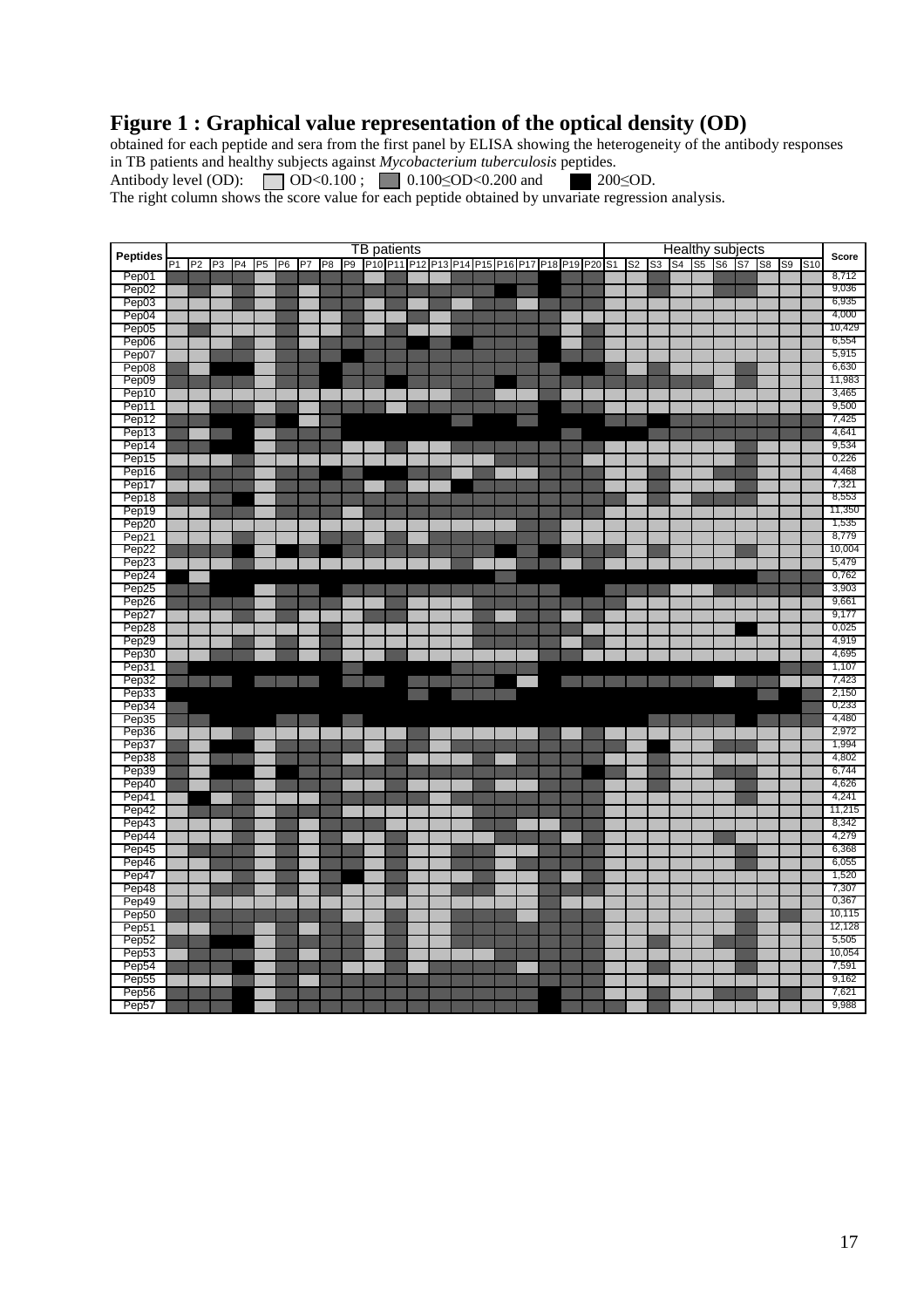# Figure 1 : Graphical value representation of the optical density (OD)

obtained for each peptide and sera from the first panel by ELISA showing the heterogeneity of the antibody responses in TB patients and healthy subjects against *Mycobacterium tuberculosis* peptides.

Antibody level (OD): OD<0.100 ; 0.100≤OD<0.200 and 200≤OD.

The right column shows the score value for each peptide obtained by unvariate regression analysis.

| Peptides | Score |
|---|---|
| Pep01 | 8,712 |
| Pep02 | 9,036 |
| Pep03 | 6,935 |
| Pep04 | 4,000 |
| Pep05 | 10,429 |
| Pep06 | 6,554 |
| Pep07 | 5,915 |
| Pep08 | 6,630 |
| Pep09 | 11,983 |
| Pep10 | 3,465 |
| Pep11 | 9,500 |
| Pep12 | 7,425 |
| Pep13 | 4,641 |
| Pep14 | 9,534 |
| Pep15 | 0,226 |
| Pep16 | 4,468 |
| Pep17 | 7,321 |
| Pep18 | 8,553 |
| Pep19 | 11,350 |
| Pep20 | 1,535 |
| Pep21 | 8,779 |
| Pep22 | 10,004 |
| Pep23 | 5,479 |
| Pep24 | 0,762 |
| Pep25 | 3,903 |
| Pep26 | 9,661 |
| Pep27 | 9,177 |
| Pep28 | 0,025 |
| Pep29 | 4,919 |
| Pep30 | 4,695 |
| Pep31 | 1,107 |
| Pep32 | 7,423 |
| Pep33 | 2,150 |
| Pep34 | 0,233 |
| Pep35 | 4,480 |
| Pep36 | 2,972 |
| Pep37 | 1,994 |
| Pep38 | 4,802 |
| Pep39 | 6,744 |
| Pep40 | 4,626 |
| Pep41 | 4,241 |
| Pep42 | 11,215 |
| Pep43 | 8,342 |
| Pep44 | 4,279 |
| Pep45 | 6,368 |
| Pep46 | 6,055 |
| Pep47 | 1,520 |
| Pep48 | 7,307 |
| Pep49 | 0,367 |
| Pep50 | 10,115 |
| Pep51 | 12,128 |
| Pep52 | 5,505 |
| Pep53 | 10,054 |
| Pep54 | 7,591 |
| Pep55 | 9,162 |
| Pep56 | 7,621 |
| Pep57 | 9,988 |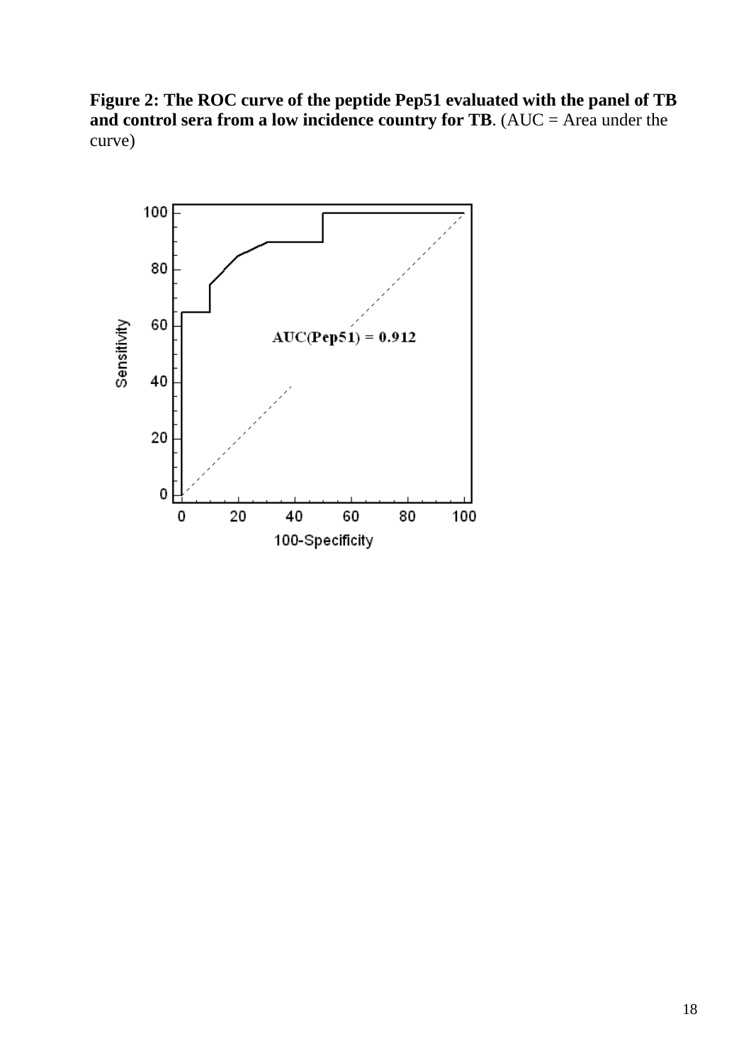**Figure 2: The ROC curve of the peptide Pep51 evaluated with the panel of TB and control sera from a low incidence country for TB**. (AUC = Area under the curve)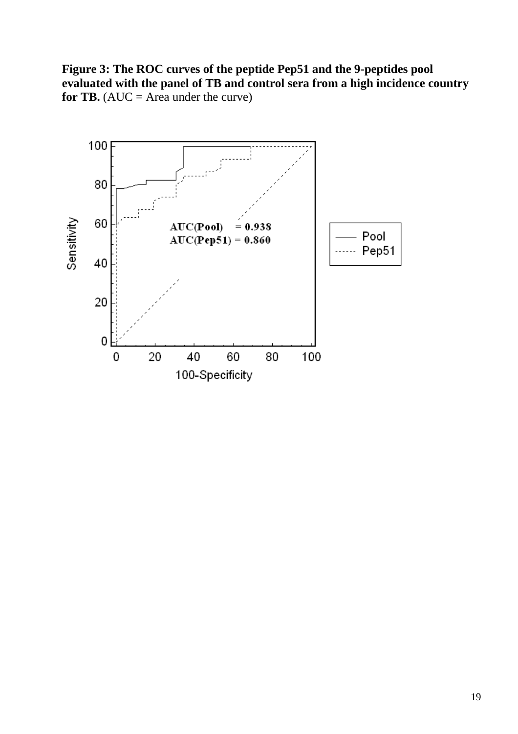**Figure 3: The ROC curves of the peptide Pep51 and the 9-peptides pool evaluated with the panel of TB and control sera from a high incidence country for TB.** (AUC = Area under the curve)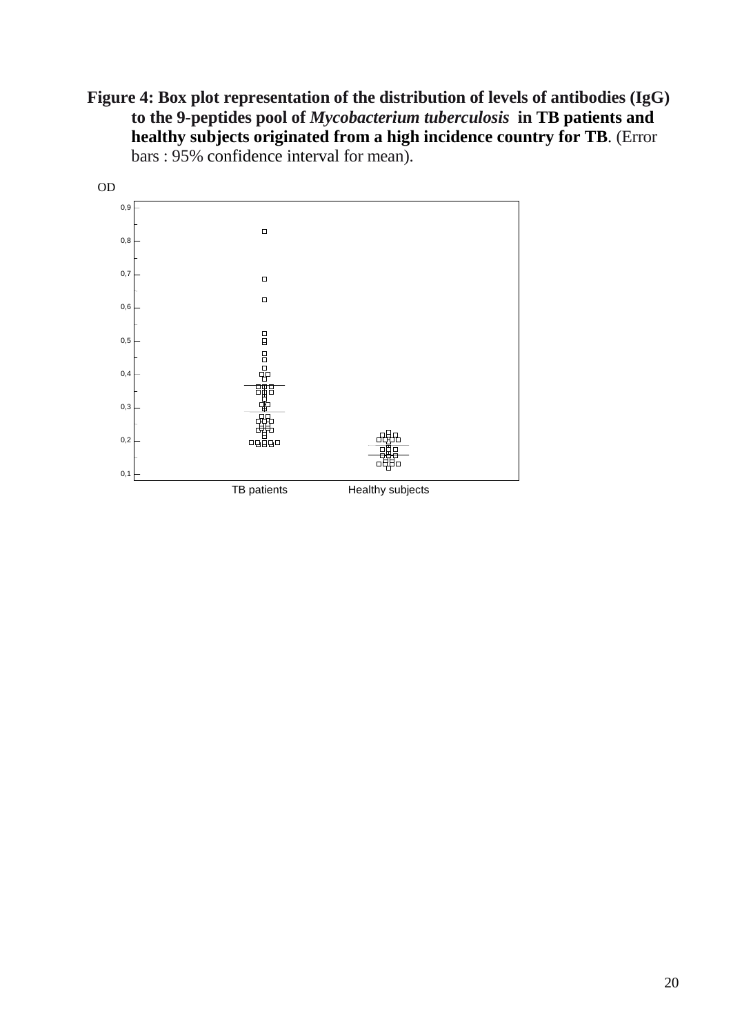**Figure 4: Box plot representation of the distribution of levels of antibodies (IgG) to the 9-peptides pool of *Mycobacterium tuberculosis* in TB patients and healthy subjects originated from a high incidence country for TB**. (Error bars : 95% confidence interval for mean).

OD

0,9

0,8

0,7

0,6

0,5

0,4

0,3

0,2

0,1

TB patients Healthy subjects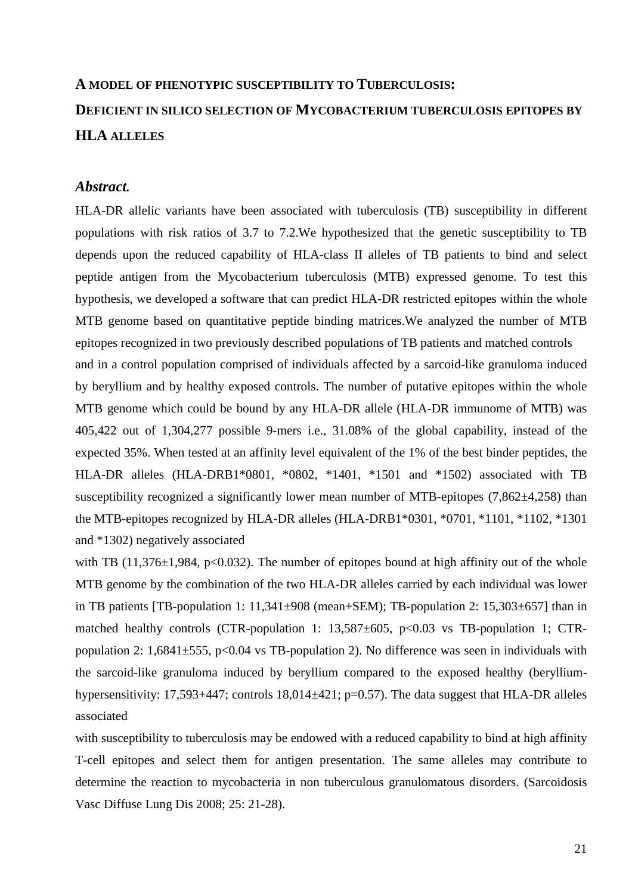# A MODEL OF PHENOTYPIC SUSCEPTIBILITY TO TUBERCULOSIS: DEFICIENT IN SILICO SELECTION OF MYCOBACTERIUM TUBERCULOSIS EPITOPES BY HLA ALLELES

## *Abstract.*

HLA-DR allelic variants have been associated with tuberculosis (TB) susceptibility in different populations with risk ratios of 3.7 to 7.2.We hypothesized that the genetic susceptibility to TB depends upon the reduced capability of HLA-class II alleles of TB patients to bind and select peptide antigen from the Mycobacterium tuberculosis (MTB) expressed genome. To test this hypothesis, we developed a software that can predict HLA-DR restricted epitopes within the whole MTB genome based on quantitative peptide binding matrices.We analyzed the number of MTB epitopes recognized in two previously described populations of TB patients and matched controls and in a control population comprised of individuals affected by a sarcoid-like granuloma induced by beryllium and by healthy exposed controls. The number of putative epitopes within the whole MTB genome which could be bound by any HLA-DR allele (HLA-DR immunome of MTB) was 405,422 out of 1,304,277 possible 9-mers i.e., 31.08% of the global capability, instead of the expected 35%. When tested at an affinity level equivalent of the 1% of the best binder peptides, the HLA-DR alleles (HLA-DRB1*0801, *0802, *1401, *1501 and *1502) associated with TB susceptibility recognized a significantly lower mean number of MTB-epitopes (7,862±4,258) than the MTB-epitopes recognized by HLA-DR alleles (HLA-DRB1*0301, *0701, *1101, *1102, *1301 and *1302) negatively associated with TB (11,376±1,984, $p<0.032$). The number of epitopes bound at high affinity out of the whole MTB genome by the combination of the two HLA-DR alleles carried by each individual was lower in TB patients [TB-population 1: 11,341±908 (mean+SEM); TB-population 2: 15,303±657] than in matched healthy controls (CTR-population 1: 13,587±605, $p<0.03$ vs TB-population 1; CTR-population 2: 1,6841±555, $p<0.04$ vs TB-population 2). No difference was seen in individuals with the sarcoid-like granuloma induced by beryllium compared to the exposed healthy (beryllium-hypersensitivity: 17,593+447; controls 18,014±421; $p=0.57$). The data suggest that HLA-DR alleles associated with susceptibility to tuberculosis may be endowed with a reduced capability to bind at high affinity T-cell epitopes and select them for antigen presentation. The same alleles may contribute to determine the reaction to mycobacteria in non tuberculous granulomatous disorders. (Sarcoidosis Vasc Diffuse Lung Dis 2008; 25: 21-28).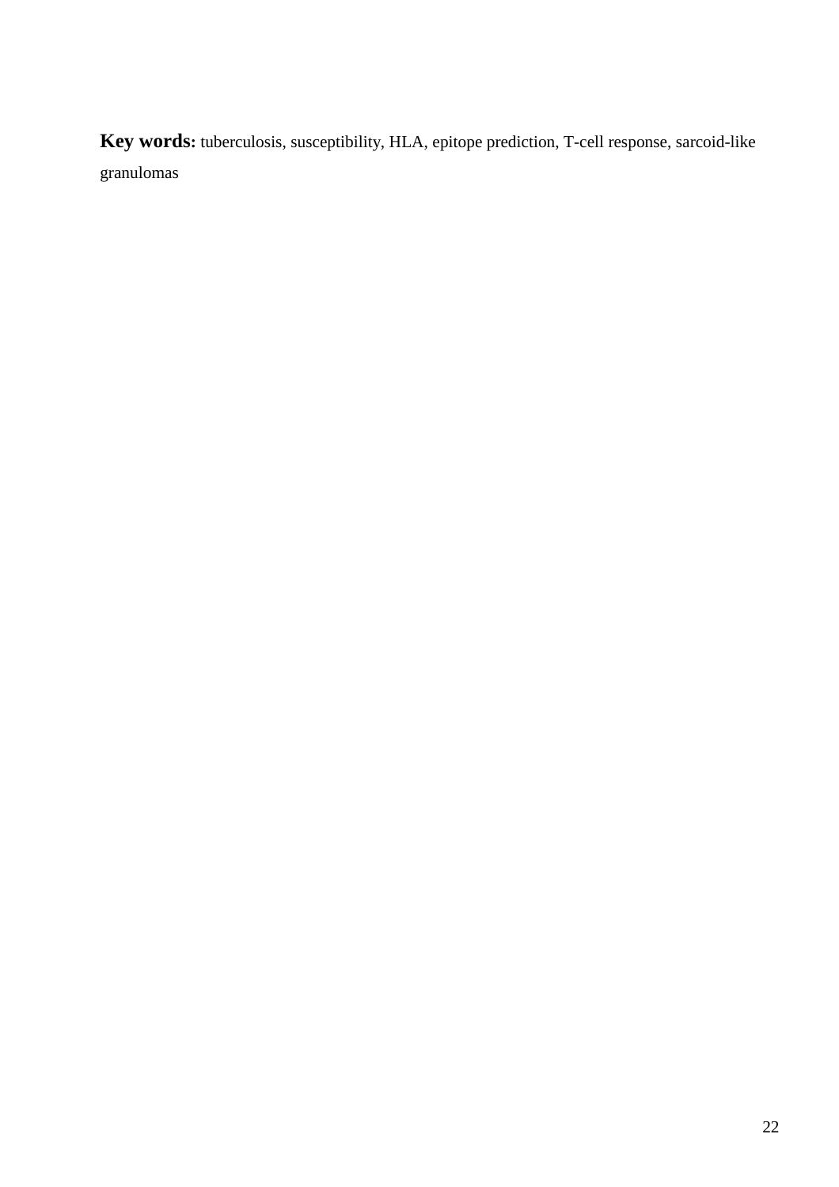**Key words:** tuberculosis, susceptibility, HLA, epitope prediction, T-cell response, sarcoid-like granulomas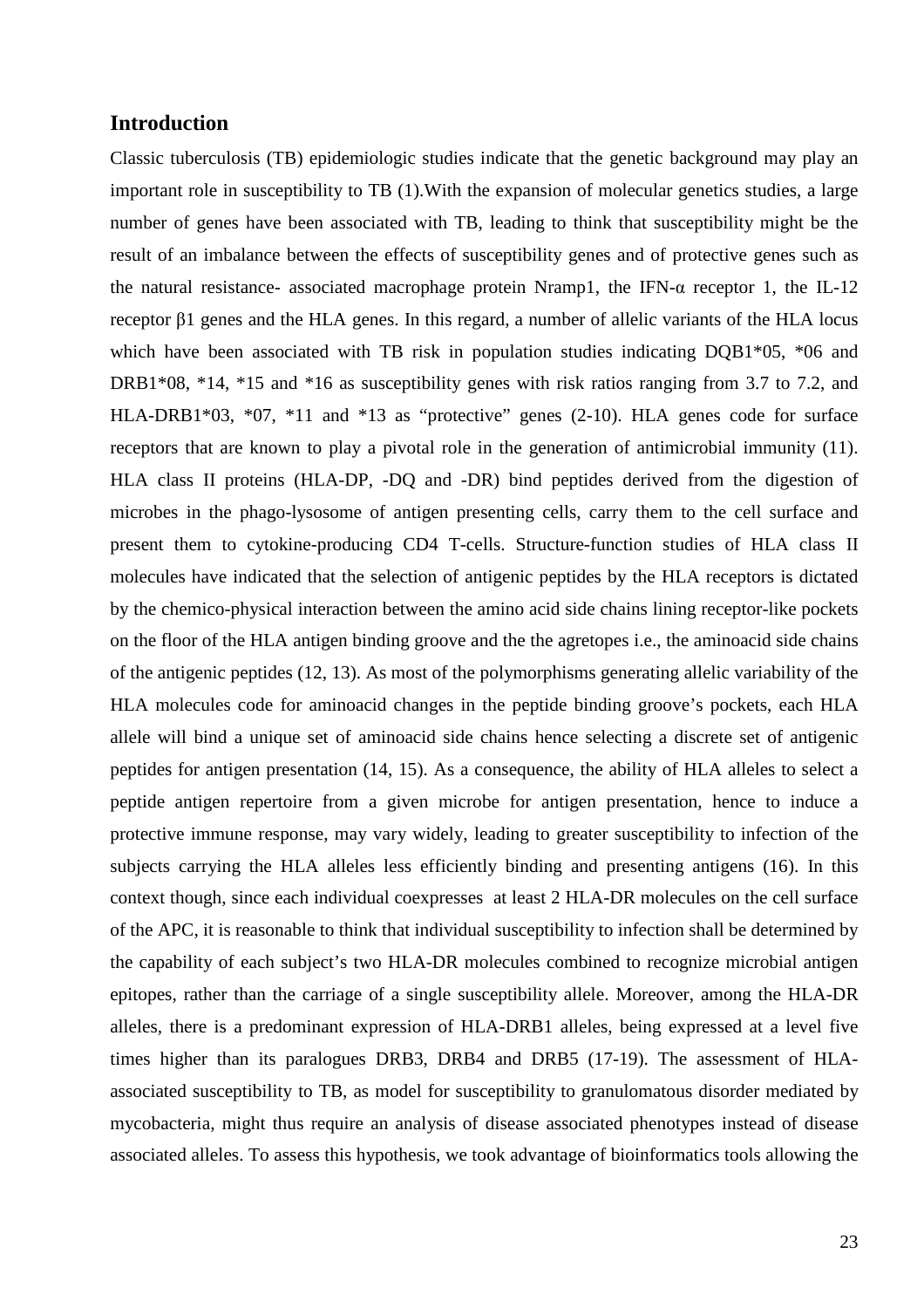## Introduction

Classic tuberculosis (TB) epidemiologic studies indicate that the genetic background may play an important role in susceptibility to TB (1).With the expansion of molecular genetics studies, a large number of genes have been associated with TB, leading to think that susceptibility might be the result of an imbalance between the effects of susceptibility genes and of protective genes such as the natural resistance- associated macrophage protein Nramp1, the IFN-$\alpha$ receptor 1, the IL-12 receptor $\beta$1 genes and the HLA genes. In this regard, a number of allelic variants of the HLA locus which have been associated with TB risk in population studies indicating DQB1*05, *06 and DRB1*08, *14, *15 and *16 as susceptibility genes with risk ratios ranging from 3.7 to 7.2, and HLA-DRB1*03, *07, *11 and *13 as "protective" genes (2-10). HLA genes code for surface receptors that are known to play a pivotal role in the generation of antimicrobial immunity (11). HLA class II proteins (HLA-DP, -DQ and -DR) bind peptides derived from the digestion of microbes in the phago-lysosome of antigen presenting cells, carry them to the cell surface and present them to cytokine-producing CD4 T-cells. Structure-function studies of HLA class II molecules have indicated that the selection of antigenic peptides by the HLA receptors is dictated by the chemico-physical interaction between the amino acid side chains lining receptor-like pockets on the floor of the HLA antigen binding groove and the the agretopes i.e., the aminoacid side chains of the antigenic peptides (12, 13). As most of the polymorphisms generating allelic variability of the HLA molecules code for aminoacid changes in the peptide binding groove's pockets, each HLA allele will bind a unique set of aminoacid side chains hence selecting a discrete set of antigenic peptides for antigen presentation (14, 15). As a consequence, the ability of HLA alleles to select a peptide antigen repertoire from a given microbe for antigen presentation, hence to induce a protective immune response, may vary widely, leading to greater susceptibility to infection of the subjects carrying the HLA alleles less efficiently binding and presenting antigens (16). In this context though, since each individual coexpresses at least 2 HLA-DR molecules on the cell surface of the APC, it is reasonable to think that individual susceptibility to infection shall be determined by the capability of each subject's two HLA-DR molecules combined to recognize microbial antigen epitopes, rather than the carriage of a single susceptibility allele. Moreover, among the HLA-DR alleles, there is a predominant expression of HLA-DRB1 alleles, being expressed at a level five times higher than its paralogues DRB3, DRB4 and DRB5 (17-19). The assessment of HLA-associated susceptibility to TB, as model for susceptibility to granulomatous disorder mediated by mycobacteria, might thus require an analysis of disease associated phenotypes instead of disease associated alleles. To assess this hypothesis, we took advantage of bioinformatics tools allowing the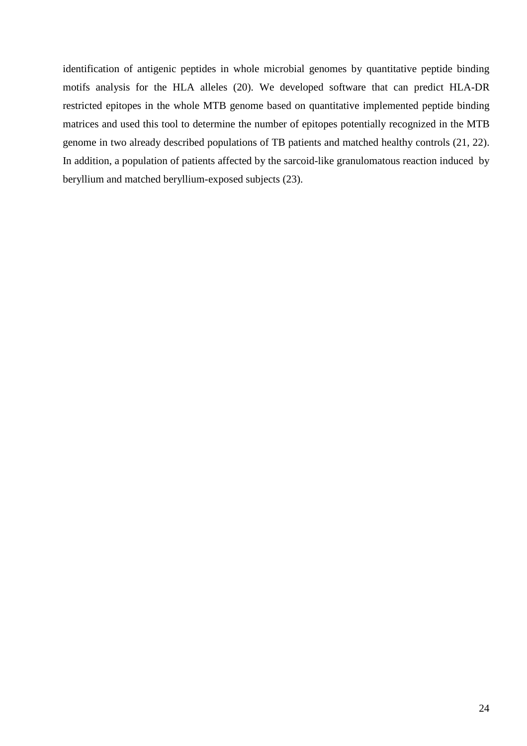identification of antigenic peptides in whole microbial genomes by quantitative peptide binding motifs analysis for the HLA alleles (20). We developed software that can predict HLA-DR restricted epitopes in the whole MTB genome based on quantitative implemented peptide binding matrices and used this tool to determine the number of epitopes potentially recognized in the MTB genome in two already described populations of TB patients and matched healthy controls (21, 22). In addition, a population of patients affected by the sarcoid-like granulomatous reaction induced by beryllium and matched beryllium-exposed subjects (23).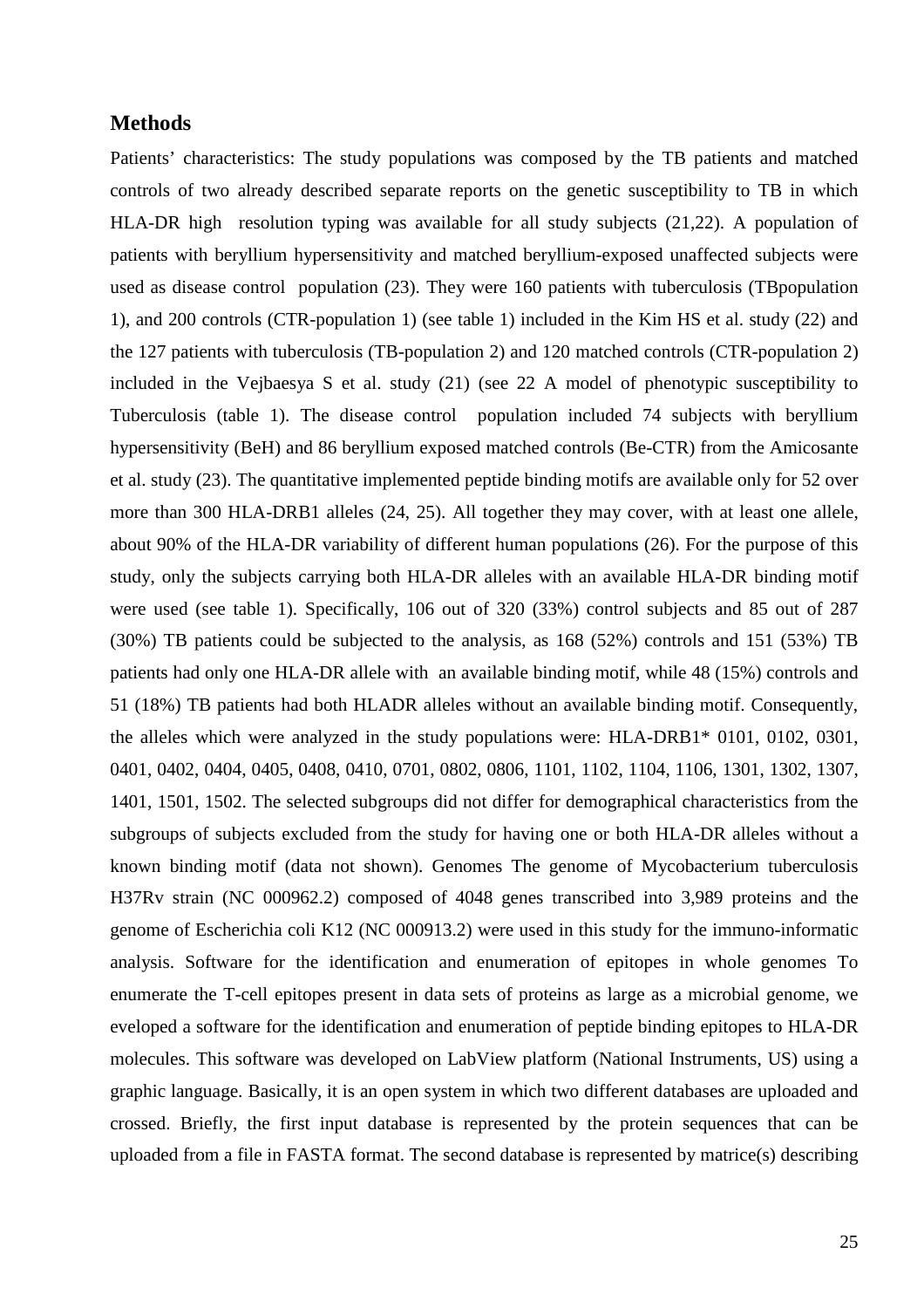## Methods

Patients' characteristics: The study populations was composed by the TB patients and matched controls of two already described separate reports on the genetic susceptibility to TB in which HLA-DR high resolution typing was available for all study subjects (21,22). A population of patients with beryllium hypersensitivity and matched beryllium-exposed unaffected subjects were used as disease control population (23). They were 160 patients with tuberculosis (TBpopulation 1), and 200 controls (CTR-population 1) (see table 1) included in the Kim HS et al. study (22) and the 127 patients with tuberculosis (TB-population 2) and 120 matched controls (CTR-population 2) included in the Vejbaesya S et al. study (21) (see 22 A model of phenotypic susceptibility to Tuberculosis (table 1). The disease control population included 74 subjects with beryllium hypersensitivity (BeH) and 86 beryllium exposed matched controls (Be-CTR) from the Amicosante et al. study (23). The quantitative implemented peptide binding motifs are available only for 52 over more than 300 HLA-DRB1 alleles (24, 25). All together they may cover, with at least one allele, about 90% of the HLA-DR variability of different human populations (26). For the purpose of this study, only the subjects carrying both HLA-DR alleles with an available HLA-DR binding motif were used (see table 1). Specifically, 106 out of 320 (33%) control subjects and 85 out of 287 (30%) TB patients could be subjected to the analysis, as 168 (52%) controls and 151 (53%) TB patients had only one HLA-DR allele with an available binding motif, while 48 (15%) controls and 51 (18%) TB patients had both HLADR alleles without an available binding motif. Consequently, the alleles which were analyzed in the study populations were: HLA-DRB1* 0101, 0102, 0301, 0401, 0402, 0404, 0405, 0408, 0410, 0701, 0802, 0806, 1101, 1102, 1104, 1106, 1301, 1302, 1307, 1401, 1501, 1502. The selected subgroups did not differ for demographical characteristics from the subgroups of subjects excluded from the study for having one or both HLA-DR alleles without a known binding motif (data not shown). Genomes The genome of Mycobacterium tuberculosis H37Rv strain (NC 000962.2) composed of 4048 genes transcribed into 3,989 proteins and the genome of Escherichia coli K12 (NC 000913.2) were used in this study for the immuno-informatic analysis. Software for the identification and enumeration of epitopes in whole genomes To enumerate the T-cell epitopes present in data sets of proteins as large as a microbial genome, we eveloped a software for the identification and enumeration of peptide binding epitopes to HLA-DR molecules. This software was developed on LabView platform (National Instruments, US) using a graphic language. Basically, it is an open system in which two different databases are uploaded and crossed. Briefly, the first input database is represented by the protein sequences that can be uploaded from a file in FASTA format. The second database is represented by matrice(s) describing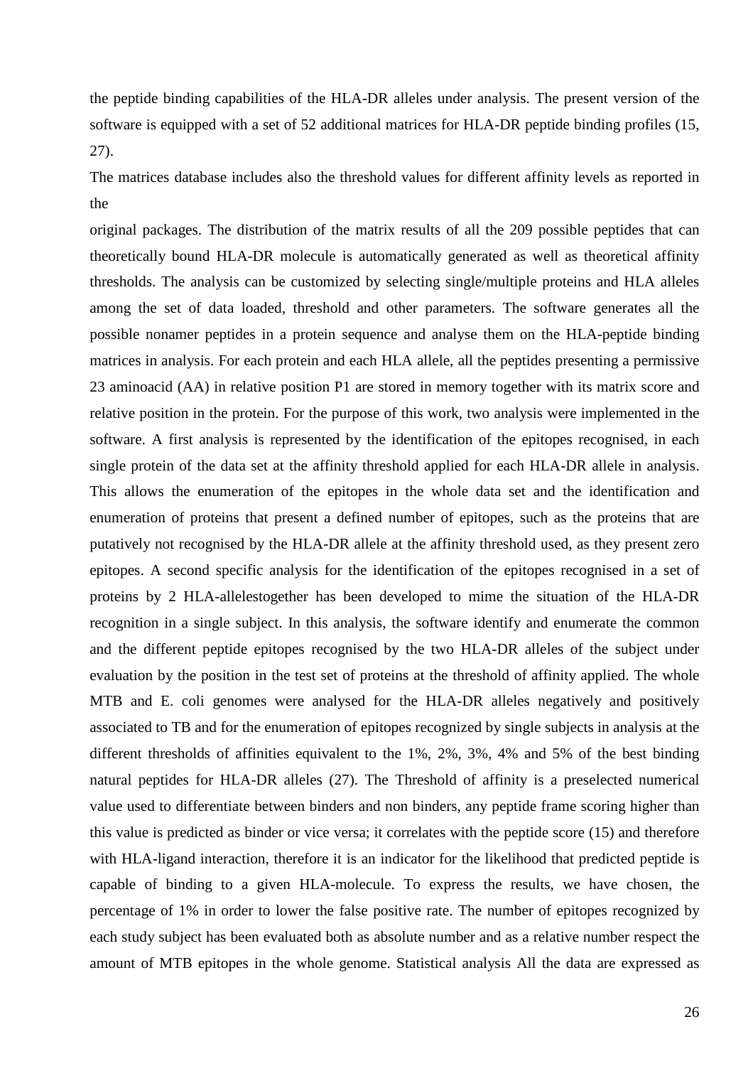the peptide binding capabilities of the HLA-DR alleles under analysis. The present version of the software is equipped with a set of 52 additional matrices for HLA-DR peptide binding profiles (15, 27).

The matrices database includes also the threshold values for different affinity levels as reported in the

original packages. The distribution of the matrix results of all the 209 possible peptides that can theoretically bound HLA-DR molecule is automatically generated as well as theoretical affinity thresholds. The analysis can be customized by selecting single/multiple proteins and HLA alleles among the set of data loaded, threshold and other parameters. The software generates all the possible nonamer peptides in a protein sequence and analyse them on the HLA-peptide binding matrices in analysis. For each protein and each HLA allele, all the peptides presenting a permissive 23 aminoacid (AA) in relative position P1 are stored in memory together with its matrix score and relative position in the protein. For the purpose of this work, two analysis were implemented in the software. A first analysis is represented by the identification of the epitopes recognised, in each single protein of the data set at the affinity threshold applied for each HLA-DR allele in analysis. This allows the enumeration of the epitopes in the whole data set and the identification and enumeration of proteins that present a defined number of epitopes, such as the proteins that are putatively not recognised by the HLA-DR allele at the affinity threshold used, as they present zero epitopes. A second specific analysis for the identification of the epitopes recognised in a set of proteins by 2 HLA-allelestogether has been developed to mime the situation of the HLA-DR recognition in a single subject. In this analysis, the software identify and enumerate the common and the different peptide epitopes recognised by the two HLA-DR alleles of the subject under evaluation by the position in the test set of proteins at the threshold of affinity applied. The whole MTB and E. coli genomes were analysed for the HLA-DR alleles negatively and positively associated to TB and for the enumeration of epitopes recognized by single subjects in analysis at the different thresholds of affinities equivalent to the 1%, 2%, 3%, 4% and 5% of the best binding natural peptides for HLA-DR alleles (27). The Threshold of affinity is a preselected numerical value used to differentiate between binders and non binders, any peptide frame scoring higher than this value is predicted as binder or vice versa; it correlates with the peptide score (15) and therefore with HLA-ligand interaction, therefore it is an indicator for the likelihood that predicted peptide is capable of binding to a given HLA-molecule. To express the results, we have chosen, the percentage of 1% in order to lower the false positive rate. The number of epitopes recognized by each study subject has been evaluated both as absolute number and as a relative number respect the amount of MTB epitopes in the whole genome. Statistical analysis All the data are expressed as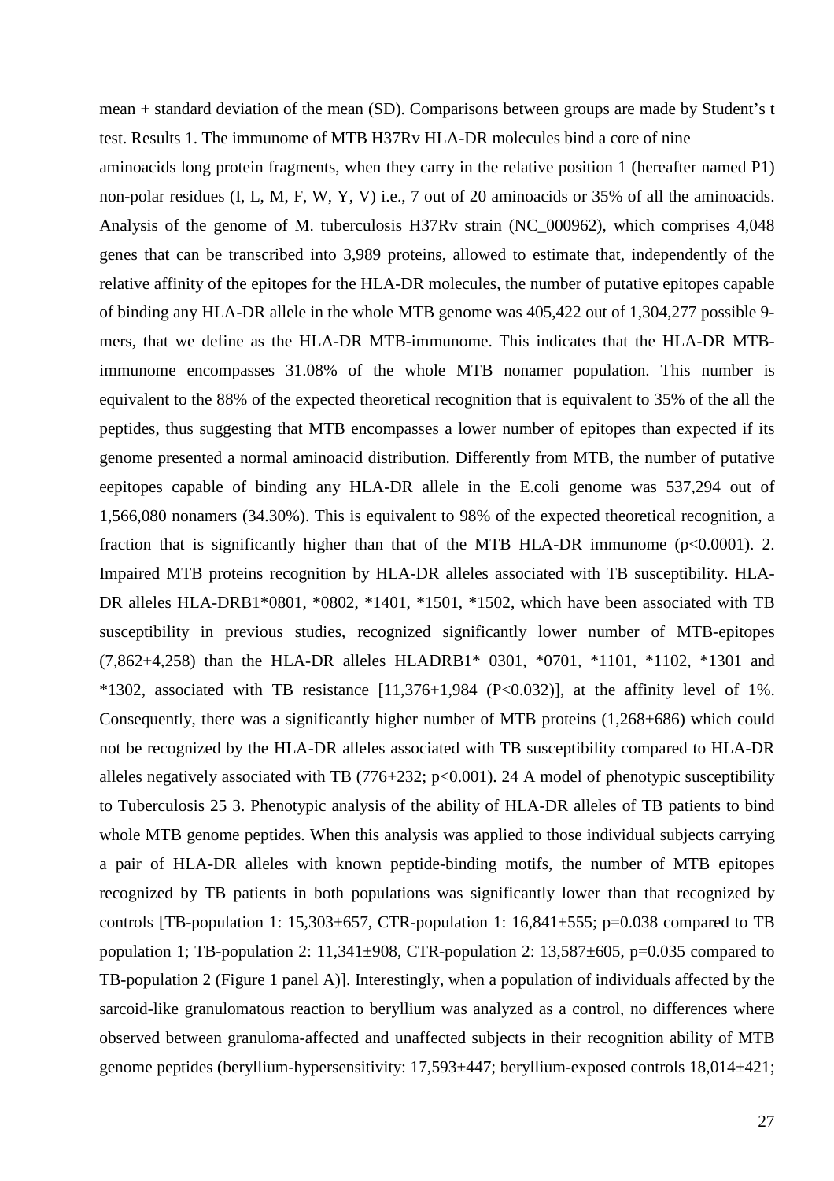mean + standard deviation of the mean (SD). Comparisons between groups are made by Student's t test. Results 1. The immunome of MTB H37Rv HLA-DR molecules bind a core of nine aminoacids long protein fragments, when they carry in the relative position 1 (hereafter named P1) non-polar residues (I, L, M, F, W, Y, V) i.e., 7 out of 20 aminoacids or 35% of all the aminoacids. Analysis of the genome of M. tuberculosis H37Rv strain (NC_000962), which comprises 4,048 genes that can be transcribed into 3,989 proteins, allowed to estimate that, independently of the relative affinity of the epitopes for the HLA-DR molecules, the number of putative epitopes capable of binding any HLA-DR allele in the whole MTB genome was 405,422 out of 1,304,277 possible 9-mers, that we define as the HLA-DR MTB-immunome. This indicates that the HLA-DR MTB-immunome encompasses 31.08% of the whole MTB nonamer population. This number is equivalent to the 88% of the expected theoretical recognition that is equivalent to 35% of the all the peptides, thus suggesting that MTB encompasses a lower number of epitopes than expected if its genome presented a normal aminoacid distribution. Differently from MTB, the number of putative eepitopes capable of binding any HLA-DR allele in the E.coli genome was 537,294 out of 1,566,080 nonamers (34.30%). This is equivalent to 98% of the expected theoretical recognition, a fraction that is significantly higher than that of the MTB HLA-DR immunome ($p<0.0001$). 2. Impaired MTB proteins recognition by HLA-DR alleles associated with TB susceptibility. HLA-DR alleles HLA-DRB1*0801, *0802, *1401, *1501, *1502, which have been associated with TB susceptibility in previous studies, recognized significantly lower number of MTB-epitopes (7,862+4,258) than the HLA-DR alleles HLADRB1* 0301, *0701, *1101, *1102, *1301 and *1302, associated with TB resistance [11,376+1,984 ($P<0.032$)], at the affinity level of 1%. Consequently, there was a significantly higher number of MTB proteins (1,268+686) which could not be recognized by the HLA-DR alleles associated with TB susceptibility compared to HLA-DR alleles negatively associated with TB (776+232; $p<0.001$). 24 A model of phenotypic susceptibility to Tuberculosis 25 3. Phenotypic analysis of the ability of HLA-DR alleles of TB patients to bind whole MTB genome peptides. When this analysis was applied to those individual subjects carrying a pair of HLA-DR alleles with known peptide-binding motifs, the number of MTB epitopes recognized by TB patients in both populations was significantly lower than that recognized by controls [TB-population 1: 15,303±657, CTR-population 1: 16,841±555; $p=0.038$ compared to TB population 1; TB-population 2: 11,341±908, CTR-population 2: 13,587±605, $p=0.035$ compared to TB-population 2 (Figure 1 panel A)]. Interestingly, when a population of individuals affected by the sarcoid-like granulomatous reaction to beryllium was analyzed as a control, no differences where observed between granuloma-affected and unaffected subjects in their recognition ability of MTB genome peptides (beryllium-hypersensitivity: 17,593±447; beryllium-exposed controls 18,014±421;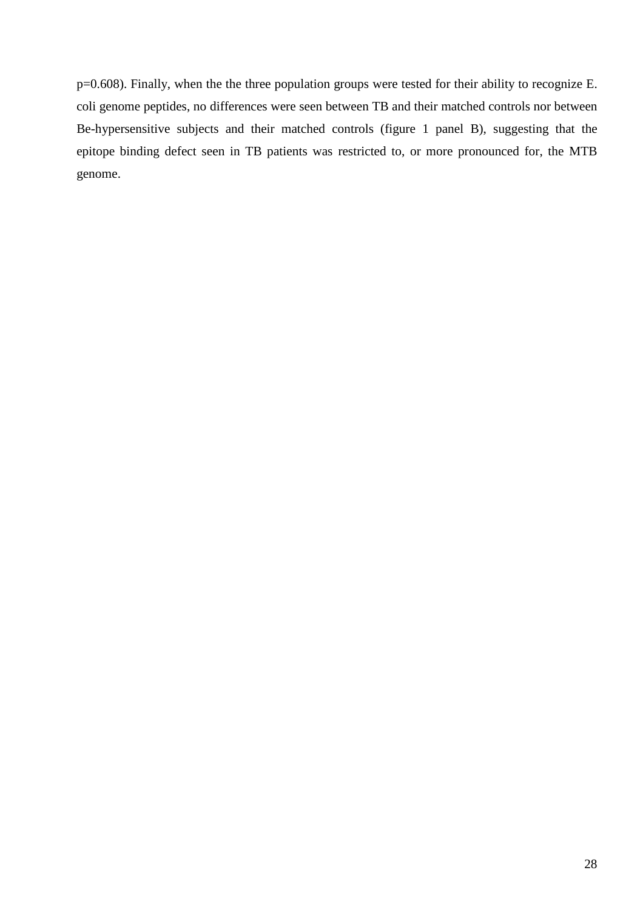p=0.608). Finally, when the the three population groups were tested for their ability to recognize E. coli genome peptides, no differences were seen between TB and their matched controls nor between Be-hypersensitive subjects and their matched controls (figure 1 panel B), suggesting that the epitope binding defect seen in TB patients was restricted to, or more pronounced for, the MTB genome.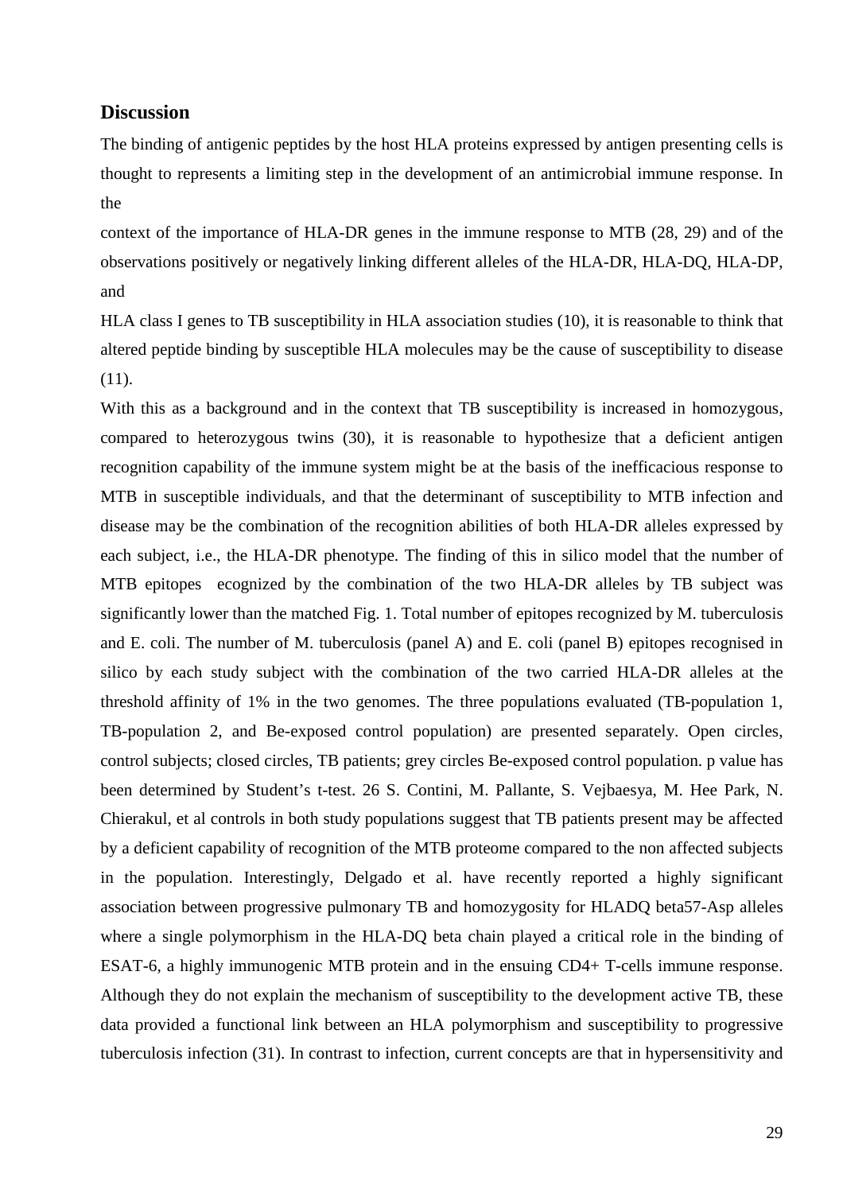## Discussion

The binding of antigenic peptides by the host HLA proteins expressed by antigen presenting cells is thought to represents a limiting step in the development of an antimicrobial immune response. In the

context of the importance of HLA-DR genes in the immune response to MTB (28, 29) and of the observations positively or negatively linking different alleles of the HLA-DR, HLA-DQ, HLA-DP, and

HLA class I genes to TB susceptibility in HLA association studies (10), it is reasonable to think that altered peptide binding by susceptible HLA molecules may be the cause of susceptibility to disease (11).

With this as a background and in the context that TB susceptibility is increased in homozygous, compared to heterozygous twins (30), it is reasonable to hypothesize that a deficient antigen recognition capability of the immune system might be at the basis of the inefficacious response to MTB in susceptible individuals, and that the determinant of susceptibility to MTB infection and disease may be the combination of the recognition abilities of both HLA-DR alleles expressed by each subject, i.e., the HLA-DR phenotype. The finding of this in silico model that the number of MTB epitopes ecognized by the combination of the two HLA-DR alleles by TB subject was significantly lower than the matched Fig. 1. Total number of epitopes recognized by M. tuberculosis and E. coli. The number of M. tuberculosis (panel A) and E. coli (panel B) epitopes recognised in silico by each study subject with the combination of the two carried HLA-DR alleles at the threshold affinity of 1% in the two genomes. The three populations evaluated (TB-population 1, TB-population 2, and Be-exposed control population) are presented separately. Open circles, control subjects; closed circles, TB patients; grey circles Be-exposed control population. p value has been determined by Student's t-test. 26 S. Contini, M. Pallante, S. Vejbaesya, M. Hee Park, N. Chierakul, et al controls in both study populations suggest that TB patients present may be affected by a deficient capability of recognition of the MTB proteome compared to the non affected subjects in the population. Interestingly, Delgado et al. have recently reported a highly significant association between progressive pulmonary TB and homozygosity for HLADQ beta57-Asp alleles where a single polymorphism in the HLA-DQ beta chain played a critical role in the binding of ESAT-6, a highly immunogenic MTB protein and in the ensuing CD4+ T-cells immune response. Although they do not explain the mechanism of susceptibility to the development active TB, these data provided a functional link between an HLA polymorphism and susceptibility to progressive tuberculosis infection (31). In contrast to infection, current concepts are that in hypersensitivity and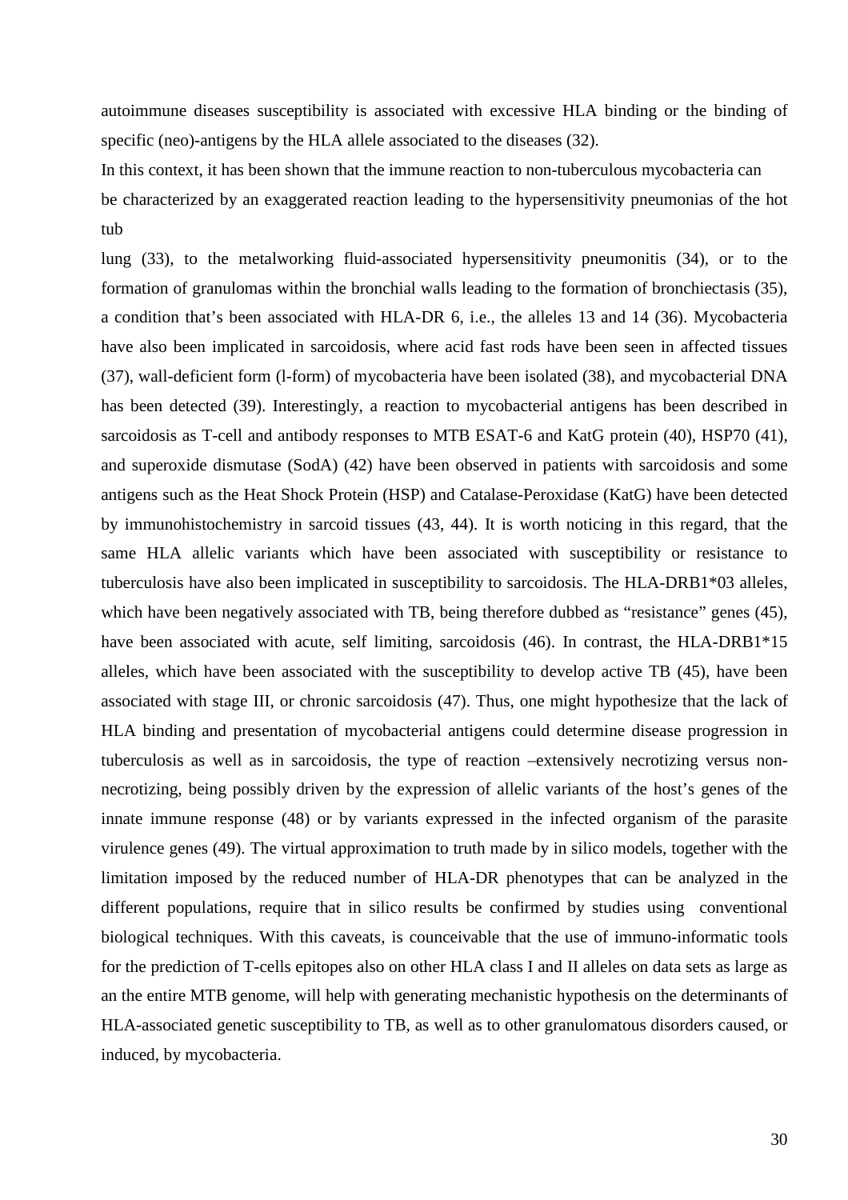autoimmune diseases susceptibility is associated with excessive HLA binding or the binding of specific (neo)-antigens by the HLA allele associated to the diseases (32).

In this context, it has been shown that the immune reaction to non-tuberculous mycobacteria can be characterized by an exaggerated reaction leading to the hypersensitivity pneumonias of the hot tub lung (33), to the metalworking fluid-associated hypersensitivity pneumonitis (34), or to the formation of granulomas within the bronchial walls leading to the formation of bronchiectasis (35), a condition that's been associated with HLA-DR 6, i.e., the alleles 13 and 14 (36). Mycobacteria have also been implicated in sarcoidosis, where acid fast rods have been seen in affected tissues (37), wall-deficient form (l-form) of mycobacteria have been isolated (38), and mycobacterial DNA has been detected (39). Interestingly, a reaction to mycobacterial antigens has been described in sarcoidosis as T-cell and antibody responses to MTB ESAT-6 and KatG protein (40), HSP70 (41), and superoxide dismutase (SodA) (42) have been observed in patients with sarcoidosis and some antigens such as the Heat Shock Protein (HSP) and Catalase-Peroxidase (KatG) have been detected by immunohistochemistry in sarcoid tissues (43, 44). It is worth noticing in this regard, that the same HLA allelic variants which have been associated with susceptibility or resistance to tuberculosis have also been implicated in susceptibility to sarcoidosis. The HLA-DRB1*03 alleles, which have been negatively associated with TB, being therefore dubbed as "resistance" genes (45), have been associated with acute, self limiting, sarcoidosis (46). In contrast, the HLA-DRB1*15 alleles, which have been associated with the susceptibility to develop active TB (45), have been associated with stage III, or chronic sarcoidosis (47). Thus, one might hypothesize that the lack of HLA binding and presentation of mycobacterial antigens could determine disease progression in tuberculosis as well as in sarcoidosis, the type of reaction –extensively necrotizing versus non-necrotizing, being possibly driven by the expression of allelic variants of the host's genes of the innate immune response (48) or by variants expressed in the infected organism of the parasite virulence genes (49). The virtual approximation to truth made by in silico models, together with the limitation imposed by the reduced number of HLA-DR phenotypes that can be analyzed in the different populations, require that in silico results be confirmed by studies using conventional biological techniques. With this caveats, is counceivable that the use of immuno-informatic tools for the prediction of T-cells epitopes also on other HLA class I and II alleles on data sets as large as an the entire MTB genome, will help with generating mechanistic hypothesis on the determinants of HLA-associated genetic susceptibility to TB, as well as to other granulomatous disorders caused, or induced, by mycobacteria.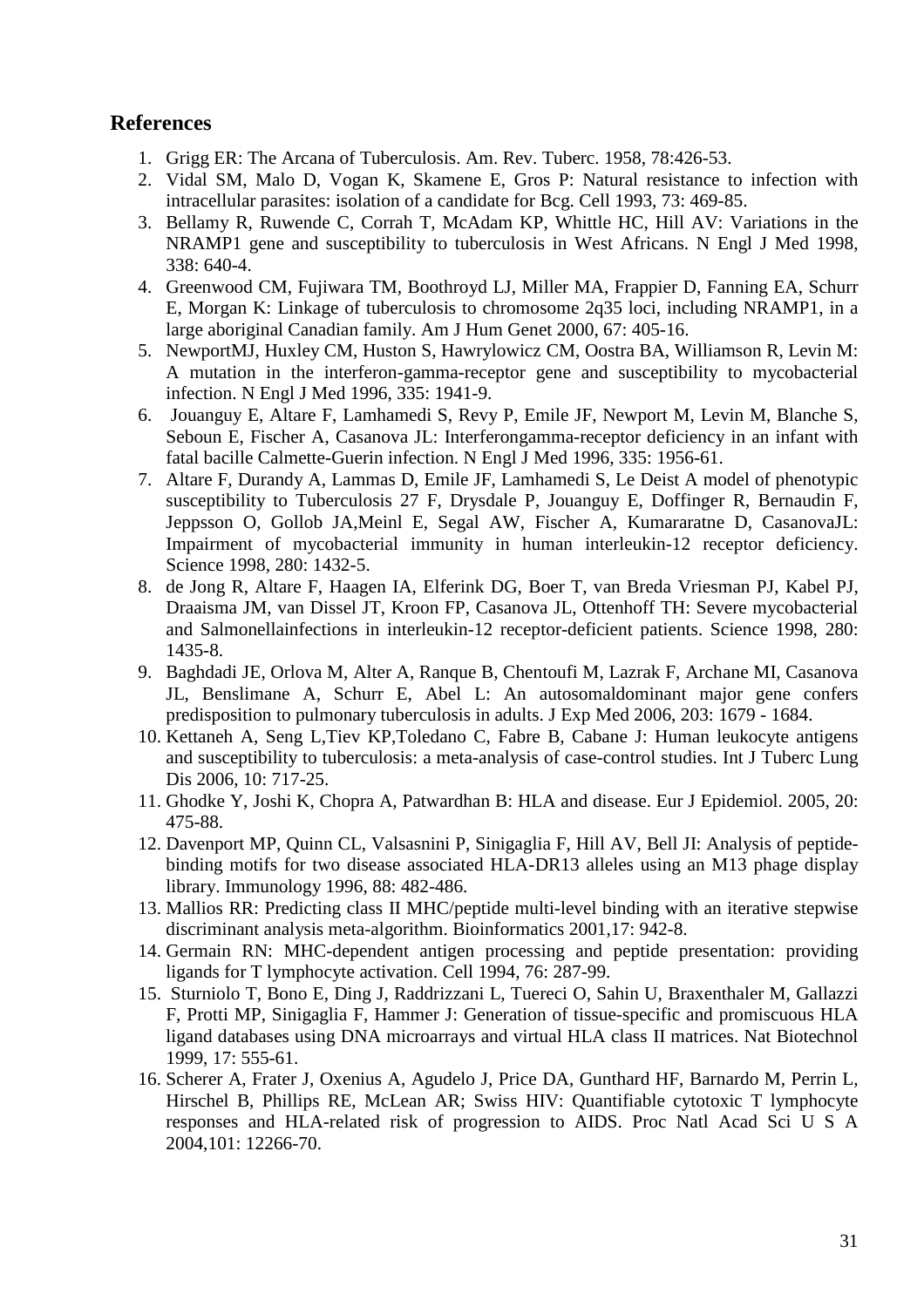## References

1. Grigg ER: The Arcana of Tuberculosis. Am. Rev. Tuberc. 1958, 78:426-53.
2. Vidal SM, Malo D, Vogan K, Skamene E, Gros P: Natural resistance to infection with intracellular parasites: isolation of a candidate for Bcg. Cell 1993, 73: 469-85.
3. Bellamy R, Ruwende C, Corrah T, McAdam KP, Whittle HC, Hill AV: Variations in the NRAMP1 gene and susceptibility to tuberculosis in West Africans. N Engl J Med 1998, 338: 640-4.
4. Greenwood CM, Fujiwara TM, Boothroyd LJ, Miller MA, Frappier D, Fanning EA, Schurr E, Morgan K: Linkage of tuberculosis to chromosome 2q35 loci, including NRAMP1, in a large aboriginal Canadian family. Am J Hum Genet 2000, 67: 405-16.
5. NewportMJ, Huxley CM, Huston S, Hawrylowicz CM, Oostra BA, Williamson R, Levin M: A mutation in the interferon-gamma-receptor gene and susceptibility to mycobacterial infection. N Engl J Med 1996, 335: 1941-9.
6. Jouanguy E, Altare F, Lamhamedi S, Revy P, Emile JF, Newport M, Levin M, Blanche S, Seboun E, Fischer A, Casanova JL: Interferongamma-receptor deficiency in an infant with fatal bacille Calmette-Guerin infection. N Engl J Med 1996, 335: 1956-61.
7. Altare F, Durandy A, Lammas D, Emile JF, Lamhamedi S, Le Deist A model of phenotypic susceptibility to Tuberculosis 27 F, Drysdale P, Jouanguy E, Doffinger R, Bernaudin F, Jeppsson O, Gollob JA,Meinl E, Segal AW, Fischer A, Kumararatne D, CasanovaJL: Impairment of mycobacterial immunity in human interleukin-12 receptor deficiency. Science 1998, 280: 1432-5.
8. de Jong R, Altare F, Haagen IA, Elferink DG, Boer T, van Breda Vriesman PJ, Kabel PJ, Draaisma JM, van Dissel JT, Kroon FP, Casanova JL, Ottenhoff TH: Severe mycobacterial and Salmonellainfections in interleukin-12 receptor-deficient patients. Science 1998, 280: 1435-8.
9. Baghdadi JE, Orlova M, Alter A, Ranque B, Chentoufi M, Lazrak F, Archane MI, Casanova JL, Benslimane A, Schurr E, Abel L: An autosomaldominant major gene confers predisposition to pulmonary tuberculosis in adults. J Exp Med 2006, 203: 1679 - 1684.
10. Kettaneh A, Seng L,Tiev KP,Toledano C, Fabre B, Cabane J: Human leukocyte antigens and susceptibility to tuberculosis: a meta-analysis of case-control studies. Int J Tuberc Lung Dis 2006, 10: 717-25.
11. Ghodke Y, Joshi K, Chopra A, Patwardhan B: HLA and disease. Eur J Epidemiol. 2005, 20: 475-88.
12. Davenport MP, Quinn CL, Valsasnini P, Sinigaglia F, Hill AV, Bell JI: Analysis of peptide-binding motifs for two disease associated HLA-DR13 alleles using an M13 phage display library. Immunology 1996, 88: 482-486.
13. Mallios RR: Predicting class II MHC/peptide multi-level binding with an iterative stepwise discriminant analysis meta-algorithm. Bioinformatics 2001,17: 942-8.
14. Germain RN: MHC-dependent antigen processing and peptide presentation: providing ligands for T lymphocyte activation. Cell 1994, 76: 287-99.
15. Sturniolo T, Bono E, Ding J, Raddrizzani L, Tuereci O, Sahin U, Braxenthaler M, Gallazzi F, Protti MP, Sinigaglia F, Hammer J: Generation of tissue-specific and promiscuous HLA ligand databases using DNA microarrays and virtual HLA class II matrices. Nat Biotechnol 1999, 17: 555-61.
16. Scherer A, Frater J, Oxenius A, Agudelo J, Price DA, Gunthard HF, Barnardo M, Perrin L, Hirschel B, Phillips RE, McLean AR; Swiss HIV: Quantifiable cytotoxic T lymphocyte responses and HLA-related risk of progression to AIDS. Proc Natl Acad Sci U S A 2004,101: 12266-70.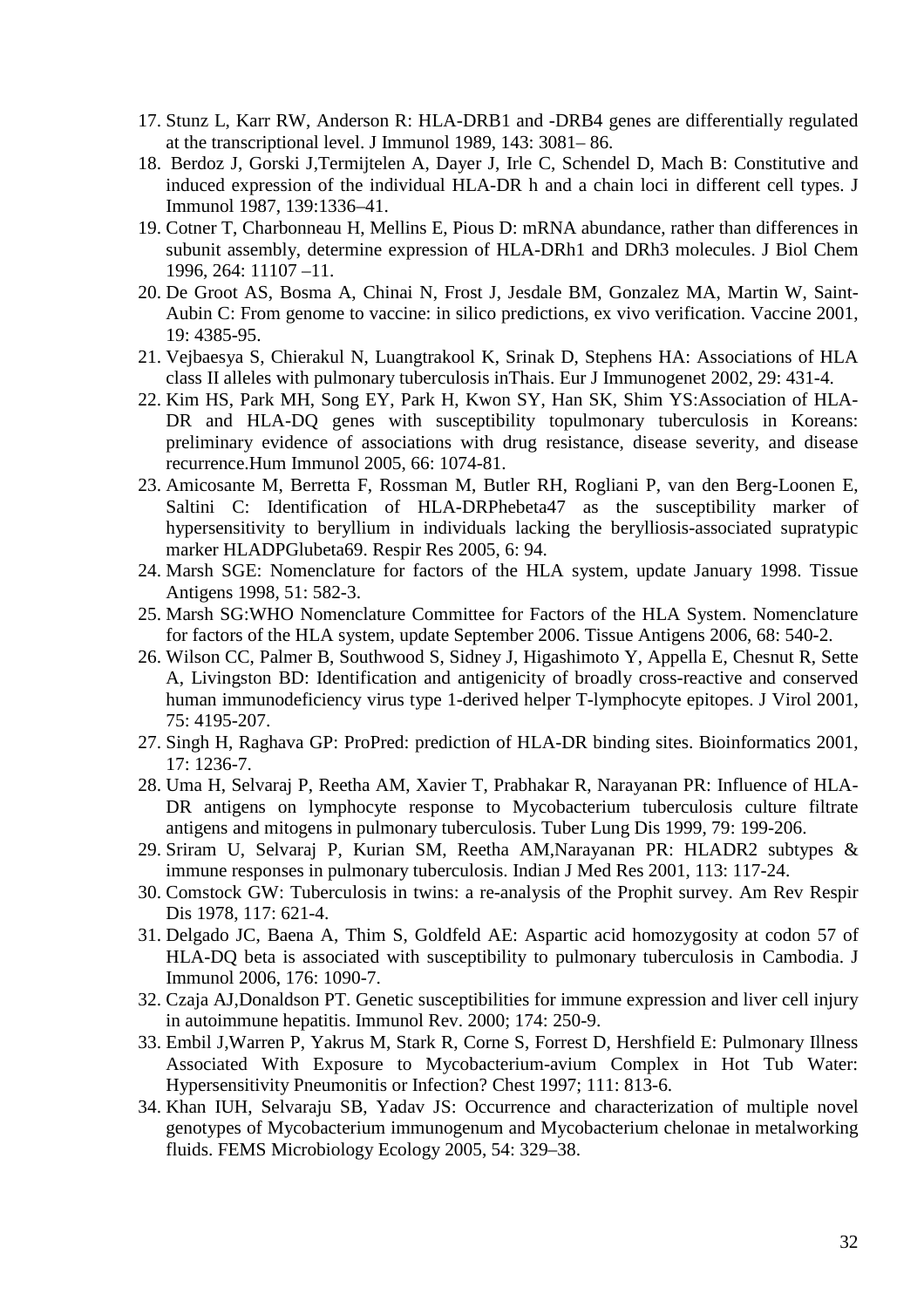17. Stunz L, Karr RW, Anderson R: HLA-DRB1 and -DRB4 genes are differentially regulated at the transcriptional level. J Immunol 1989, 143: 3081– 86.
18. Berdoz J, Gorski J,Termijtelen A, Dayer J, Irle C, Schendel D, Mach B: Constitutive and induced expression of the individual HLA-DR h and a chain loci in different cell types. J Immunol 1987, 139:1336–41.
19. Cotner T, Charbonneau H, Mellins E, Pious D: mRNA abundance, rather than differences in subunit assembly, determine expression of HLA-DRh1 and DRh3 molecules. J Biol Chem 1996, 264: 11107 –11.
20. De Groot AS, Bosma A, Chinai N, Frost J, Jesdale BM, Gonzalez MA, Martin W, Saint-Aubin C: From genome to vaccine: in silico predictions, ex vivo verification. Vaccine 2001, 19: 4385-95.
21. Vejbaesya S, Chierakul N, Luangtrakool K, Srinak D, Stephens HA: Associations of HLA class II alleles with pulmonary tuberculosis inThais. Eur J Immunogenet 2002, 29: 431-4.
22. Kim HS, Park MH, Song EY, Park H, Kwon SY, Han SK, Shim YS:Association of HLA-DR and HLA-DQ genes with susceptibility topulmonary tuberculosis in Koreans: preliminary evidence of associations with drug resistance, disease severity, and disease recurrence.Hum Immunol 2005, 66: 1074-81.
23. Amicosante M, Berretta F, Rossman M, Butler RH, Rogliani P, van den Berg-Loonen E, Saltini C: Identification of HLA-DRPhebeta47 as the susceptibility marker of hypersensitivity to beryllium in individuals lacking the berylliosis-associated supratypic marker HLADPGlubeta69. Respir Res 2005, 6: 94.
24. Marsh SGE: Nomenclature for factors of the HLA system, update January 1998. Tissue Antigens 1998, 51: 582-3.
25. Marsh SG:WHO Nomenclature Committee for Factors of the HLA System. Nomenclature for factors of the HLA system, update September 2006. Tissue Antigens 2006, 68: 540-2.
26. Wilson CC, Palmer B, Southwood S, Sidney J, Higashimoto Y, Appella E, Chesnut R, Sette A, Livingston BD: Identification and antigenicity of broadly cross-reactive and conserved human immunodeficiency virus type 1-derived helper T-lymphocyte epitopes. J Virol 2001, 75: 4195-207.
27. Singh H, Raghava GP: ProPred: prediction of HLA-DR binding sites. Bioinformatics 2001, 17: 1236-7.
28. Uma H, Selvaraj P, Reetha AM, Xavier T, Prabhakar R, Narayanan PR: Influence of HLA-DR antigens on lymphocyte response to Mycobacterium tuberculosis culture filtrate antigens and mitogens in pulmonary tuberculosis. Tuber Lung Dis 1999, 79: 199-206.
29. Sriram U, Selvaraj P, Kurian SM, Reetha AM,Narayanan PR: HLADR2 subtypes & immune responses in pulmonary tuberculosis. Indian J Med Res 2001, 113: 117-24.
30. Comstock GW: Tuberculosis in twins: a re-analysis of the Prophit survey. Am Rev Respir Dis 1978, 117: 621-4.
31. Delgado JC, Baena A, Thim S, Goldfeld AE: Aspartic acid homozygosity at codon 57 of HLA-DQ beta is associated with susceptibility to pulmonary tuberculosis in Cambodia. J Immunol 2006, 176: 1090-7.
32. Czaja AJ,Donaldson PT. Genetic susceptibilities for immune expression and liver cell injury in autoimmune hepatitis. Immunol Rev. 2000; 174: 250-9.
33. Embil J,Warren P, Yakrus M, Stark R, Corne S, Forrest D, Hershfield E: Pulmonary Illness Associated With Exposure to Mycobacterium-avium Complex in Hot Tub Water: Hypersensitivity Pneumonitis or Infection? Chest 1997; 111: 813-6.
34. Khan IUH, Selvaraju SB, Yadav JS: Occurrence and characterization of multiple novel genotypes of Mycobacterium immunogenum and Mycobacterium chelonae in metalworking fluids. FEMS Microbiology Ecology 2005, 54: 329–38.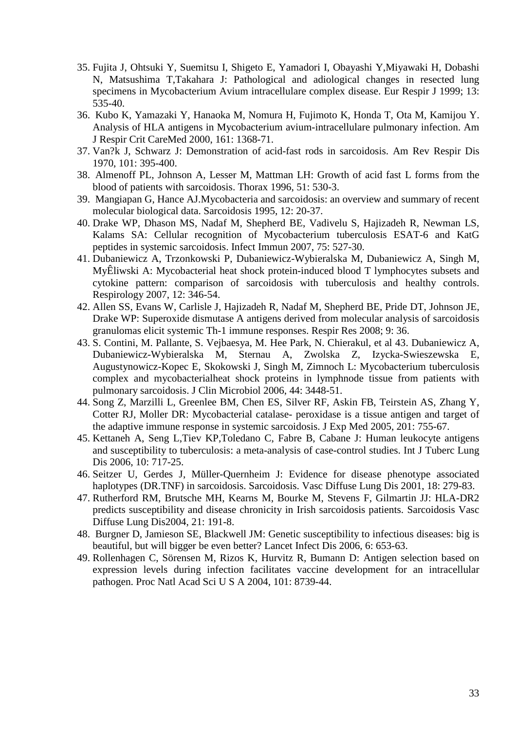35. Fujita J, Ohtsuki Y, Suemitsu I, Shigeto E, Yamadori I, Obayashi Y,Miyawaki H, Dobashi N, Matsushima T,Takahara J: Pathological and adiological changes in resected lung specimens in Mycobacterium Avium intracellulare complex disease. Eur Respir J 1999; 13: 535-40.
36. Kubo K, Yamazaki Y, Hanaoka M, Nomura H, Fujimoto K, Honda T, Ota M, Kamijou Y. Analysis of HLA antigens in Mycobacterium avium-intracellulare pulmonary infection. Am J Respir Crit CareMed 2000, 161: 1368-71.
37. Van?k J, Schwarz J: Demonstration of acid-fast rods in sarcoidosis. Am Rev Respir Dis 1970, 101: 395-400.
38. Almenoff PL, Johnson A, Lesser M, Mattman LH: Growth of acid fast L forms from the blood of patients with sarcoidosis. Thorax 1996, 51: 530-3.
39. Mangiapan G, Hance AJ.Mycobacteria and sarcoidosis: an overview and summary of recent molecular biological data. Sarcoidosis 1995, 12: 20-37.
40. Drake WP, Dhason MS, Nadaf M, Shepherd BE, Vadivelu S, Hajizadeh R, Newman LS, Kalams SA: Cellular recognition of Mycobacterium tuberculosis ESAT-6 and KatG peptides in systemic sarcoidosis. Infect Immun 2007, 75: 527-30.
41. Dubaniewicz A, Trzonkowski P, Dubaniewicz-Wybieralska M, Dubaniewicz A, Singh M, MyÊliwski A: Mycobacterial heat shock protein-induced blood T lymphocytes subsets and cytokine pattern: comparison of sarcoidosis with tuberculosis and healthy controls. Respirology 2007, 12: 346-54.
42. Allen SS, Evans W, Carlisle J, Hajizadeh R, Nadaf M, Shepherd BE, Pride DT, Johnson JE, Drake WP: Superoxide dismutase A antigens derived from molecular analysis of sarcoidosis granulomas elicit systemic Th-1 immune responses. Respir Res 2008; 9: 36.
43. S. Contini, M. Pallante, S. Vejbaesya, M. Hee Park, N. Chierakul, et al 43. Dubaniewicz A, Dubaniewicz-Wybieralska M, Sternau A, Zwolska Z, Izycka-Swieszewska E, Augustynowicz-Kopec E, Skokowski J, Singh M, Zimnoch L: Mycobacterium tuberculosis complex and mycobacterialheat shock proteins in lymphnode tissue from patients with pulmonary sarcoidosis. J Clin Microbiol 2006, 44: 3448-51.
44. Song Z, Marzilli L, Greenlee BM, Chen ES, Silver RF, Askin FB, Teirstein AS, Zhang Y, Cotter RJ, Moller DR: Mycobacterial catalase- peroxidase is a tissue antigen and target of the adaptive immune response in systemic sarcoidosis. J Exp Med 2005, 201: 755-67.
45. Kettaneh A, Seng L,Tiev KP,Toledano C, Fabre B, Cabane J: Human leukocyte antigens and susceptibility to tuberculosis: a meta-analysis of case-control studies. Int J Tuberc Lung Dis 2006, 10: 717-25.
46. Seitzer U, Gerdes J, Müller-Quernheim J: Evidence for disease phenotype associated haplotypes (DR.TNF) in sarcoidosis. Sarcoidosis. Vasc Diffuse Lung Dis 2001, 18: 279-83.
47. Rutherford RM, Brutsche MH, Kearns M, Bourke M, Stevens F, Gilmartin JJ: HLA-DR2 predicts susceptibility and disease chronicity in Irish sarcoidosis patients. Sarcoidosis Vasc Diffuse Lung Dis2004, 21: 191-8.
48. Burgner D, Jamieson SE, Blackwell JM: Genetic susceptibility to infectious diseases: big is beautiful, but will bigger be even better? Lancet Infect Dis 2006, 6: 653-63.
49. Rollenhagen C, Sörensen M, Rizos K, Hurvitz R, Bumann D: Antigen selection based on expression levels during infection facilitates vaccine development for an intracellular pathogen. Proc Natl Acad Sci U S A 2004, 101: 8739-44.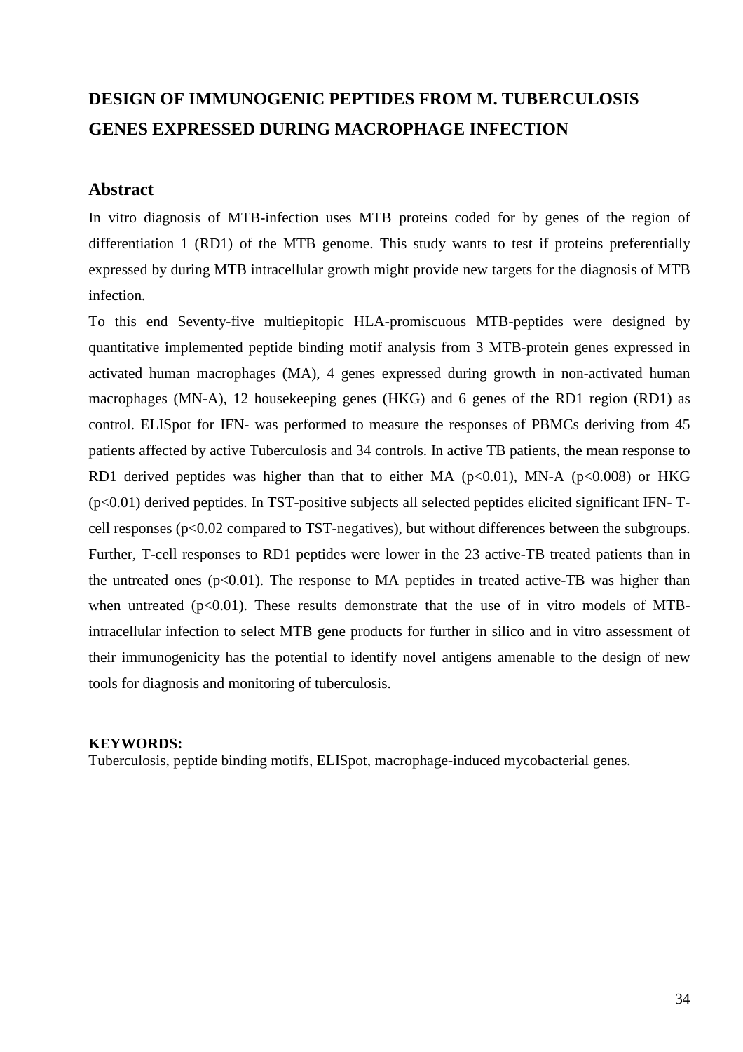# DESIGN OF IMMUNOGENIC PEPTIDES FROM M. TUBERCULOSIS GENES EXPRESSED DURING MACROPHAGE INFECTION

## Abstract

In vitro diagnosis of MTB-infection uses MTB proteins coded for by genes of the region of differentiation 1 (RD1) of the MTB genome. This study wants to test if proteins preferentially expressed by during MTB intracellular growth might provide new targets for the diagnosis of MTB infection.

To this end Seventy-five multiepitopic HLA-promiscuous MTB-peptides were designed by quantitative implemented peptide binding motif analysis from 3 MTB-protein genes expressed in activated human macrophages (MA), 4 genes expressed during growth in non-activated human macrophages (MN-A), 12 housekeeping genes (HKG) and 6 genes of the RD1 region (RD1) as control. ELISpot for IFN- was performed to measure the responses of PBMCs deriving from 45 patients affected by active Tuberculosis and 34 controls. In active TB patients, the mean response to RD1 derived peptides was higher than that to either MA ($p<0.01$), MN-A ($p<0.008$) or HKG ($p<0.01$) derived peptides. In TST-positive subjects all selected peptides elicited significant IFN- T-cell responses ($p<0.02$ compared to TST-negatives), but without differences between the subgroups. Further, T-cell responses to RD1 peptides were lower in the 23 active-TB treated patients than in the untreated ones ($p<0.01$). The response to MA peptides in treated active-TB was higher than when untreated ($p<0.01$). These results demonstrate that the use of in vitro models of MTB-intracellular infection to select MTB gene products for further in silico and in vitro assessment of their immunogenicity has the potential to identify novel antigens amenable to the design of new tools for diagnosis and monitoring of tuberculosis.

**KEYWORDS:**
Tuberculosis, peptide binding motifs, ELISpot, macrophage-induced mycobacterial genes.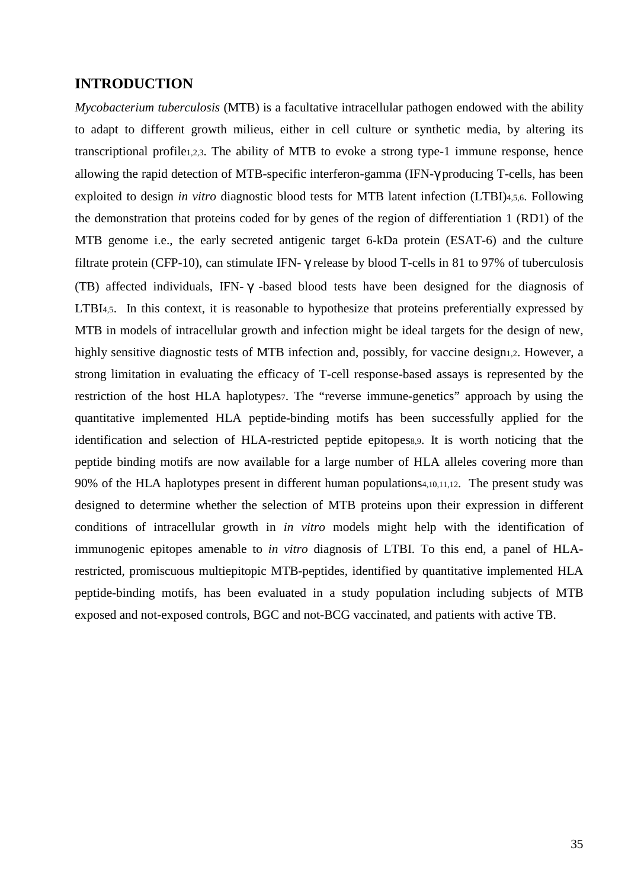## INTRODUCTION

*Mycobacterium tuberculosis* (MTB) is a facultative intracellular pathogen endowed with the ability to adapt to different growth milieus, either in cell culture or synthetic media, by altering its transcriptional profile[1,2,3]. The ability of MTB to evoke a strong type-1 immune response, hence allowing the rapid detection of MTB-specific interferon-gamma (IFN-γ producing T-cells, has been exploited to design *in vitro* diagnostic blood tests for MTB latent infection (LTBI)[4,5,6]. Following the demonstration that proteins coded for by genes of the region of differentiation 1 (RD1) of the MTB genome i.e., the early secreted antigenic target 6-kDa protein (ESAT-6) and the culture filtrate protein (CFP-10), can stimulate IFN- γ release by blood T-cells in 81 to 97% of tuberculosis (TB) affected individuals, IFN- γ -based blood tests have been designed for the diagnosis of LTBI[4,5]. In this context, it is reasonable to hypothesize that proteins preferentially expressed by MTB in models of intracellular growth and infection might be ideal targets for the design of new, highly sensitive diagnostic tests of MTB infection and, possibly, for vaccine design[1,2]. However, a strong limitation in evaluating the efficacy of T-cell response-based assays is represented by the restriction of the host HLA haplotypes[7]. The "reverse immune-genetics" approach by using the quantitative implemented HLA peptide-binding motifs has been successfully applied for the identification and selection of HLA-restricted peptide epitopes[8,9]. It is worth noticing that the peptide binding motifs are now available for a large number of HLA alleles covering more than 90% of the HLA haplotypes present in different human populations[4,10,11,12]. The present study was designed to determine whether the selection of MTB proteins upon their expression in different conditions of intracellular growth in *in vitro* models might help with the identification of immunogenic epitopes amenable to *in vitro* diagnosis of LTBI. To this end, a panel of HLA-restricted, promiscuous multiepitopic MTB-peptides, identified by quantitative implemented HLA peptide-binding motifs, has been evaluated in a study population including subjects of MTB exposed and not-exposed controls, BGC and not-BCG vaccinated, and patients with active TB.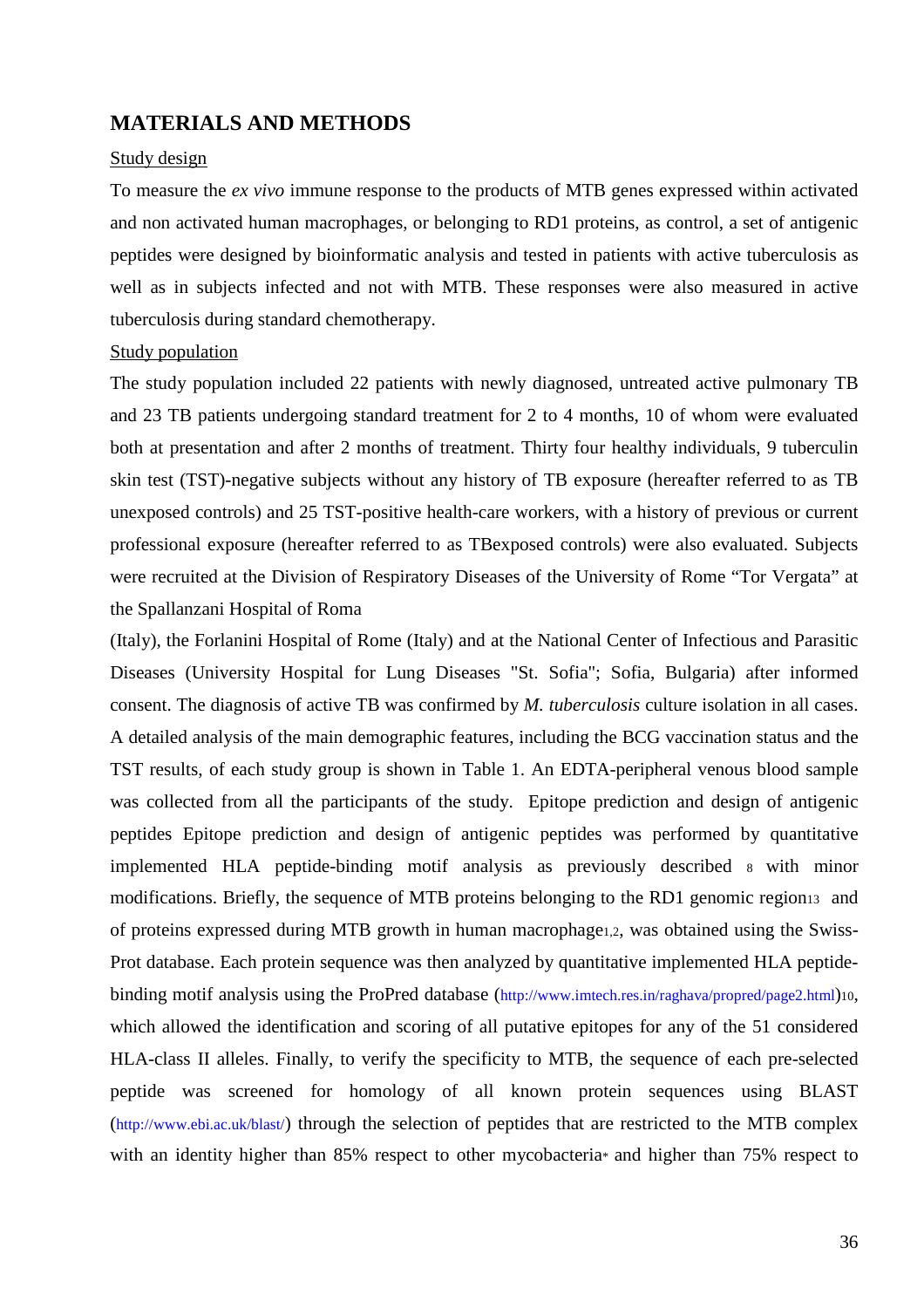# MATERIALS AND METHODS

Study design

To measure the *ex vivo* immune response to the products of MTB genes expressed within activated and non activated human macrophages, or belonging to RD1 proteins, as control, a set of antigenic peptides were designed by bioinformatic analysis and tested in patients with active tuberculosis as well as in subjects infected and not with MTB. These responses were also measured in active tuberculosis during standard chemotherapy.

Study population

The study population included 22 patients with newly diagnosed, untreated active pulmonary TB and 23 TB patients undergoing standard treatment for 2 to 4 months, 10 of whom were evaluated both at presentation and after 2 months of treatment. Thirty four healthy individuals, 9 tuberculin skin test (TST)-negative subjects without any history of TB exposure (hereafter referred to as TB unexposed controls) and 25 TST-positive health-care workers, with a history of previous or current professional exposure (hereafter referred to as TBexposed controls) were also evaluated. Subjects were recruited at the Division of Respiratory Diseases of the University of Rome "Tor Vergata" at the Spallanzani Hospital of Roma

(Italy), the Forlanini Hospital of Rome (Italy) and at the National Center of Infectious and Parasitic Diseases (University Hospital for Lung Diseases "St. Sofia"; Sofia, Bulgaria) after informed consent. The diagnosis of active TB was confirmed by *M. tuberculosis* culture isolation in all cases. A detailed analysis of the main demographic features, including the BCG vaccination status and the TST results, of each study group is shown in Table 1. An EDTA-peripheral venous blood sample was collected from all the participants of the study. Epitope prediction and design of antigenic peptides Epitope prediction and design of antigenic peptides was performed by quantitative implemented HLA peptide-binding motif analysis as previously described [8] with minor modifications. Briefly, the sequence of MTB proteins belonging to the RD1 genomic region[13] and of proteins expressed during MTB growth in human macrophage[1,2], was obtained using the Swiss-Prot database. Each protein sequence was then analyzed by quantitative implemented HLA peptide-binding motif analysis using the ProPred database (http://www.imtech.res.in/raghava/propred/page2.html)[10], which allowed the identification and scoring of all putative epitopes for any of the 51 considered HLA-class II alleles. Finally, to verify the specificity to MTB, the sequence of each pre-selected peptide was screened for homology of all known protein sequences using BLAST (http://www.ebi.ac.uk/blast/) through the selection of peptides that are restricted to the MTB complex with an identity higher than 85% respect to other mycobacteria[*] and higher than 75% respect to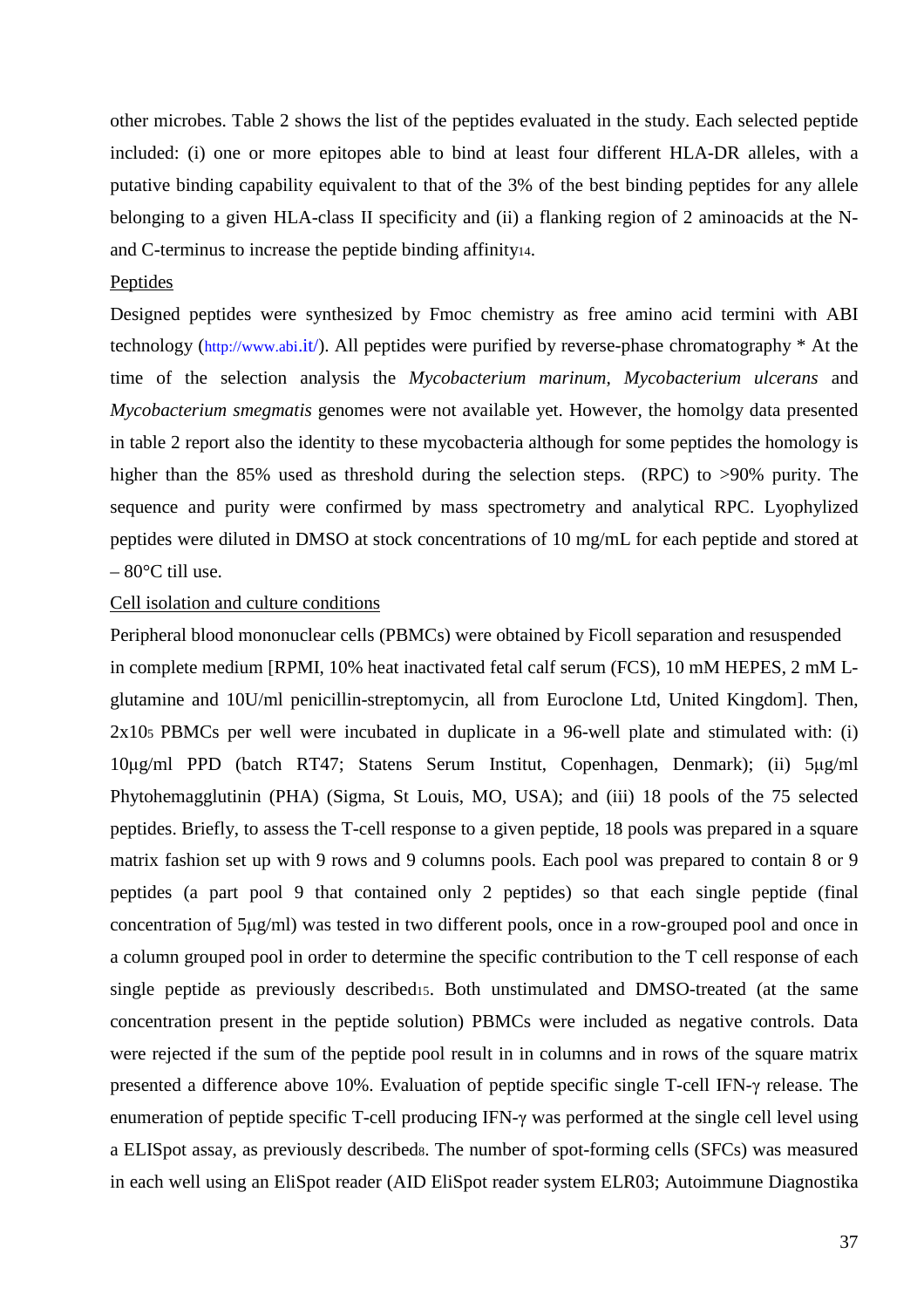other microbes. Table 2 shows the list of the peptides evaluated in the study. Each selected peptide included: (i) one or more epitopes able to bind at least four different HLA-DR alleles, with a putative binding capability equivalent to that of the 3% of the best binding peptides for any allele belonging to a given HLA-class II specificity and (ii) a flanking region of 2 aminoacids at the N- and C-terminus to increase the peptide binding affinity[14].

Peptides

Designed peptides were synthesized by Fmoc chemistry as free amino acid termini with ABI technology (http://www.abi.it/). All peptides were purified by reverse-phase chromatography * At the time of the selection analysis the *Mycobacterium marinum*, *Mycobacterium ulcerans* and *Mycobacterium smegmatis* genomes were not available yet. However, the homolgy data presented in table 2 report also the identity to these mycobacteria although for some peptides the homology is higher than the 85% used as threshold during the selection steps. (RPC) to >90% purity. The sequence and purity were confirmed by mass spectrometry and analytical RPC. Lyophylized peptides were diluted in DMSO at stock concentrations of 10 mg/mL for each peptide and stored at – 80°C till use.

Cell isolation and culture conditions

Peripheral blood mononuclear cells (PBMCs) were obtained by Ficoll separation and resuspended in complete medium [RPMI, 10% heat inactivated fetal calf serum (FCS), 10 mM HEPES, 2 mM L-glutamine and 10U/ml penicillin-streptomycin, all from Euroclone Ltd, United Kingdom]. Then, $2x10^5$ PBMCs per well were incubated in duplicate in a 96-well plate and stimulated with: (i) 10μg/ml PPD (batch RT47; Statens Serum Institut, Copenhagen, Denmark); (ii) 5μg/ml Phytohemagglutinin (PHA) (Sigma, St Louis, MO, USA); and (iii) 18 pools of the 75 selected peptides. Briefly, to assess the T-cell response to a given peptide, 18 pools was prepared in a square matrix fashion set up with 9 rows and 9 columns pools. Each pool was prepared to contain 8 or 9 peptides (a part pool 9 that contained only 2 peptides) so that each single peptide (final concentration of 5μg/ml) was tested in two different pools, once in a row-grouped pool and once in a column grouped pool in order to determine the specific contribution to the T cell response of each single peptide as previously described[15]. Both unstimulated and DMSO-treated (at the same concentration present in the peptide solution) PBMCs were included as negative controls. Data were rejected if the sum of the peptide pool result in in columns and in rows of the square matrix presented a difference above 10%. Evaluation of peptide specific single T-cell IFN-γ release. The enumeration of peptide specific T-cell producing IFN-γ was performed at the single cell level using a ELISpot assay, as previously described[8]. The number of spot-forming cells (SFCs) was measured in each well using an EliSpot reader (AID EliSpot reader system ELR03; Autoimmune Diagnostika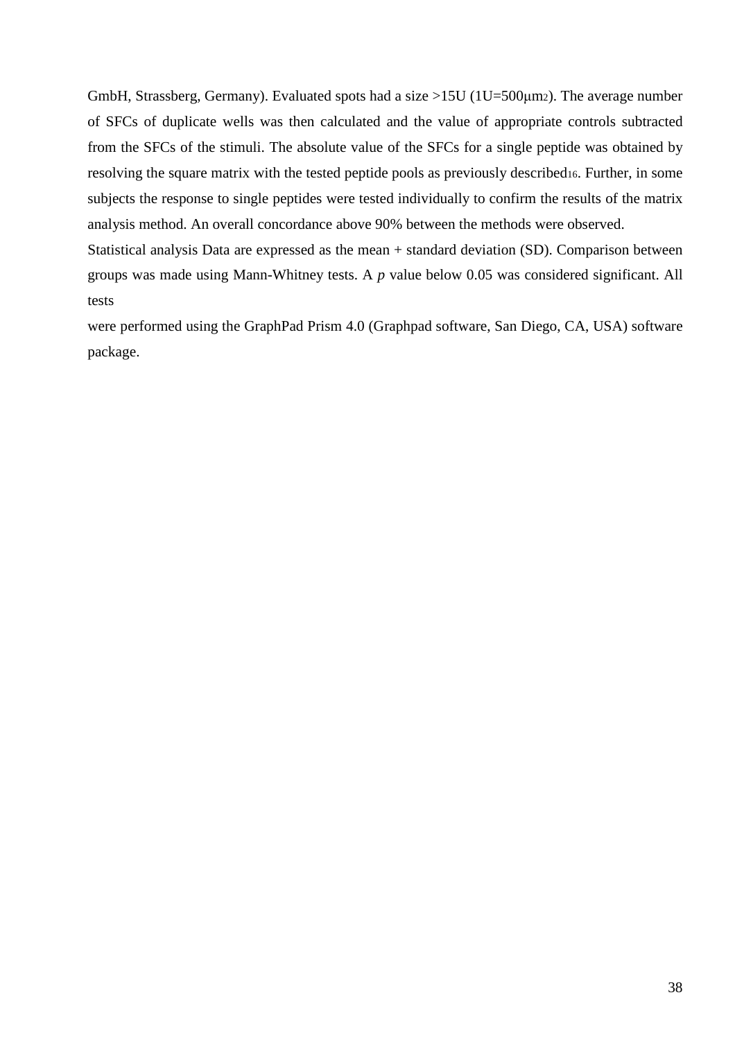GmbH, Strassberg, Germany). Evaluated spots had a size >15U (1U=500μm$^2$). The average number of SFCs of duplicate wells was then calculated and the value of appropriate controls subtracted from the SFCs of the stimuli. The absolute value of the SFCs for a single peptide was obtained by resolving the square matrix with the tested peptide pools as previously described[16]. Further, in some subjects the response to single peptides were tested individually to confirm the results of the matrix analysis method. An overall concordance above 90% between the methods were observed.

Statistical analysis Data are expressed as the mean + standard deviation (SD). Comparison between groups was made using Mann-Whitney tests. A *p* value below 0.05 was considered significant. All tests were performed using the GraphPad Prism 4.0 (Graphpad software, San Diego, CA, USA) software package.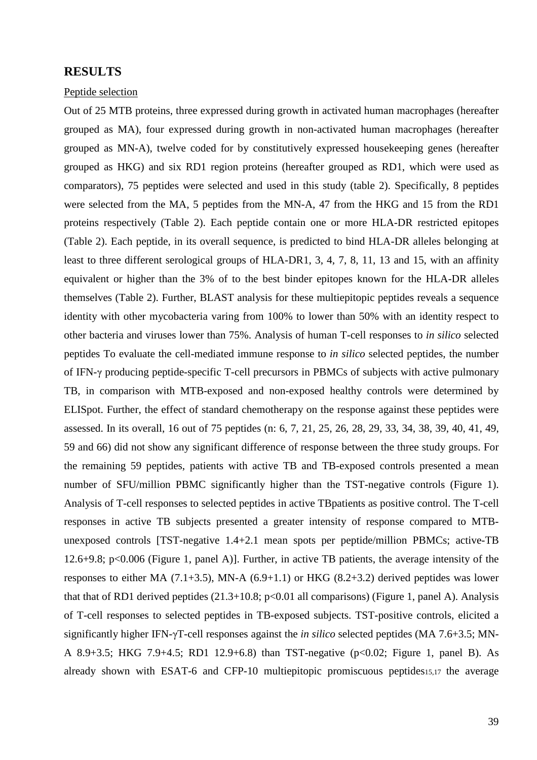# RESULTS

Peptide selection

Out of 25 MTB proteins, three expressed during growth in activated human macrophages (hereafter grouped as MA), four expressed during growth in non-activated human macrophages (hereafter grouped as MN-A), twelve coded for by constitutively expressed housekeeping genes (hereafter grouped as HKG) and six RD1 region proteins (hereafter grouped as RD1, which were used as comparators), 75 peptides were selected and used in this study (table 2). Specifically, 8 peptides were selected from the MA, 5 peptides from the MN-A, 47 from the HKG and 15 from the RD1 proteins respectively (Table 2). Each peptide contain one or more HLA-DR restricted epitopes (Table 2). Each peptide, in its overall sequence, is predicted to bind HLA-DR alleles belonging at least to three different serological groups of HLA-DR1, 3, 4, 7, 8, 11, 13 and 15, with an affinity equivalent or higher than the 3% of to the best binder epitopes known for the HLA-DR alleles themselves (Table 2). Further, BLAST analysis for these multiepitopic peptides reveals a sequence identity with other mycobacteria varing from 100% to lower than 50% with an identity respect to other bacteria and viruses lower than 75%. Analysis of human T-cell responses to *in silico* selected peptides To evaluate the cell-mediated immune response to *in silico* selected peptides, the number of IFN-γ producing peptide-specific T-cell precursors in PBMCs of subjects with active pulmonary TB, in comparison with MTB-exposed and non-exposed healthy controls were determined by ELISpot. Further, the effect of standard chemotherapy on the response against these peptides were assessed. In its overall, 16 out of 75 peptides (n: 6, 7, 21, 25, 26, 28, 29, 33, 34, 38, 39, 40, 41, 49, 59 and 66) did not show any significant difference of response between the three study groups. For the remaining 59 peptides, patients with active TB and TB-exposed controls presented a mean number of SFU/million PBMC significantly higher than the TST-negative controls (Figure 1). Analysis of T-cell responses to selected peptides in active TBpatients as positive control. The T-cell responses in active TB subjects presented a greater intensity of response compared to MTB-unexposed controls [TST-negative 1.4+2.1 mean spots per peptide/million PBMCs; active-TB 12.6+9.8; $p<0.006$ (Figure 1, panel A)]. Further, in active TB patients, the average intensity of the responses to either MA (7.1+3.5), MN-A (6.9+1.1) or HKG (8.2+3.2) derived peptides was lower that that of RD1 derived peptides (21.3+10.8; $p<0.01$ all comparisons) (Figure 1, panel A). Analysis of T-cell responses to selected peptides in TB-exposed subjects. TST-positive controls, elicited a significantly higher IFN-γT-cell responses against the *in silico* selected peptides (MA 7.6+3.5; MN-A 8.9+3.5; HKG 7.9+4.5; RD1 12.9+6.8) than TST-negative ($p<0.02$; Figure 1, panel B). As already shown with ESAT-6 and CFP-10 multiepitopic promiscuous peptides[15,17] the average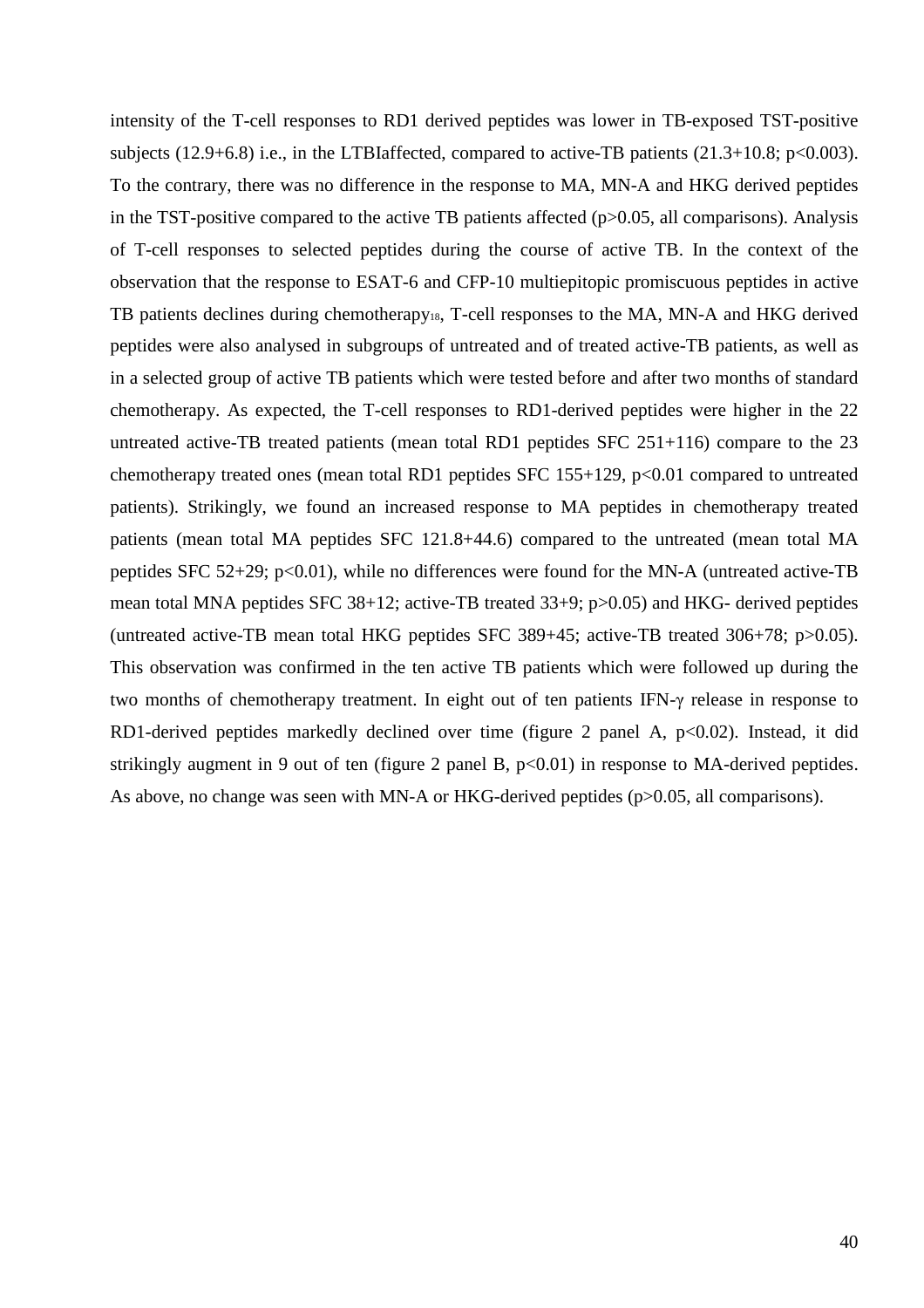intensity of the T-cell responses to RD1 derived peptides was lower in TB-exposed TST-positive subjects (12.9+6.8) i.e., in the LTBIaffected, compared to active-TB patients (21.3+10.8; $p<0.003$). To the contrary, there was no difference in the response to MA, MN-A and HKG derived peptides in the TST-positive compared to the active TB patients affected ($p>0.05$, all comparisons). Analysis of T-cell responses to selected peptides during the course of active TB. In the context of the observation that the response to ESAT-6 and CFP-10 multiepitopic promiscuous peptides in active TB patients declines during chemotherapy[18], T-cell responses to the MA, MN-A and HKG derived peptides were also analysed in subgroups of untreated and of treated active-TB patients, as well as in a selected group of active TB patients which were tested before and after two months of standard chemotherapy. As expected, the T-cell responses to RD1-derived peptides were higher in the 22 untreated active-TB treated patients (mean total RD1 peptides SFC 251+116) compare to the 23 chemotherapy treated ones (mean total RD1 peptides SFC 155+129, $p<0.01$ compared to untreated patients). Strikingly, we found an increased response to MA peptides in chemotherapy treated patients (mean total MA peptides SFC 121.8+44.6) compared to the untreated (mean total MA peptides SFC 52+29; $p<0.01$), while no differences were found for the MN-A (untreated active-TB mean total MNA peptides SFC 38+12; active-TB treated 33+9; $p>0.05$) and HKG- derived peptides (untreated active-TB mean total HKG peptides SFC 389+45; active-TB treated 306+78; $p>0.05$). This observation was confirmed in the ten active TB patients which were followed up during the two months of chemotherapy treatment. In eight out of ten patients IFN-$\gamma$ release in response to RD1-derived peptides markedly declined over time (figure 2 panel A, $p<0.02$). Instead, it did strikingly augment in 9 out of ten (figure 2 panel B, $p<0.01$) in response to MA-derived peptides. As above, no change was seen with MN-A or HKG-derived peptides ($p>0.05$, all comparisons).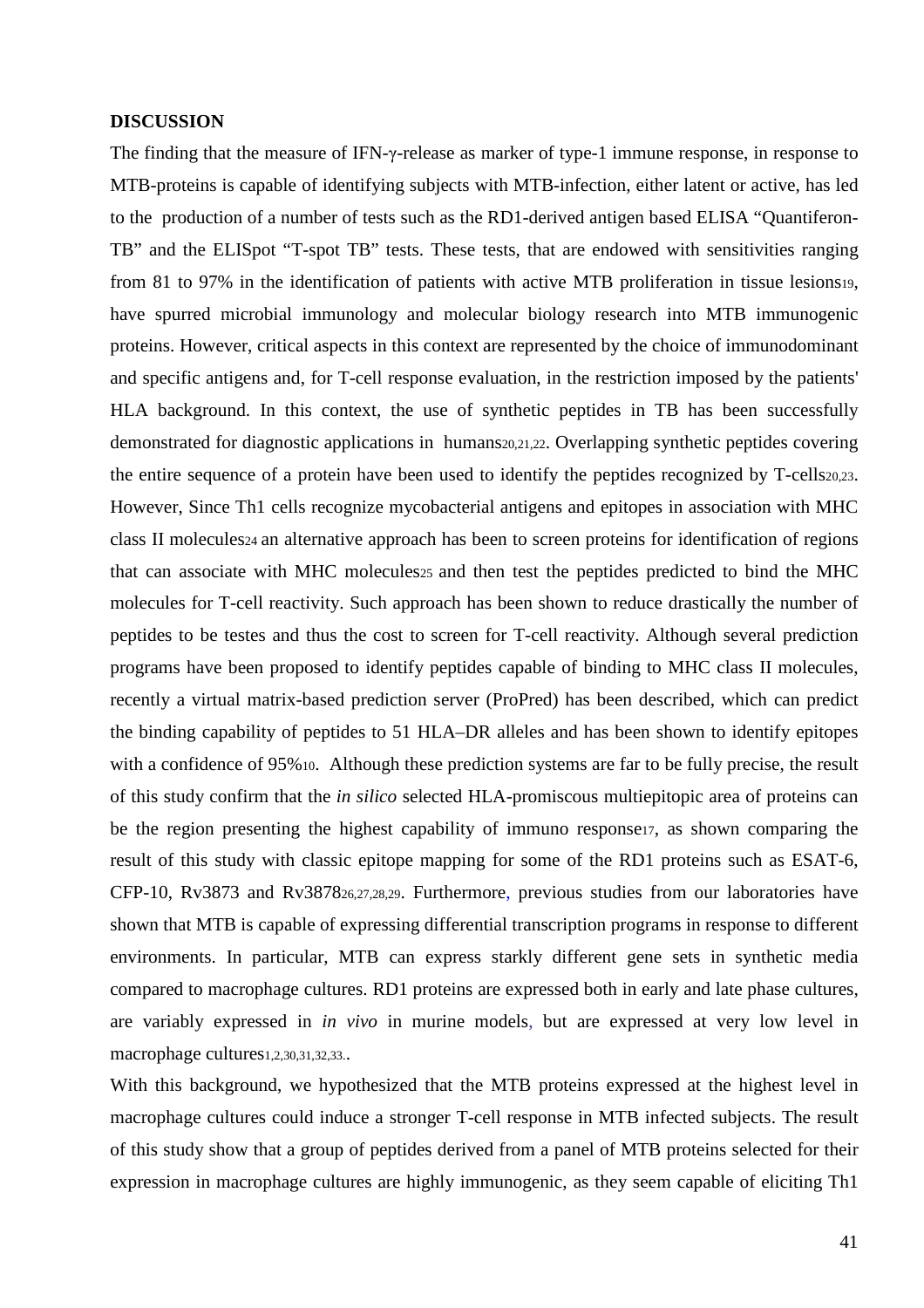## DISCUSSION

The finding that the measure of IFN-γ-release as marker of type-1 immune response, in response to MTB-proteins is capable of identifying subjects with MTB-infection, either latent or active, has led to the production of a number of tests such as the RD1-derived antigen based ELISA "Quantiferon-TB" and the ELISpot "T-spot TB" tests. These tests, that are endowed with sensitivities ranging from 81 to 97% in the identification of patients with active MTB proliferation in tissue lesions[19], have spurred microbial immunology and molecular biology research into MTB immunogenic proteins. However, critical aspects in this context are represented by the choice of immunodominant and specific antigens and, for T-cell response evaluation, in the restriction imposed by the patients' HLA background. In this context, the use of synthetic peptides in TB has been successfully demonstrated for diagnostic applications in humans[20,21,22]. Overlapping synthetic peptides covering the entire sequence of a protein have been used to identify the peptides recognized by T-cells[20,23]. However, Since Th1 cells recognize mycobacterial antigens and epitopes in association with MHC class II molecules[24] an alternative approach has been to screen proteins for identification of regions that can associate with MHC molecules[25] and then test the peptides predicted to bind the MHC molecules for T-cell reactivity. Such approach has been shown to reduce drastically the number of peptides to be testes and thus the cost to screen for T-cell reactivity. Although several prediction programs have been proposed to identify peptides capable of binding to MHC class II molecules, recently a virtual matrix-based prediction server (ProPred) has been described, which can predict the binding capability of peptides to 51 HLA–DR alleles and has been shown to identify epitopes with a confidence of 95%[10]. Although these prediction systems are far to be fully precise, the result of this study confirm that the *in silico* selected HLA-promiscous multiepitopic area of proteins can be the region presenting the highest capability of immuno response[17], as shown comparing the result of this study with classic epitope mapping for some of the RD1 proteins such as ESAT-6, CFP-10, Rv3873 and Rv3878[26,27,28,29]. Furthermore, previous studies from our laboratories have shown that MTB is capable of expressing differential transcription programs in response to different environments. In particular, MTB can express starkly different gene sets in synthetic media compared to macrophage cultures. RD1 proteins are expressed both in early and late phase cultures, are variably expressed in *in vivo* in murine models, but are expressed at very low level in macrophage cultures[1,2,30,31,32,33]..

With this background, we hypothesized that the MTB proteins expressed at the highest level in macrophage cultures could induce a stronger T-cell response in MTB infected subjects. The result of this study show that a group of peptides derived from a panel of MTB proteins selected for their expression in macrophage cultures are highly immunogenic, as they seem capable of eliciting Th1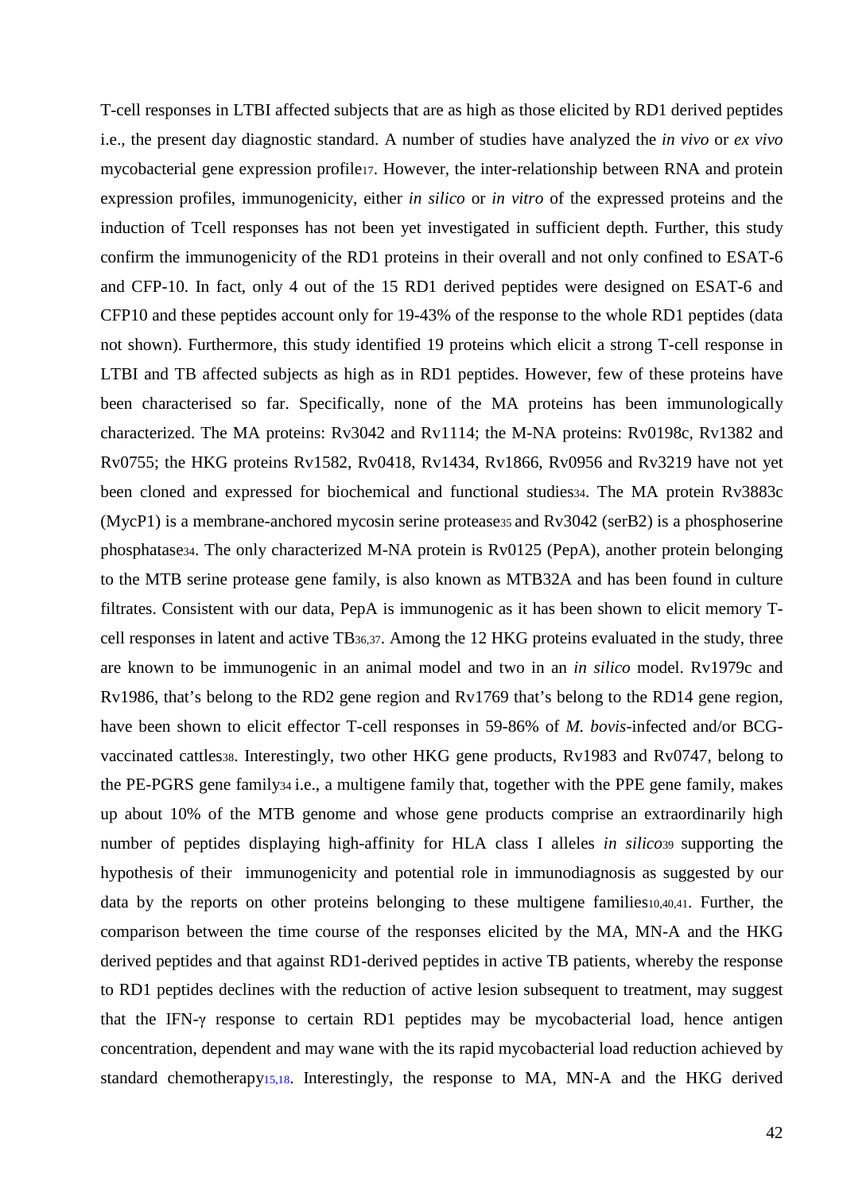T-cell responses in LTBI affected subjects that are as high as those elicited by RD1 derived peptides i.e., the present day diagnostic standard. A number of studies have analyzed the *in vivo* or *ex vivo* mycobacterial gene expression profile[17]. However, the inter-relationship between RNA and protein expression profiles, immunogenicity, either *in silico* or *in vitro* of the expressed proteins and the induction of Tcell responses has not been yet investigated in sufficient depth. Further, this study confirm the immunogenicity of the RD1 proteins in their overall and not only confined to ESAT-6 and CFP-10. In fact, only 4 out of the 15 RD1 derived peptides were designed on ESAT-6 and CFP10 and these peptides account only for 19-43% of the response to the whole RD1 peptides (data not shown). Furthermore, this study identified 19 proteins which elicit a strong T-cell response in LTBI and TB affected subjects as high as in RD1 peptides. However, few of these proteins have been characterised so far. Specifically, none of the MA proteins has been immunologically characterized. The MA proteins: Rv3042 and Rv1114; the M-NA proteins: Rv0198c, Rv1382 and Rv0755; the HKG proteins Rv1582, Rv0418, Rv1434, Rv1866, Rv0956 and Rv3219 have not yet been cloned and expressed for biochemical and functional studies[34]. The MA protein Rv3883c (MycP1) is a membrane-anchored mycosin serine protease[35] and Rv3042 (serB2) is a phosphoserine phosphatase[34]. The only characterized M-NA protein is Rv0125 (PepA), another protein belonging to the MTB serine protease gene family, is also known as MTB32A and has been found in culture filtrates. Consistent with our data, PepA is immunogenic as it has been shown to elicit memory T-cell responses in latent and active TB[36,37]. Among the 12 HKG proteins evaluated in the study, three are known to be immunogenic in an animal model and two in an *in silico* model. Rv1979c and Rv1986, that's belong to the RD2 gene region and Rv1769 that's belong to the RD14 gene region, have been shown to elicit effector T-cell responses in 59-86% of *M. bovis*-infected and/or BCG-vaccinated cattles[38]. Interestingly, two other HKG gene products, Rv1983 and Rv0747, belong to the PE-PGRS gene family[34] i.e., a multigene family that, together with the PPE gene family, makes up about 10% of the MTB genome and whose gene products comprise an extraordinarily high number of peptides displaying high-affinity for HLA class I alleles *in silico*[39] supporting the hypothesis of their immunogenicity and potential role in immunodiagnosis as suggested by our data by the reports on other proteins belonging to these multigene families[10,40,41]. Further, the comparison between the time course of the responses elicited by the MA, MN-A and the HKG derived peptides and that against RD1-derived peptides in active TB patients, whereby the response to RD1 peptides declines with the reduction of active lesion subsequent to treatment, may suggest that the IFN-γ response to certain RD1 peptides may be mycobacterial load, hence antigen concentration, dependent and may wane with the its rapid mycobacterial load reduction achieved by standard chemotherapy[15,18]. Interestingly, the response to MA, MN-A and the HKG derived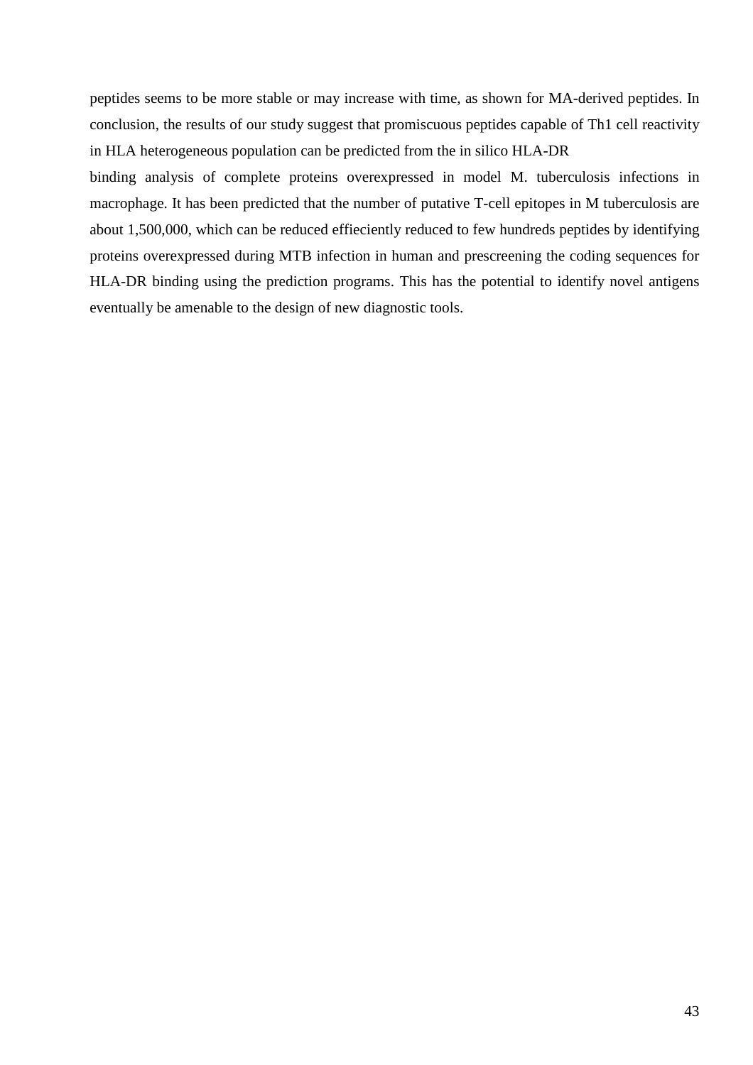peptides seems to be more stable or may increase with time, as shown for MA-derived peptides. In conclusion, the results of our study suggest that promiscuous peptides capable of Th1 cell reactivity in HLA heterogeneous population can be predicted from the in silico HLA-DR

binding analysis of complete proteins overexpressed in model M. tuberculosis infections in macrophage. It has been predicted that the number of putative T-cell epitopes in M tuberculosis are about 1,500,000, which can be reduced effieciently reduced to few hundreds peptides by identifying proteins overexpressed during MTB infection in human and prescreening the coding sequences for HLA-DR binding using the prediction programs. This has the potential to identify novel antigens eventually be amenable to the design of new diagnostic tools.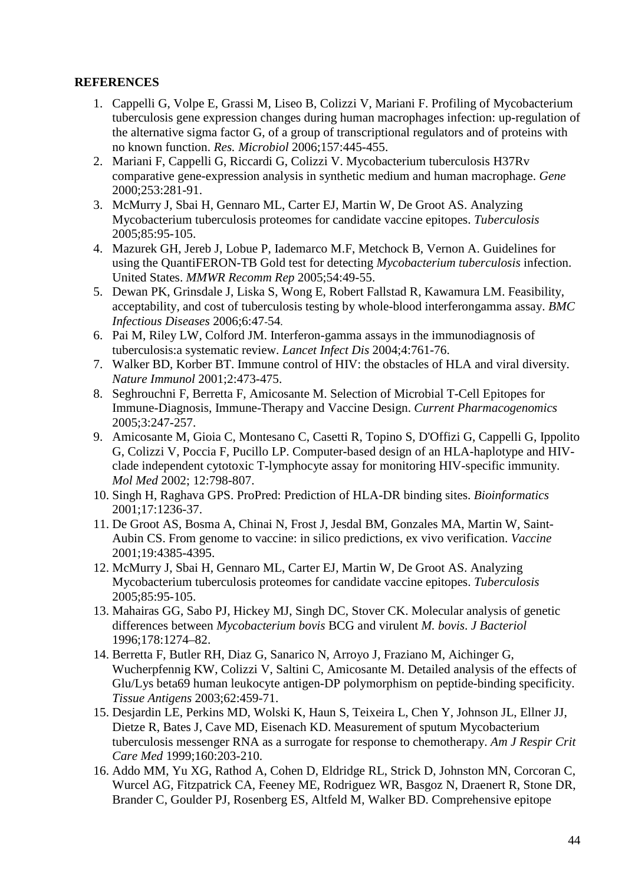**REFERENCES**

1. Cappelli G, Volpe E, Grassi M, Liseo B, Colizzi V, Mariani F. Profiling of Mycobacterium tuberculosis gene expression changes during human macrophages infection: up-regulation of the alternative sigma factor G, of a group of transcriptional regulators and of proteins with no known function. *Res. Microbiol* 2006;157:445-455.
2. Mariani F, Cappelli G, Riccardi G, Colizzi V. Mycobacterium tuberculosis H37Rv comparative gene-expression analysis in synthetic medium and human macrophage. *Gene* 2000;253:281-91.
3. McMurry J, Sbai H, Gennaro ML, Carter EJ, Martin W, De Groot AS. Analyzing Mycobacterium tuberculosis proteomes for candidate vaccine epitopes. *Tuberculosis* 2005;85:95-105.
4. Mazurek GH, Jereb J, Lobue P, Iademarco M.F, Metchock B, Vernon A. Guidelines for using the QuantiFERON-TB Gold test for detecting *Mycobacterium tuberculosis* infection. United States. *MMWR Recomm Rep* 2005;54:49-55.
5. Dewan PK, Grinsdale J, Liska S, Wong E, Robert Fallstad R, Kawamura LM. Feasibility, acceptability, and cost of tuberculosis testing by whole-blood interferongamma assay. *BMC Infectious Diseases* 2006;6:47-54.
6. Pai M, Riley LW, Colford JM. Interferon-gamma assays in the immunodiagnosis of tuberculosis:a systematic review. *Lancet Infect Dis* 2004;4:761-76.
7. Walker BD, Korber BT. Immune control of HIV: the obstacles of HLA and viral diversity. *Nature Immunol* 2001;2:473-475.
8. Seghrouchni F, Berretta F, Amicosante M. Selection of Microbial T-Cell Epitopes for Immune-Diagnosis, Immune-Therapy and Vaccine Design. *Current Pharmacogenomics* 2005;3:247-257.
9. Amicosante M, Gioia C, Montesano C, Casetti R, Topino S, D'Offizi G, Cappelli G, Ippolito G, Colizzi V, Poccia F, Pucillo LP. Computer-based design of an HLA-haplotype and HIV-clade independent cytotoxic T-lymphocyte assay for monitoring HIV-specific immunity. *Mol Med* 2002; 12:798-807.
10. Singh H, Raghava GPS. ProPred: Prediction of HLA-DR binding sites. *Bioinformatics* 2001;17:1236-37.
11. De Groot AS, Bosma A, Chinai N, Frost J, Jesdal BM, Gonzales MA, Martin W, Saint-Aubin CS. From genome to vaccine: in silico predictions, ex vivo verification. *Vaccine* 2001;19:4385-4395.
12. McMurry J, Sbai H, Gennaro ML, Carter EJ, Martin W, De Groot AS. Analyzing Mycobacterium tuberculosis proteomes for candidate vaccine epitopes. *Tuberculosis* 2005;85:95-105.
13. Mahairas GG, Sabo PJ, Hickey MJ, Singh DC, Stover CK. Molecular analysis of genetic differences between *Mycobacterium bovis* BCG and virulent *M. bovis*. *J Bacteriol* 1996;178:1274–82.
14. Berretta F, Butler RH, Diaz G, Sanarico N, Arroyo J, Fraziano M, Aichinger G, Wucherpfennig KW, Colizzi V, Saltini C, Amicosante M. Detailed analysis of the effects of Glu/Lys beta69 human leukocyte antigen-DP polymorphism on peptide-binding specificity. *Tissue Antigens* 2003;62:459-71.
15. Desjardin LE, Perkins MD, Wolski K, Haun S, Teixeira L, Chen Y, Johnson JL, Ellner JJ, Dietze R, Bates J, Cave MD, Eisenach KD. Measurement of sputum Mycobacterium tuberculosis messenger RNA as a surrogate for response to chemotherapy. *Am J Respir Crit Care Med* 1999;160:203-210.
16. Addo MM, Yu XG, Rathod A, Cohen D, Eldridge RL, Strick D, Johnston MN, Corcoran C, Wurcel AG, Fitzpatrick CA, Feeney ME, Rodriguez WR, Basgoz N, Draenert R, Stone DR, Brander C, Goulder PJ, Rosenberg ES, Altfeld M, Walker BD. Comprehensive epitope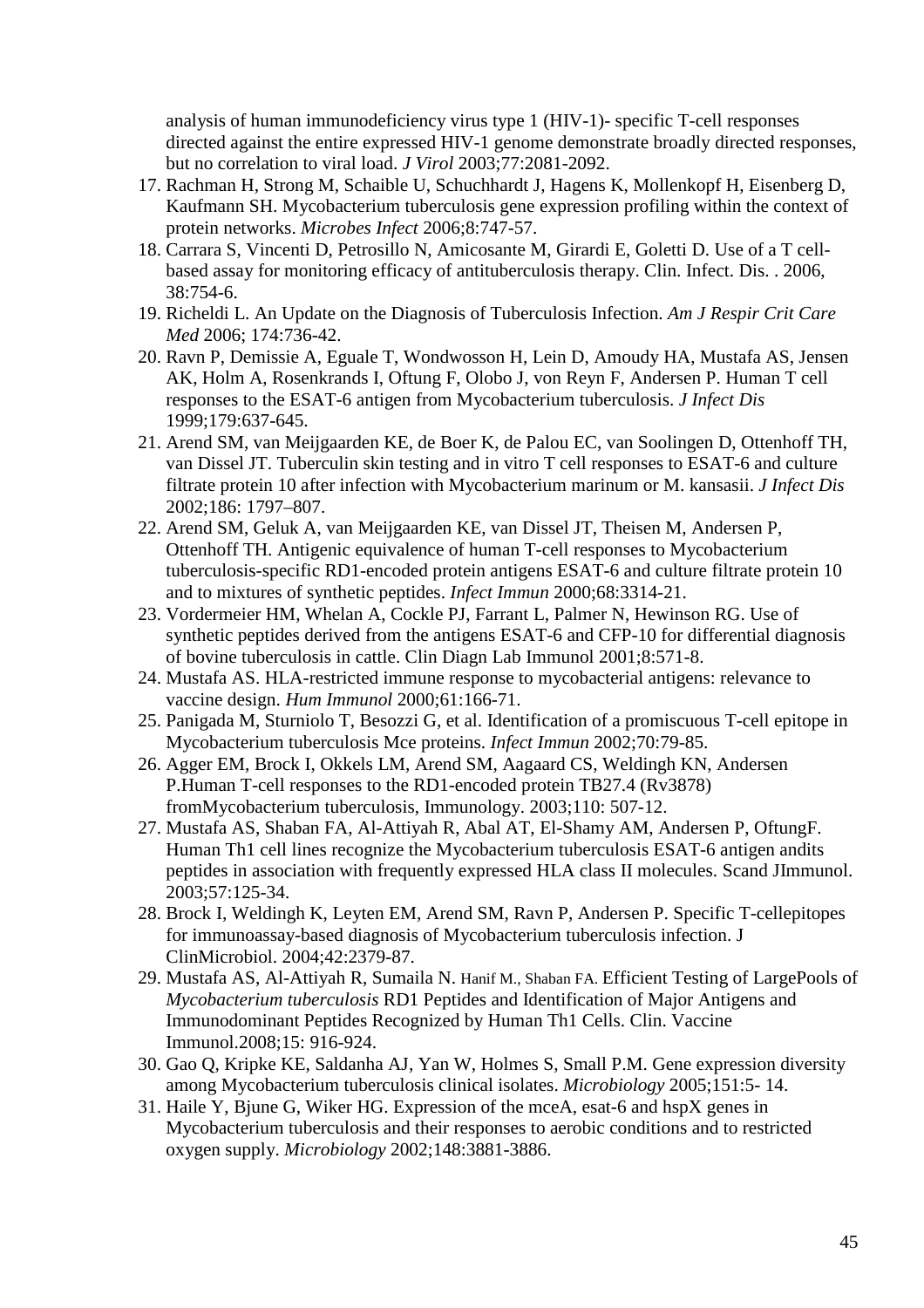analysis of human immunodeficiency virus type 1 (HIV-1)- specific T-cell responses directed against the entire expressed HIV-1 genome demonstrate broadly directed responses, but no correlation to viral load. *J Virol* 2003;77:2081-2092.

17. Rachman H, Strong M, Schaible U, Schuchhardt J, Hagens K, Mollenkopf H, Eisenberg D, Kaufmann SH. Mycobacterium tuberculosis gene expression profiling within the context of protein networks. *Microbes Infect* 2006;8:747-57.
18. Carrara S, Vincenti D, Petrosillo N, Amicosante M, Girardi E, Goletti D. Use of a T cell-based assay for monitoring efficacy of antituberculosis therapy. Clin. Infect. Dis. . 2006, 38:754-6.
19. Richeldi L. An Update on the Diagnosis of Tuberculosis Infection. *Am J Respir Crit Care Med* 2006; 174:736-42.
20. Ravn P, Demissie A, Eguale T, Wondwosson H, Lein D, Amoudy HA, Mustafa AS, Jensen AK, Holm A, Rosenkrands I, Oftung F, Olobo J, von Reyn F, Andersen P. Human T cell responses to the ESAT-6 antigen from Mycobacterium tuberculosis. *J Infect Dis* 1999;179:637-645.
21. Arend SM, van Meijgaarden KE, de Boer K, de Palou EC, van Soolingen D, Ottenhoff TH, van Dissel JT. Tuberculin skin testing and in vitro T cell responses to ESAT-6 and culture filtrate protein 10 after infection with Mycobacterium marinum or M. kansasii. *J Infect Dis* 2002;186: 1797–807.
22. Arend SM, Geluk A, van Meijgaarden KE, van Dissel JT, Theisen M, Andersen P, Ottenhoff TH. Antigenic equivalence of human T-cell responses to Mycobacterium tuberculosis-specific RD1-encoded protein antigens ESAT-6 and culture filtrate protein 10 and to mixtures of synthetic peptides. *Infect Immun* 2000;68:3314-21.
23. Vordermeier HM, Whelan A, Cockle PJ, Farrant L, Palmer N, Hewinson RG. Use of synthetic peptides derived from the antigens ESAT-6 and CFP-10 for differential diagnosis of bovine tuberculosis in cattle. Clin Diagn Lab Immunol 2001;8:571-8.
24. Mustafa AS. HLA-restricted immune response to mycobacterial antigens: relevance to vaccine design. *Hum Immunol* 2000;61:166-71.
25. Panigada M, Sturniolo T, Besozzi G, et al. Identification of a promiscuous T-cell epitope in Mycobacterium tuberculosis Mce proteins. *Infect Immun* 2002;70:79-85.
26. Agger EM, Brock I, Okkels LM, Arend SM, Aagaard CS, Weldingh KN, Andersen P.Human T-cell responses to the RD1-encoded protein TB27.4 (Rv3878) fromMycobacterium tuberculosis, Immunology. 2003;110: 507-12.
27. Mustafa AS, Shaban FA, Al-Attiyah R, Abal AT, El-Shamy AM, Andersen P, OftungF. Human Th1 cell lines recognize the Mycobacterium tuberculosis ESAT-6 antigen andits peptides in association with frequently expressed HLA class II molecules. Scand JImmunol. 2003;57:125-34.
28. Brock I, Weldingh K, Leyten EM, Arend SM, Ravn P, Andersen P. Specific T-cellepitopes for immunoassay-based diagnosis of Mycobacterium tuberculosis infection. J ClinMicrobiol. 2004;42:2379-87.
29. Mustafa AS, Al-Attiyah R, Sumaila N. Hanif M., Shaban FA. Efficient Testing of LargePools of *Mycobacterium tuberculosis* RD1 Peptides and Identification of Major Antigens and Immunodominant Peptides Recognized by Human Th1 Cells. Clin. Vaccine Immunol.2008;15: 916-924.
30. Gao Q, Kripke KE, Saldanha AJ, Yan W, Holmes S, Small P.M. Gene expression diversity among Mycobacterium tuberculosis clinical isolates. *Microbiology* 2005;151:5- 14.
31. Haile Y, Bjune G, Wiker HG. Expression of the mceA, esat-6 and hspX genes in Mycobacterium tuberculosis and their responses to aerobic conditions and to restricted oxygen supply. *Microbiology* 2002;148:3881-3886.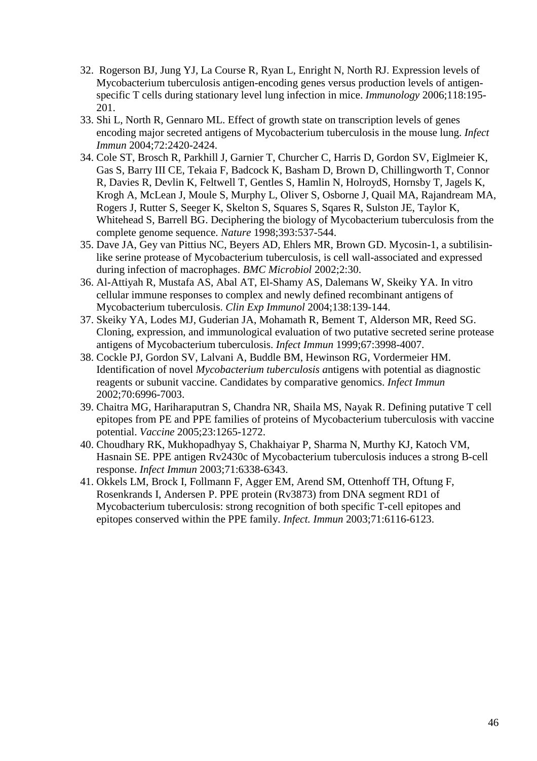32. Rogerson BJ, Jung YJ, La Course R, Ryan L, Enright N, North RJ. Expression levels of Mycobacterium tuberculosis antigen-encoding genes versus production levels of antigen-specific T cells during stationary level lung infection in mice. *Immunology* 2006;118:195-201.
33. Shi L, North R, Gennaro ML. Effect of growth state on transcription levels of genes encoding major secreted antigens of Mycobacterium tuberculosis in the mouse lung. *Infect Immun* 2004;72:2420-2424.
34. Cole ST, Brosch R, Parkhill J, Garnier T, Churcher C, Harris D, Gordon SV, Eiglmeier K, Gas S, Barry III CE, Tekaia F, Badcock K, Basham D, Brown D, Chillingworth T, Connor R, Davies R, Devlin K, Feltwell T, Gentles S, Hamlin N, HolroydS, Hornsby T, Jagels K, Krogh A, McLean J, Moule S, Murphy L, Oliver S, Osborne J, Quail MA, Rajandream MA, Rogers J, Rutter S, Seeger K, Skelton S, Squares S, Sqares R, Sulston JE, Taylor K, Whitehead S, Barrell BG. Deciphering the biology of Mycobacterium tuberculosis from the complete genome sequence. *Nature* 1998;393:537-544.
35. Dave JA, Gey van Pittius NC, Beyers AD, Ehlers MR, Brown GD. Mycosin-1, a subtilisin-like serine protease of Mycobacterium tuberculosis, is cell wall-associated and expressed during infection of macrophages. *BMC Microbiol* 2002;2:30.
36. Al-Attiyah R, Mustafa AS, Abal AT, El-Shamy AS, Dalemans W, Skeiky YA. In vitro cellular immune responses to complex and newly defined recombinant antigens of Mycobacterium tuberculosis. *Clin Exp Immunol* 2004;138:139-144.
37. Skeiky YA, Lodes MJ, Guderian JA, Mohamath R, Bement T, Alderson MR, Reed SG. Cloning, expression, and immunological evaluation of two putative secreted serine protease antigens of Mycobacterium tuberculosis. *Infect Immun* 1999;67:3998-4007.
38. Cockle PJ, Gordon SV, Lalvani A, Buddle BM, Hewinson RG, Vordermeier HM. Identification of novel *Mycobacterium tuberculosis a*ntigens with potential as diagnostic reagents or subunit vaccine. Candidates by comparative genomics. *Infect Immun* 2002;70:6996-7003.
39. Chaitra MG, Hariharaputran S, Chandra NR, Shaila MS, Nayak R. Defining putative T cell epitopes from PE and PPE families of proteins of Mycobacterium tuberculosis with vaccine potential. *Vaccine* 2005;23:1265-1272.
40. Choudhary RK, Mukhopadhyay S, Chakhaiyar P, Sharma N, Murthy KJ, Katoch VM, Hasnain SE. PPE antigen Rv2430c of Mycobacterium tuberculosis induces a strong B-cell response. *Infect Immun* 2003;71:6338-6343.
41. Okkels LM, Brock I, Follmann F, Agger EM, Arend SM, Ottenhoff TH, Oftung F, Rosenkrands I, Andersen P. PPE protein (Rv3873) from DNA segment RD1 of Mycobacterium tuberculosis: strong recognition of both specific T-cell epitopes and epitopes conserved within the PPE family. *Infect. Immun* 2003;71:6116-6123.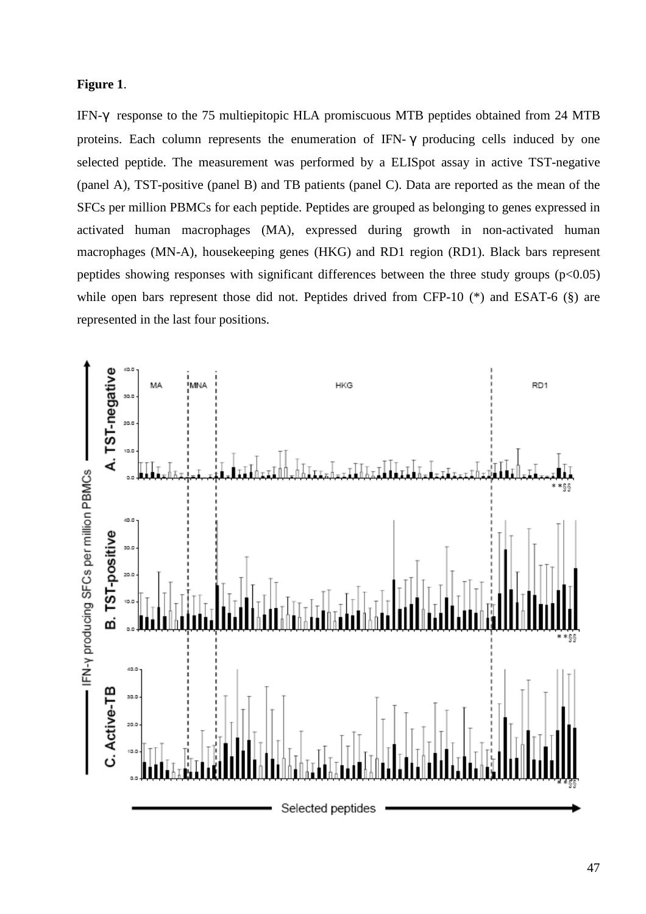**Figure 1**.

IFN-γ response to the 75 multiepitopic HLA promiscuous MTB peptides obtained from 24 MTB proteins. Each column represents the enumeration of IFN-γ producing cells induced by one selected peptide. The measurement was performed by a ELISpot assay in active TST-negative (panel A), TST-positive (panel B) and TB patients (panel C). Data are reported as the mean of the SFCs per million PBMCs for each peptide. Peptides are grouped as belonging to genes expressed in activated human macrophages (MA), expressed during growth in non-activated human macrophages (MN-A), housekeeping genes (HKG) and RD1 region (RD1). Black bars represent peptides showing responses with significant differences between the three study groups ($p<0.05$) while open bars represent those did not. Peptides drived from CFP-10 (*) and ESAT-6 (§) are represented in the last four positions.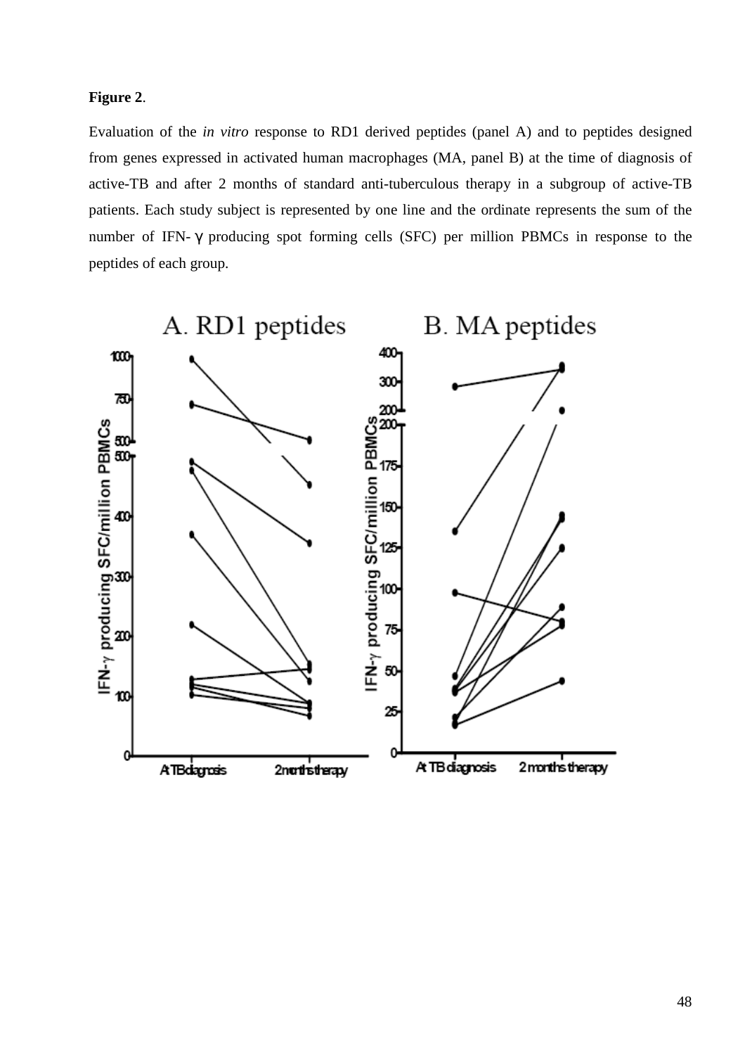**Figure 2**.

Evaluation of the *in vitro* response to RD1 derived peptides (panel A) and to peptides designed from genes expressed in activated human macrophages (MA, panel B) at the time of diagnosis of active-TB and after 2 months of standard anti-tuberculous therapy in a subgroup of active-TB patients. Each study subject is represented by one line and the ordinate represents the sum of the number of IFN- γ producing spot forming cells (SFC) per million PBMCs in response to the peptides of each group.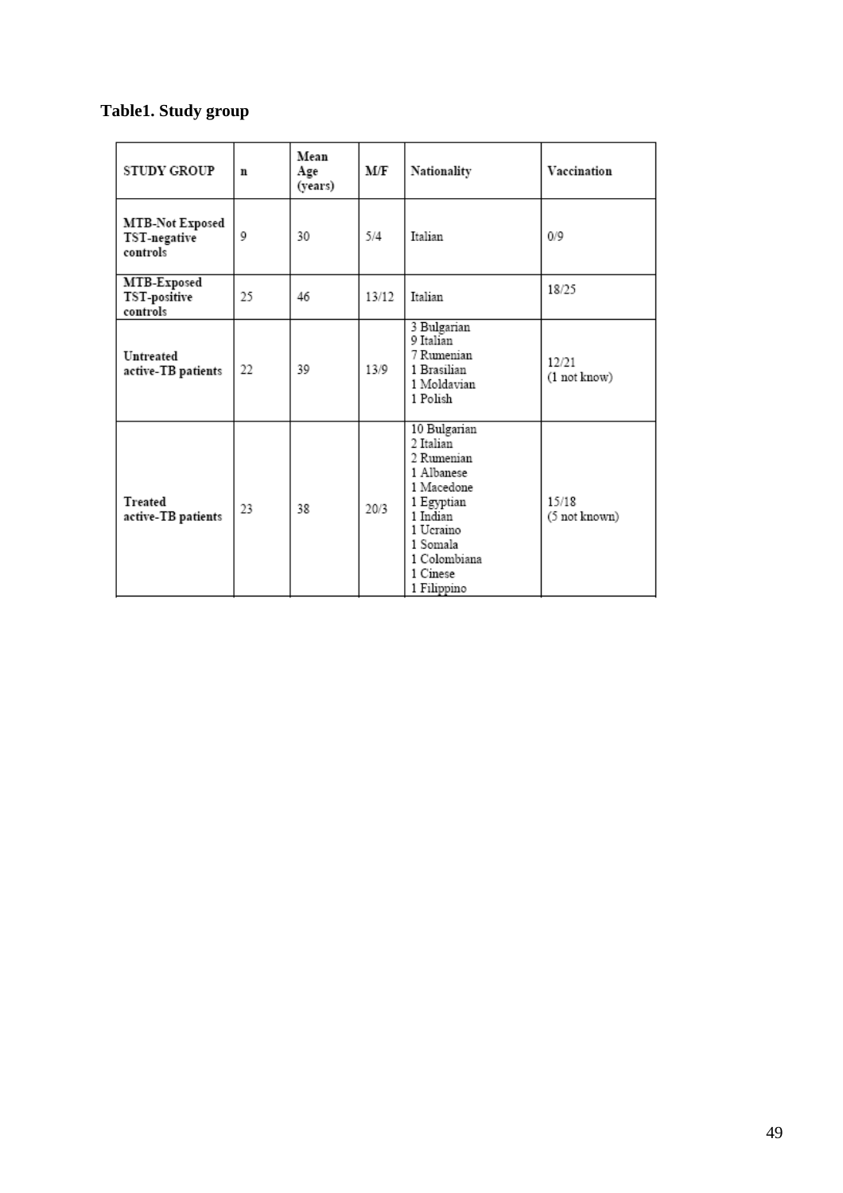**Table1. Study group**

| STUDY GROUP | n | Mean Age (years) | M/F | Nationality | Vaccination |
|---|---|---|---|---|---|
| MTB-Not Exposed TST-negative controls | 9 | 30 | 5/4 | Italian | 0/9 |
| MTB-Exposed TST-positive controls | 25 | 46 | 13/12 | Italian | 18/25 |
| Untreated active-TB patients | 22 | 39 | 13/9 | 3 Bulgarian<br>9 Italian<br>7 Rumenian<br>1 Brasilian<br>1 Moldavian<br>1 Polish | 12/21<br>(1 not know) |
| Treated active-TB patients | 23 | 38 | 20/3 | 10 Bulgarian<br>2 Italian<br>2 Rumenian<br>1 Albanese<br>1 Macedone<br>1 Egyptian<br>1 Indian<br>1 Ucraino<br>1 Somala<br>1 Colombiana<br>1 Cinese<br>1 Filippino | 15/18<br>(5 not known) |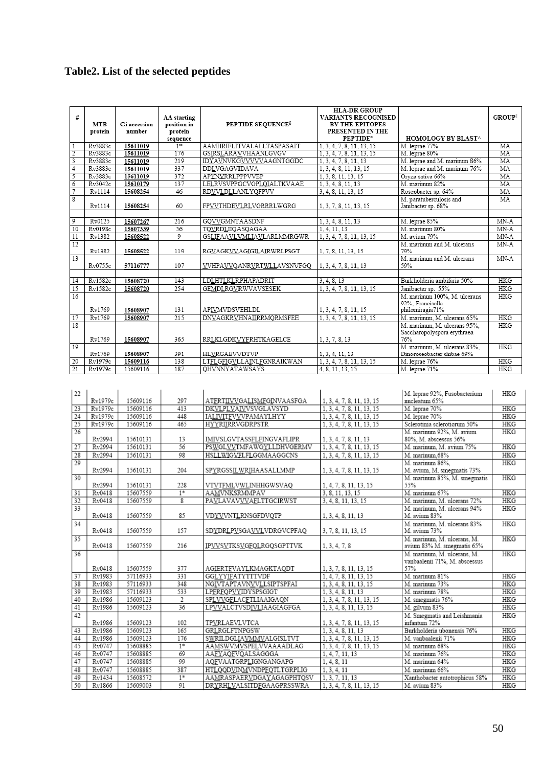# Table2. List of the selected peptides

| # | MTB protein | Gi accession number | AA starting position in protein sequence | PEPTIDE SEQUENCE§ | HLA-DR GROUP VARIANTS RECOGNISED BY THE EPITOPES PRESENTED IN THE PEPTIDE° | HOMOLOGY BY BLAST^ | GROUP‖ |
|---|---|---|---|---|---|---|---|
| 1 | Rv3883c | 15611019 | 1* | AAMHRIFLITVALALLTASPASAIT | 1, 3, 4, 7, 8, 11, 13, 15 | M. leprae 77% | MA |
| 2 | Rv3883c | 15611019 | 176 | GSIRSLARAVVHAANLGVGV | 1, 3, 4, 7, 8, 11, 13, 15 | M. leprae 80% | MA |
| 3 | Rv3883c | 15611019 | 219 | IDYAVNVKGVVVVVAAGNTGGDC | 1, 3, 4, 7, 8, 11, 13 | M. leprae and M. marinum 86% | MA |
| 4 | Rv3883c | 15611019 | 337 | DDLVGAGVIDAVA | 1, 3, 4, 8, 11, 13, 15 | M. leprae and M. marinum 76% | MA |
| 5 | Rv3883c | 15611019 | 372 | APYNVRRLPPPVVEP | 1, 3, 8, 11, 13, 15 | Oryza sativa 66% | MA |
| 6 | Rv3042c | 15610179 | 137 | LELRVSVPPGCVGPLQIALTKVAAE | 1, 3, 4, 8, 11, 13 | M. marinum 82% | MA |
| 7 | Rv1114 | 15608254 | 46 | RDVVLDLLANLYQFPVV | 3, 4, 8, 11, 13, 15 | Roseobacter sp. 64% | MA |
| 8 | Rv1114 | 15608254 | 60 | FPVVTHDEVLRLVGRRRLWGRG | 1, 3, 7, 8, 11, 13, 15 | M. paratuberculosis and Janibacter sp. 68% | MA |
| 9 | Rv0125 | 15607267 | 216 | GQVVGMNTAASDNF | 1, 3, 4, 8, 11, 13 | M. leprae 85% | MN-A |
| 10 | Rv0198c | 15607339 | 56 | TQVRDLIIQASQAGAA | 1, 4, 11, 13 | M. marinum 80% | MN-A |
| 11 | Rv1382 | 15608522 | 9 | GSLIFAAVLVMLIAVLARLMMRGWR | 1, 3, 4, 7, 8, 11, 13, 15 | M. avium 79% | MN-A |
| 12 | Rv1382 | 15608522 | 119 | RGVAGKVVAGIGILAIRWRLPSGT | 1, 7, 8, 11, 13, 15 | M. marinum and M. ulcerans 79% | MN-A |
| 13 | Rv0755c | 57116777 | 107 | VVHPAVVQANRVRTWLLAVSNVFGQ | 1, 3, 4, 7, 8, 11, 13 | M. marinum and M. ulcerans 59% | MN-A |
| 14 | Rv1582c | 15608720 | 143 | LDLHTLKLRPHAPADRIT | 3, 4, 8, 13 | Burkholderia ambifaria 50% | HKG |
| 15 | Rv1582c | 15608720 | 254 | GEMDLRGVRWVAVSESEK | 1, 3, 4, 7, 8, 11, 13, 15 | Janibacter sp. 55% | HKG |
| 16 | Rv1769 | 15608907 | 131 | APIVMVDSVEHLDL | 1, 3, 4, 7, 8, 11, 15 | M. marinum 100%, M. ulcerans 92%, Francisella philomiragia71% | HKG |
| 17 | Rv1769 | 15608907 | 215 | DNVAGKRVHNAIIRRMQRMSFEE | 1, 3, 4, 7, 8, 11, 13, 15 | M. marinum, M. ulcerans 65% | HKG |
| 18 | Rv1769 | 15608907 | 365 | RRLKLGDKVYFRHTKAGELCE | 1, 3, 7, 8, 13 | M. marinum, M. ulcerans 95%, Saccharopolyspora erythraea 76% | HKG |
| 19 | Rv1769 | 15608907 | 391 | HLVRGAEVVDTVP | 1, 3, 4, 11, 13 | M. marinum, M. ulcerans 83%, Dinoroseobacter shibae 69% | HKG |
| 20 | Rv1979c | 15609116 | 138 | LTFLGFIGVLLAINLFGNRAIKWAN | 1, 3, 4, 7, 8, 11, 13, 15 | M. leprae 76% | HKG |
| 21 | Rv1979c | 15609116 | 187 | QHVNNYATAWSAYS | 4, 8, 11, 13, 15 | M. leprae 71% | HKG |
| 22 | Rv1979c | 15609116 | 297 | ATFRTIIVVGALISMFGINVAASFGA | 1, 3, 4, 7, 8, 11, 13, 15 | M. leprae 92%, Fusobacterium nucleatum 65% | HKG |
| 23 | Rv1979c | 15609116 | 413 | DKVLPLVAIVVSVGLAVSYD | 1, 3, 4, 7, 8, 11, 13, 15 | M. leprae 70% | HKG |
| 24 | Rv1979c | 15609116 | 448 | IALIVITFVVVPAMAYLHYY | 1, 3, 4, 7, 8, 11, 13, 15 | M. leprae 70% | HKG |
| 25 | Rv1979c | 15609116 | 465 | HYYRIIRRVGDRPSTR | 1, 3, 4, 7, 8, 11, 13, 15 | Sclerotinia sclerotiorum 50% | HKG |
| 26 | Rv2994 | 15610131 | 13 | IMIVSLGVTASSFLFINGVAFLIPR | 1, 3, 4, 7, 8, 11, 13 | M. marinum 92%, M. avium 80%, M. abscessus 56% | HKG |
| 27 | Rv2994 | 15610131 | 56 | PSWGLVVTMFAWGYLLDHVGERMV | 1, 3, 4, 7, 8, 11, 13, 15 | M. marinum, M. avium 75% | HKG |
| 28 | Rv2994 | 15610131 | 98 | HSLLWIGVFLFLGGMAAGGCNS | 1, 3, 4, 7, 8, 11, 13, 15 | M. marinum,68% | HKG |
| 29 | Rv2994 | 15610131 | 204 | SPYRGSSILWRIHAASALLMMP | 1, 3, 4, 7, 8, 11, 13, 15 | M. marinum 86%, M. avium, M. smegmatis 73% | HKG |
| 30 | Rv2994 | 15610131 | 228 | VTVTFMLVWLINHHGWSVAQ | 1, 4, 7, 8, 11, 13, 15 | M. marinum 85%, M. smegmatis 55% | HKG |
| 31 | Rv0418 | 15607559 | 1* | AAMVNKSRMMPAV | 3, 8, 11, 13, 15 | M. marinum 67% | HKG |
| 32 | Rv0418 | 15607559 | 8 | PAVLAVAVVVAFLTTGCIRWST | 3, 4, 8, 11, 13, 15 | M. marinum, M. ulcerans 72% | HKG |
| 33 | Rv0418 | 15607559 | 85 | VDYVVNTLRNSGFDVQTP | 1, 3, 4, 8, 11, 13 | M. marinum, M. ulcerans 94% M. avium 83% | HKG |
| 34 | Rv0418 | 15607559 | 157 | SDYDRLPVSGAVVLVDRGVCPFAQ | 3, 7, 8, 11, 13, 15 | M. marinum, M. ulcerans 83% M. avium 73% | HKG |
| 35 | Rv0418 | 15607559 | 216 | IPVVSVTKSVGFQLRGQSGPTTVK | 1, 3, 4, 7, 8 | M. marinum, M. ulcerans, M. avium 83% M. smegmatis 65% | HKG |
| 36 | Rv0418 | 15607559 | 377 | AGIERTFVAYLKMAGKTAQDT | 1, 3, 7, 8, 11, 13, 15 | M. marinum, M. ulcerans, M. vanbaalenii 71%, M. abscessus 57% | HKG |
| 37 | Rv1983 | 57116933 | 331 | GGLYYIFATYTTTVDF | 1, 4, 7, 8, 11, 13, 15 | M. marinum 81% | HKG |
| 38 | Rv1983 | 57116933 | 348 | NGIVTAPTAVNVVLLSIPTSPFAI | 1, 3, 4, 8, 11, 13, 15 | M. marinum 73% | HKG |
| 39 | Rv1983 | 57116933 | 533 | LPFRFQPVYIDYSPSGIGT | 1, 3, 4, 8, 11, 13 | M. marinum 78% | HKG |
| 40 | Rv1986 | 15609123 | 2 | SPLVVGFLACFTLIAAIGAQN | 1, 3, 4, 7, 8, 11, 13, 15 | M. smegmatis 76% | HKG |
| 41 | Rv1986 | 15609123 | 36 | LPVVALCTVSDIVLIAAGIAGFGA | 1, 3, 4, 8, 11, 13, 15 | M. gilvum 83% | HKG |
| 42 | Rv1986 | 15609123 | 102 | TPVRLAEVLVTCA | 1, 3, 4, 7, 8, 11, 13, 15 | M. Smegmatis and Leishmania infantum 72% | HKG |
| 43 | Rv1986 | 15609123 | 165 | GRLRGLFTNPSGW | 1, 3, 4, 8, 11, 13 | Burkholderia ubonensis 76% | HKG |
| 44 | Rv1986 | 15609123 | 176 | SWRILDGLIAVMMVALGISLTVT | 1, 3, 4, 7, 8, 11, 13, 15 | M. vanbaalenii 71% | HKG |
| 45 | Rv0747 | 15608885 | 1* | AAMSWVMVSPELVVAAADLAG | 1, 3, 4, 7, 8, 11, 13, 15 | M. marinum 68% | HKG |
| 46 | Rv0747 | 15608885 | 69 | AAFYAQFVQALSAGGGA | 1, 4, 7, 11, 13 | M. marinum 76% | HKG |
| 47 | Rv0747 | 15608885 | 99 | AQFVAATGRPLIGNGANGAPG | 1, 4, 8, 11 | M. marinum 64% | HKG |
| 48 | Rv0747 | 15608885 | 387 | HTLQQDVINMVNDPFQTLTGRPLIG | 1, 3, 4, 11 | M. marinum 66% | HKG |
| 49 | Rv1434 | 15608572 | 1* | AAMRASPAERVDGAYAGAPHTQSV | 1, 3, 7, 11, 13 | Xanthobacter autotrophicus 58% | HKG |
| 50 | Rv1866 | 15609003 | 91 | DRYRHLVALSITDFGAAGPRSSWRA | 1, 3, 4, 7, 8, 11, 13, 15 | M. avium 83% | HKG |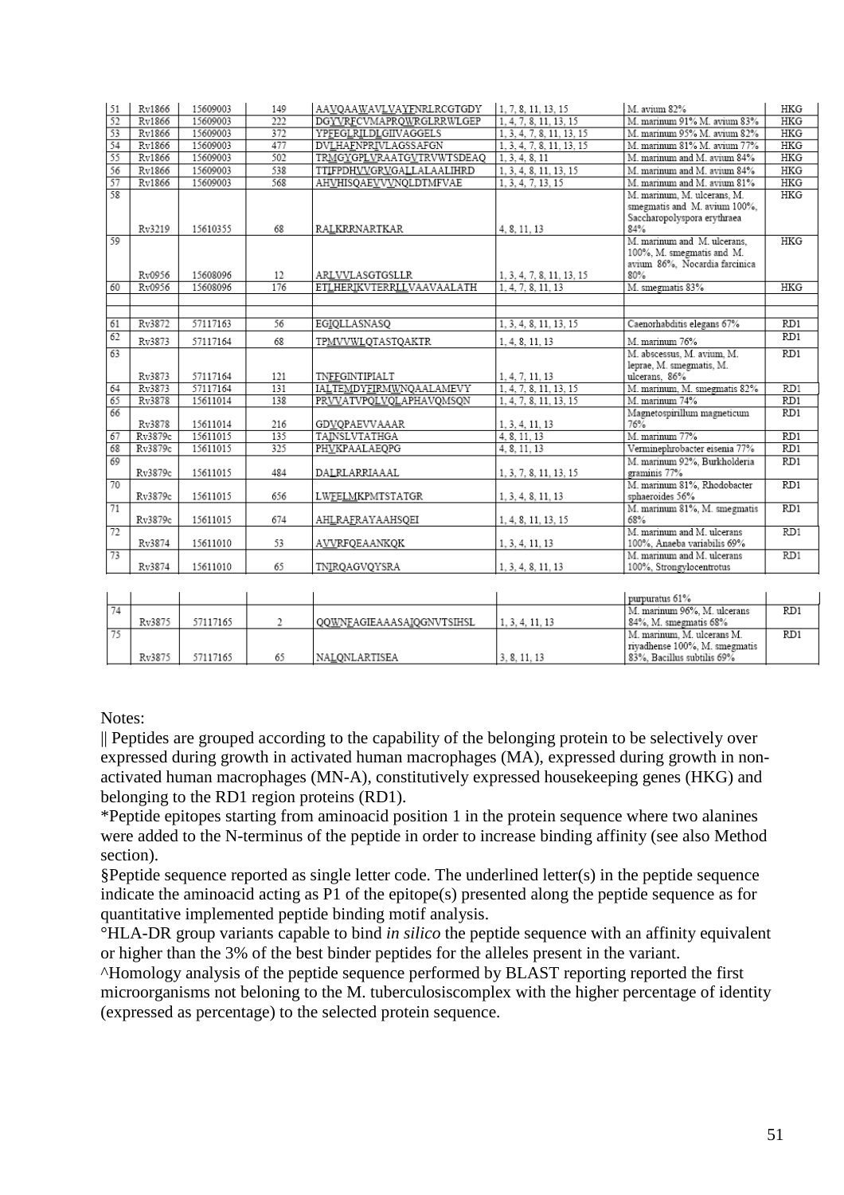| 51 | Rv1866 | 15609003 | 149 | AAVQAAWAVLVAYFNRLRCGTGDY | 1, 7, 8, 11, 13, 15 | M. avium 82% | HKG |
|---|---|---|---|---|---|---|---|
| 52 | Rv1866 | 15609003 | 222 | DGYVRFCVMAPRQWRGLRRWLGEP | 1, 4, 7, 8, 11, 13, 15 | M. marinum 91% M. avium 83% | HKG |
| 53 | Rv1866 | 15609003 | 372 | YPFEGLRILDLGIIVAGGELS | 1, 3, 4, 7, 8, 11, 13, 15 | M. marinum 95% M. avium 82% | HKG |
| 54 | Rv1866 | 15609003 | 477 | DVLHAFNPRIVLAGSSAFGN | 1, 3, 4, 7, 8, 11, 13, 15 | M. marinum 81% M. avium 77% | HKG |
| 55 | Rv1866 | 15609003 | 502 | TRMGYGPLVRAATGVTRVWTSDEAQ | 1, 3, 4, 8, 11 | M. marinum and M. avium 84% | HKG |
| 56 | Rv1866 | 15609003 | 538 | TTIFPDHVVGRVGALLALAALIHRD | 1, 3, 4, 8, 11, 13, 15 | M. marinum and M. avium 84% | HKG |
| 57 | Rv1866 | 15609003 | 568 | AHVHISQAEVVVNQLDTMFVAE | 1, 3, 4, 7, 13, 15 | M. marinum and M. avium 81% | HKG |
| 58 | Rv3219 | 15610355 | 68 | RALKRRNARTKAR | 4, 8, 11, 13 | M. marinum, M. ulcerans, M. smegmatis and M. avium 100%, Saccharopolyspora erythraea 84% | HKG |
| 59 | Rv0956 | 15608096 | 12 | ARLVVLASGTGSLLR | 1, 3, 4, 7, 8, 11, 13, 15 | M. marinum and M. ulcerans, 100%, M. smegmatis and M. avium 86%, Nocardia farcinica 80% | HKG |
| 60 | Rv0956 | 15608096 | 176 | ETLHERIKVTERRLLVAAVAALATH | 1, 4, 7, 8, 11, 13 | M. smegmatis 83% | HKG |
| | | | | | | | |
| 61 | Rv3872 | 57117163 | 56 | EGIQLLASNASQ | 1, 3, 4, 8, 11, 13, 15 | Caenorhabditis elegans 67% | RD1 |
| 62 | Rv3873 | 57117164 | 68 | TPMVVWLQTASTQAKTR | 1, 4, 8, 11, 13 | M. marinum 76% | RD1 |
| 63 | Rv3873 | 57117164 | 121 | TNFFGINTIPIALT | 1, 4, 7, 11, 13 | M. abscessus, M. avium, M. leprae, M. smegmatis, M. ulcerans, 86% | RD1 |
| 64 | Rv3873 | 57117164 | 131 | IALTEMDYFIRMWNQAALAMEVY | 1, 4, 7, 8, 11, 13, 15 | M. marinum, M. smegmatis 82% | RD1 |
| 65 | Rv3878 | 15611014 | 138 | PRVVATVPQLVQLAPHAVQMSQN | 1, 4, 7, 8, 11, 13, 15 | M. marinum 74% | RD1 |
| 66 | Rv3878 | 15611014 | 216 | GDVQPAEVVAAAR | 1, 3, 4, 11, 13 | Magnetospirillum magneticum 76% | RD1 |
| 67 | Rv3879c | 15611015 | 135 | TAINSLVTATHGA | 4, 8, 11, 13 | M. marinum 77% | RD1 |
| 68 | Rv3879c | 15611015 | 325 | PHVKPAALAEQPG | 4, 8, 11, 13 | Verminephrobacter eisenia 77% | RD1 |
| 69 | Rv3879c | 15611015 | 484 | DALRLARRIAAAL | 1, 3, 7, 8, 11, 13, 15 | M. marinum 92%, Burkholderia graminis 77% | RD1 |
| 70 | Rv3879c | 15611015 | 656 | LWFELMKPMTSTATGR | 1, 3, 4, 8, 11, 13 | M. marinum 81%, Rhodobacter sphaeroides 56% | RD1 |
| 71 | Rv3879c | 15611015 | 674 | AHLRAFRAYAAHSQEI | 1, 4, 8, 11, 13, 15 | M. marinum 81%, M. smegmatis 68% | RD1 |
| 72 | Rv3874 | 15611010 | 53 | AVVRFQEAANKQK | 1, 3, 4, 11, 13 | M. marinum and M. ulcerans 100%, Anaeba variabilis 69% | RD1 |
| 73 | Rv3874 | 15611010 | 65 | TNIRQAGVQYSRA | 1, 3, 4, 8, 11, 13 | M. marinum and M. ulcerans 100%, Strongylocentrotus purpuratus 61% | RD1 |
| 74 | Rv3875 | 57117165 | 2 | QQWNFAGIEAAASAIQGNVTSIHSL | 1, 3, 4, 11, 13 | M. marinum 96%, M. ulcerans 84%, M. smegmatis 68% | RD1 |
| 75 | Rv3875 | 57117165 | 65 | NALQNLARTISEA | 3, 8, 11, 13 | M. marinum, M. ulcerans M. riyadhense 100%, M. smegmatis 83%, Bacillus subtilis 69% | RD1 |

Notes:

|| Peptides are grouped according to the capability of the belonging protein to be selectively over expressed during growth in activated human macrophages (MA), expressed during growth in non-activated human macrophages (MN-A), constitutively expressed housekeeping genes (HKG) and belonging to the RD1 region proteins (RD1).

*Peptide epitopes starting from aminoacid position 1 in the protein sequence where two alanines were added to the N-terminus of the peptide in order to increase binding affinity (see also Method section).

§Peptide sequence reported as single letter code. The underlined letter(s) in the peptide sequence indicate the aminoacid acting as P1 of the epitope(s) presented along the peptide sequence as for quantitative implemented peptide binding motif analysis.

°HLA-DR group variants capable to bind *in silico* the peptide sequence with an affinity equivalent or higher than the 3% of the best binder peptides for the alleles present in the variant.

^Homology analysis of the peptide sequence performed by BLAST reporting reported the first microorganisms not beloning to the M. tuberculosiscomplex with the higher percentage of identity (expressed as percentage) to the selected protein sequence.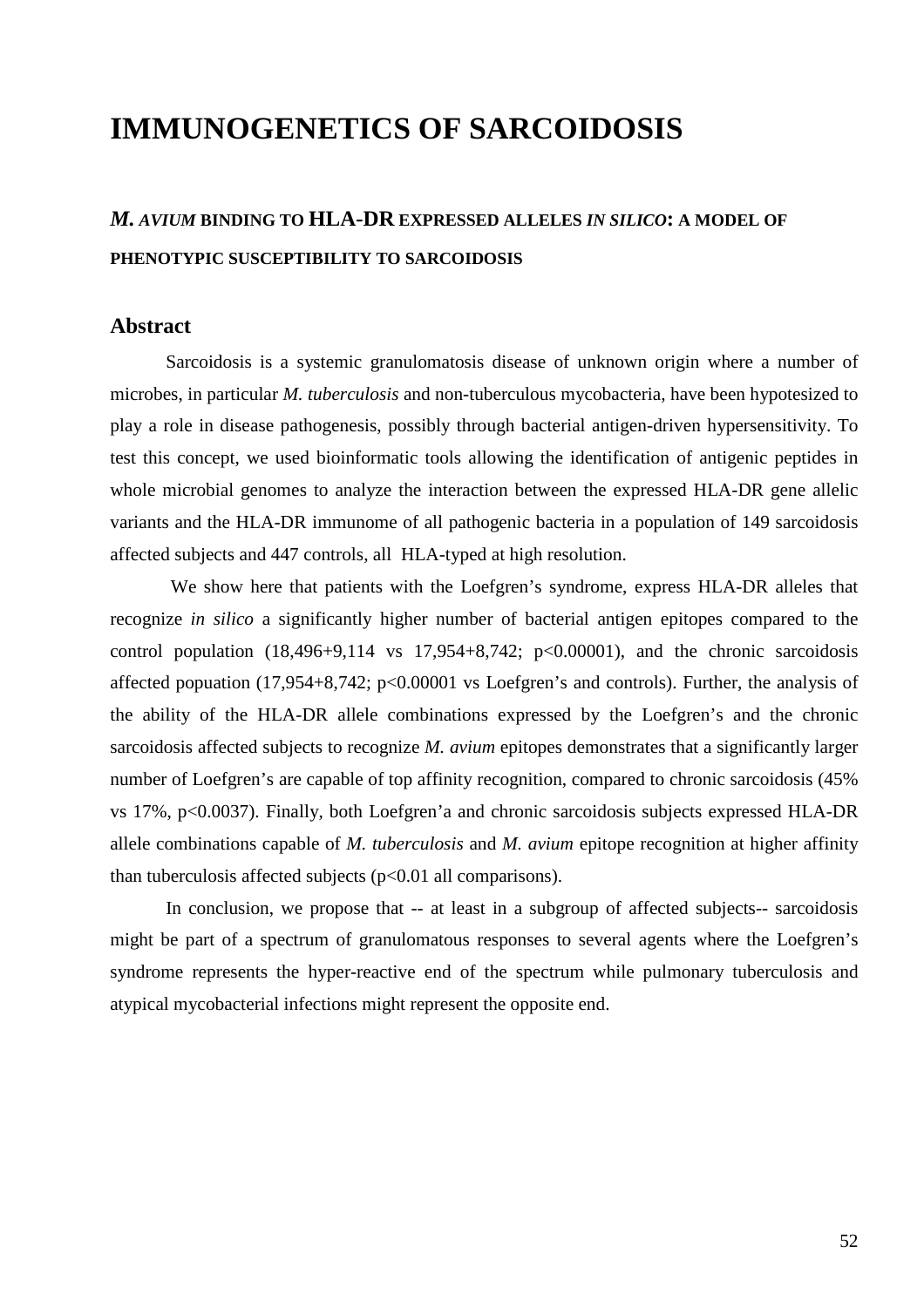# IMMUNOGENETICS OF SARCOIDOSIS

## *M. AVIUM* BINDING TO HLA-DR EXPRESSED ALLELES *IN SILICO*: A MODEL OF PHENOTYPIC SUSCEPTIBILITY TO SARCOIDOSIS

### Abstract

Sarcoidosis is a systemic granulomatosis disease of unknown origin where a number of microbes, in particular *M. tuberculosis* and non-tuberculous mycobacteria, have been hypotesized to play a role in disease pathogenesis, possibly through bacterial antigen-driven hypersensitivity. To test this concept, we used bioinformatic tools allowing the identification of antigenic peptides in whole microbial genomes to analyze the interaction between the expressed HLA-DR gene allelic variants and the HLA-DR immunome of all pathogenic bacteria in a population of 149 sarcoidosis affected subjects and 447 controls, all HLA-typed at high resolution.

We show here that patients with the Loefgren's syndrome, express HLA-DR alleles that recognize *in silico* a significantly higher number of bacterial antigen epitopes compared to the control population (18,496+9,114 vs 17,954+8,742; $p<0.00001$), and the chronic sarcoidosis affected popuation (17,954+8,742; $p<0.00001$ vs Loefgren's and controls). Further, the analysis of the ability of the HLA-DR allele combinations expressed by the Loefgren's and the chronic sarcoidosis affected subjects to recognize *M. avium* epitopes demonstrates that a significantly larger number of Loefgren's are capable of top affinity recognition, compared to chronic sarcoidosis (45% vs 17%, $p<0.0037$). Finally, both Loefgren'a and chronic sarcoidosis subjects expressed HLA-DR allele combinations capable of *M. tuberculosis* and *M. avium* epitope recognition at higher affinity than tuberculosis affected subjects ($p<0.01$ all comparisons).

In conclusion, we propose that -- at least in a subgroup of affected subjects-- sarcoidosis might be part of a spectrum of granulomatous responses to several agents where the Loefgren's syndrome represents the hyper-reactive end of the spectrum while pulmonary tuberculosis and atypical mycobacterial infections might represent the opposite end.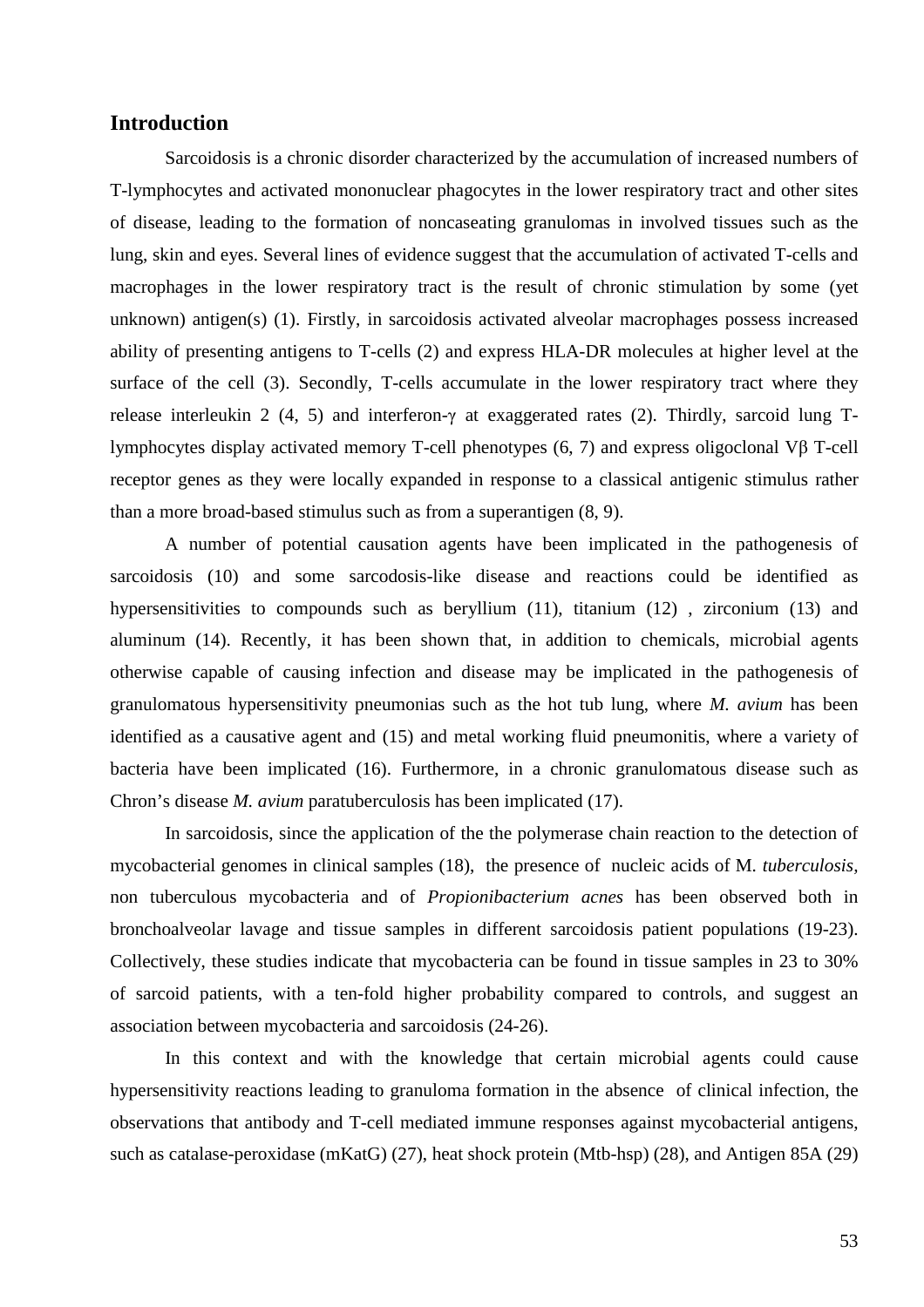## Introduction

Sarcoidosis is a chronic disorder characterized by the accumulation of increased numbers of T-lymphocytes and activated mononuclear phagocytes in the lower respiratory tract and other sites of disease, leading to the formation of noncaseating granulomas in involved tissues such as the lung, skin and eyes. Several lines of evidence suggest that the accumulation of activated T-cells and macrophages in the lower respiratory tract is the result of chronic stimulation by some (yet unknown) antigen(s) (1). Firstly, in sarcoidosis activated alveolar macrophages possess increased ability of presenting antigens to T-cells (2) and express HLA-DR molecules at higher level at the surface of the cell (3). Secondly, T-cells accumulate in the lower respiratory tract where they release interleukin 2 (4, 5) and interferon-$\gamma$ at exaggerated rates (2). Thirdly, sarcoid lung T-lymphocytes display activated memory T-cell phenotypes (6, 7) and express oligoclonal V$\beta$ T-cell receptor genes as they were locally expanded in response to a classical antigenic stimulus rather than a more broad-based stimulus such as from a superantigen (8, 9).

A number of potential causation agents have been implicated in the pathogenesis of sarcoidosis (10) and some sarcodosis-like disease and reactions could be identified as hypersensitivities to compounds such as beryllium (11), titanium (12) , zirconium (13) and aluminum (14). Recently, it has been shown that, in addition to chemicals, microbial agents otherwise capable of causing infection and disease may be implicated in the pathogenesis of granulomatous hypersensitivity pneumonias such as the hot tub lung, where *M. avium* has been identified as a causative agent and (15) and metal working fluid pneumonitis, where a variety of bacteria have been implicated (16). Furthermore, in a chronic granulomatous disease such as Chron's disease *M. avium* paratuberculosis has been implicated (17).

In sarcoidosis, since the application of the the polymerase chain reaction to the detection of mycobacterial genomes in clinical samples (18), the presence of nucleic acids of M. *tuberculosis*, non tuberculous mycobacteria and of *Propionibacterium acnes* has been observed both in bronchoalveolar lavage and tissue samples in different sarcoidosis patient populations (19-23). Collectively, these studies indicate that mycobacteria can be found in tissue samples in 23 to 30% of sarcoid patients, with a ten-fold higher probability compared to controls, and suggest an association between mycobacteria and sarcoidosis (24-26).

In this context and with the knowledge that certain microbial agents could cause hypersensitivity reactions leading to granuloma formation in the absence of clinical infection, the observations that antibody and T-cell mediated immune responses against mycobacterial antigens, such as catalase-peroxidase (mKatG) (27), heat shock protein (Mtb-hsp) (28), and Antigen 85A (29)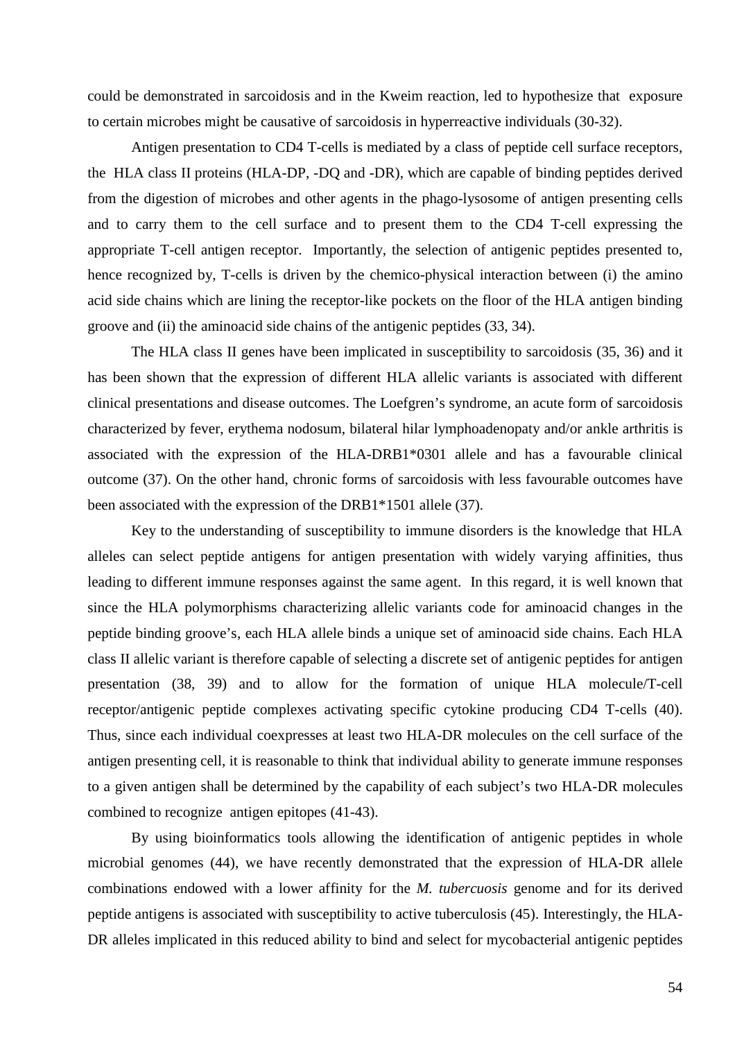could be demonstrated in sarcoidosis and in the Kweim reaction, led to hypothesize that exposure to certain microbes might be causative of sarcoidosis in hyperreactive individuals (30-32).

Antigen presentation to CD4 T-cells is mediated by a class of peptide cell surface receptors, the HLA class II proteins (HLA-DP, -DQ and -DR), which are capable of binding peptides derived from the digestion of microbes and other agents in the phago-lysosome of antigen presenting cells and to carry them to the cell surface and to present them to the CD4 T-cell expressing the appropriate T-cell antigen receptor. Importantly, the selection of antigenic peptides presented to, hence recognized by, T-cells is driven by the chemico-physical interaction between (i) the amino acid side chains which are lining the receptor-like pockets on the floor of the HLA antigen binding groove and (ii) the aminoacid side chains of the antigenic peptides (33, 34).

The HLA class II genes have been implicated in susceptibility to sarcoidosis (35, 36) and it has been shown that the expression of different HLA allelic variants is associated with different clinical presentations and disease outcomes. The Loefgren's syndrome, an acute form of sarcoidosis characterized by fever, erythema nodosum, bilateral hilar lymphoadenopaty and/or ankle arthritis is associated with the expression of the HLA-DRB1*0301 allele and has a favourable clinical outcome (37). On the other hand, chronic forms of sarcoidosis with less favourable outcomes have been associated with the expression of the DRB1*1501 allele (37).

Key to the understanding of susceptibility to immune disorders is the knowledge that HLA alleles can select peptide antigens for antigen presentation with widely varying affinities, thus leading to different immune responses against the same agent. In this regard, it is well known that since the HLA polymorphisms characterizing allelic variants code for aminoacid changes in the peptide binding groove's, each HLA allele binds a unique set of aminoacid side chains. Each HLA class II allelic variant is therefore capable of selecting a discrete set of antigenic peptides for antigen presentation (38, 39) and to allow for the formation of unique HLA molecule/T-cell receptor/antigenic peptide complexes activating specific cytokine producing CD4 T-cells (40). Thus, since each individual coexpresses at least two HLA-DR molecules on the cell surface of the antigen presenting cell, it is reasonable to think that individual ability to generate immune responses to a given antigen shall be determined by the capability of each subject's two HLA-DR molecules combined to recognize antigen epitopes (41-43).

By using bioinformatics tools allowing the identification of antigenic peptides in whole microbial genomes (44), we have recently demonstrated that the expression of HLA-DR allele combinations endowed with a lower affinity for the *M. tubercuosis* genome and for its derived peptide antigens is associated with susceptibility to active tuberculosis (45). Interestingly, the HLA-DR alleles implicated in this reduced ability to bind and select for mycobacterial antigenic peptides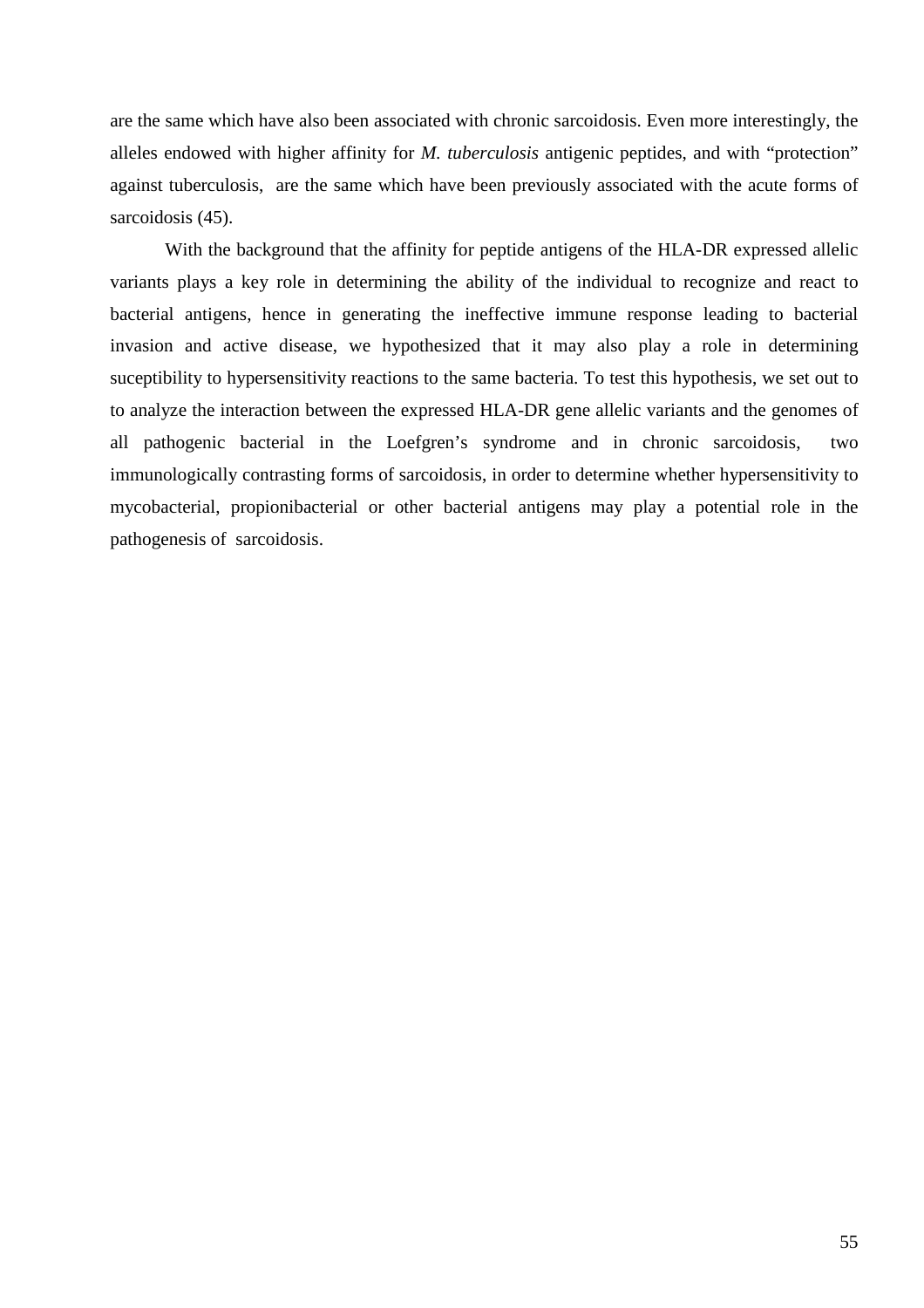are the same which have also been associated with chronic sarcoidosis. Even more interestingly, the alleles endowed with higher affinity for *M. tuberculosis* antigenic peptides, and with "protection" against tuberculosis, are the same which have been previously associated with the acute forms of sarcoidosis (45).

With the background that the affinity for peptide antigens of the HLA-DR expressed allelic variants plays a key role in determining the ability of the individual to recognize and react to bacterial antigens, hence in generating the ineffective immune response leading to bacterial invasion and active disease, we hypothesized that it may also play a role in determining suceptibility to hypersensitivity reactions to the same bacteria. To test this hypothesis, we set out to to analyze the interaction between the expressed HLA-DR gene allelic variants and the genomes of all pathogenic bacterial in the Loefgren's syndrome and in chronic sarcoidosis, two immunologically contrasting forms of sarcoidosis, in order to determine whether hypersensitivity to mycobacterial, propionibacterial or other bacterial antigens may play a potential role in the pathogenesis of sarcoidosis.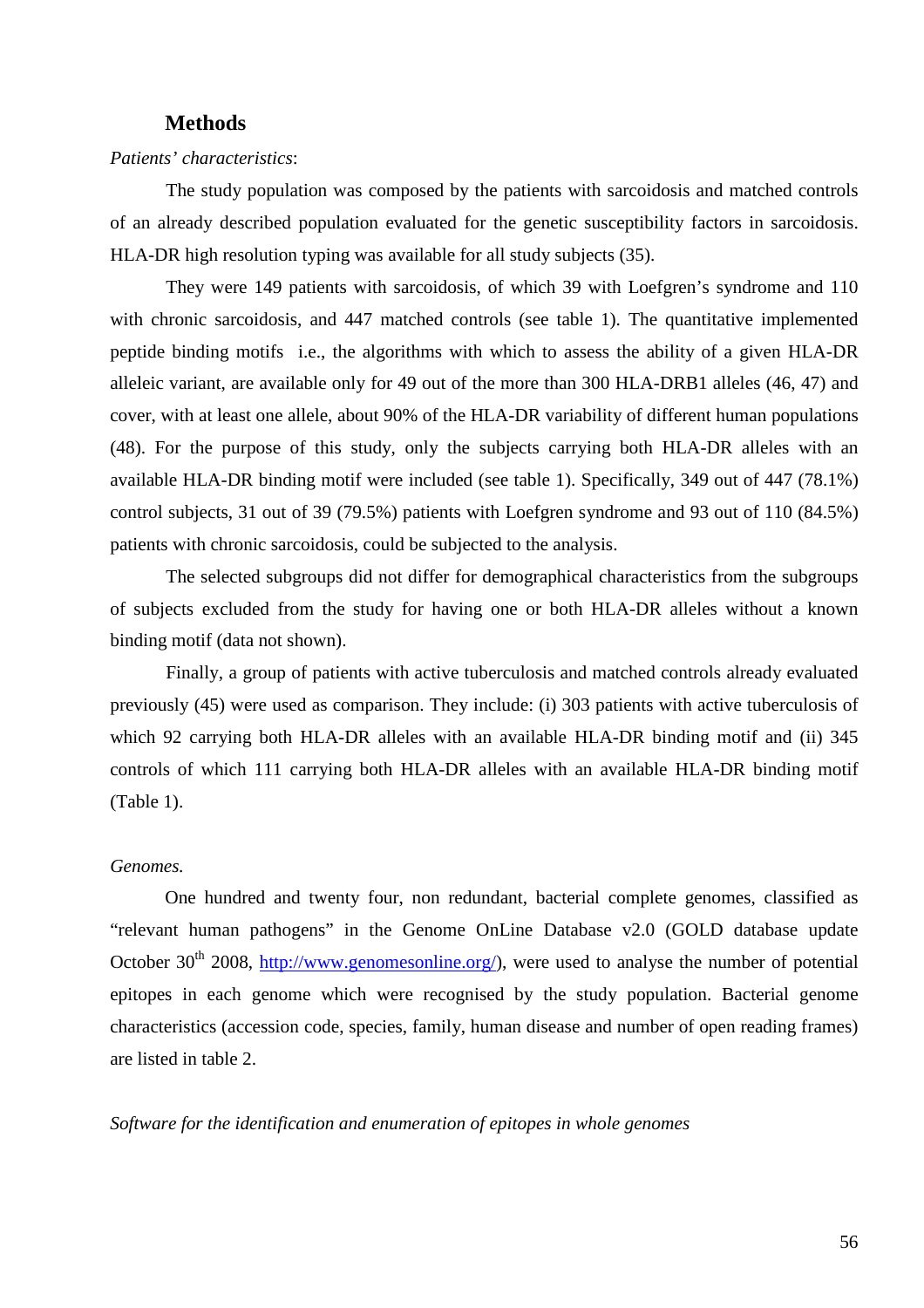## Methods

*Patients' characteristics*:

The study population was composed by the patients with sarcoidosis and matched controls of an already described population evaluated for the genetic susceptibility factors in sarcoidosis. HLA-DR high resolution typing was available for all study subjects (35).

They were 149 patients with sarcoidosis, of which 39 with Loefgren's syndrome and 110 with chronic sarcoidosis, and 447 matched controls (see table 1). The quantitative implemented peptide binding motifs  i.e., the algorithms with which to assess the ability of a given HLA-DR alleleic variant, are available only for 49 out of the more than 300 HLA-DRB1 alleles (46, 47) and cover, with at least one allele, about 90% of the HLA-DR variability of different human populations (48). For the purpose of this study, only the subjects carrying both HLA-DR alleles with an available HLA-DR binding motif were included (see table 1). Specifically, 349 out of 447 (78.1%) control subjects, 31 out of 39 (79.5%) patients with Loefgren syndrome and 93 out of 110 (84.5%) patients with chronic sarcoidosis, could be subjected to the analysis.

The selected subgroups did not differ for demographical characteristics from the subgroups of subjects excluded from the study for having one or both HLA-DR alleles without a known binding motif (data not shown).

Finally, a group of patients with active tuberculosis and matched controls already evaluated previously (45) were used as comparison. They include: (i) 303 patients with active tuberculosis of which 92 carrying both HLA-DR alleles with an available HLA-DR binding motif and (ii) 345 controls of which 111 carrying both HLA-DR alleles with an available HLA-DR binding motif (Table 1).

*Genomes.*

One hundred and twenty four, non redundant, bacterial complete genomes, classified as "relevant human pathogens" in the Genome OnLine Database v2.0 (GOLD database update October 30th 2008, http://www.genomesonline.org/), were used to analyse the number of potential epitopes in each genome which were recognised by the study population. Bacterial genome characteristics (accession code, species, family, human disease and number of open reading frames) are listed in table 2.

*Software for the identification and enumeration of epitopes in whole genomes*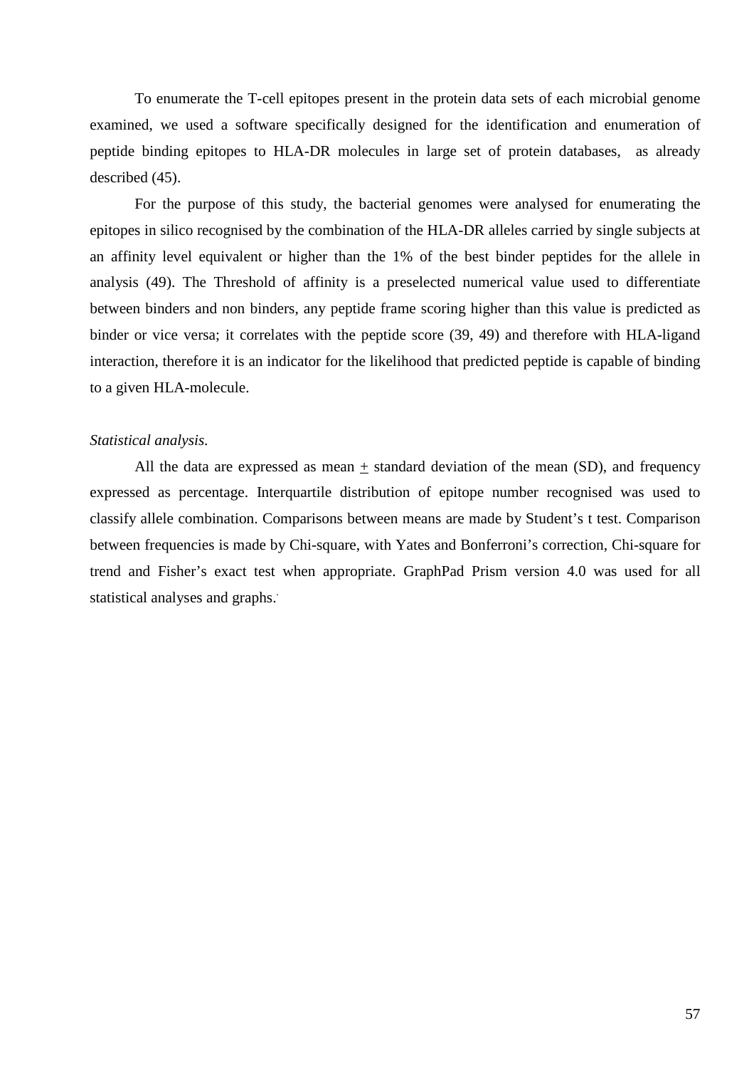To enumerate the T-cell epitopes present in the protein data sets of each microbial genome examined, we used a software specifically designed for the identification and enumeration of peptide binding epitopes to HLA-DR molecules in large set of protein databases,  as already described (45).

For the purpose of this study, the bacterial genomes were analysed for enumerating the epitopes in silico recognised by the combination of the HLA-DR alleles carried by single subjects at an affinity level equivalent or higher than the 1% of the best binder peptides for the allele in analysis (49). The Threshold of affinity is a preselected numerical value used to differentiate between binders and non binders, any peptide frame scoring higher than this value is predicted as binder or vice versa; it correlates with the peptide score (39, 49) and therefore with HLA-ligand interaction, therefore it is an indicator for the likelihood that predicted peptide is capable of binding to a given HLA-molecule.

*Statistical analysis.*

All the data are expressed as mean $\pm$ standard deviation of the mean (SD), and frequency expressed as percentage. Interquartile distribution of epitope number recognised was used to classify allele combination. Comparisons between means are made by Student's t test. Comparison between frequencies is made by Chi-square, with Yates and Bonferroni's correction, Chi-square for trend and Fisher's exact test when appropriate. GraphPad Prism version 4.0 was used for all statistical analyses and graphs.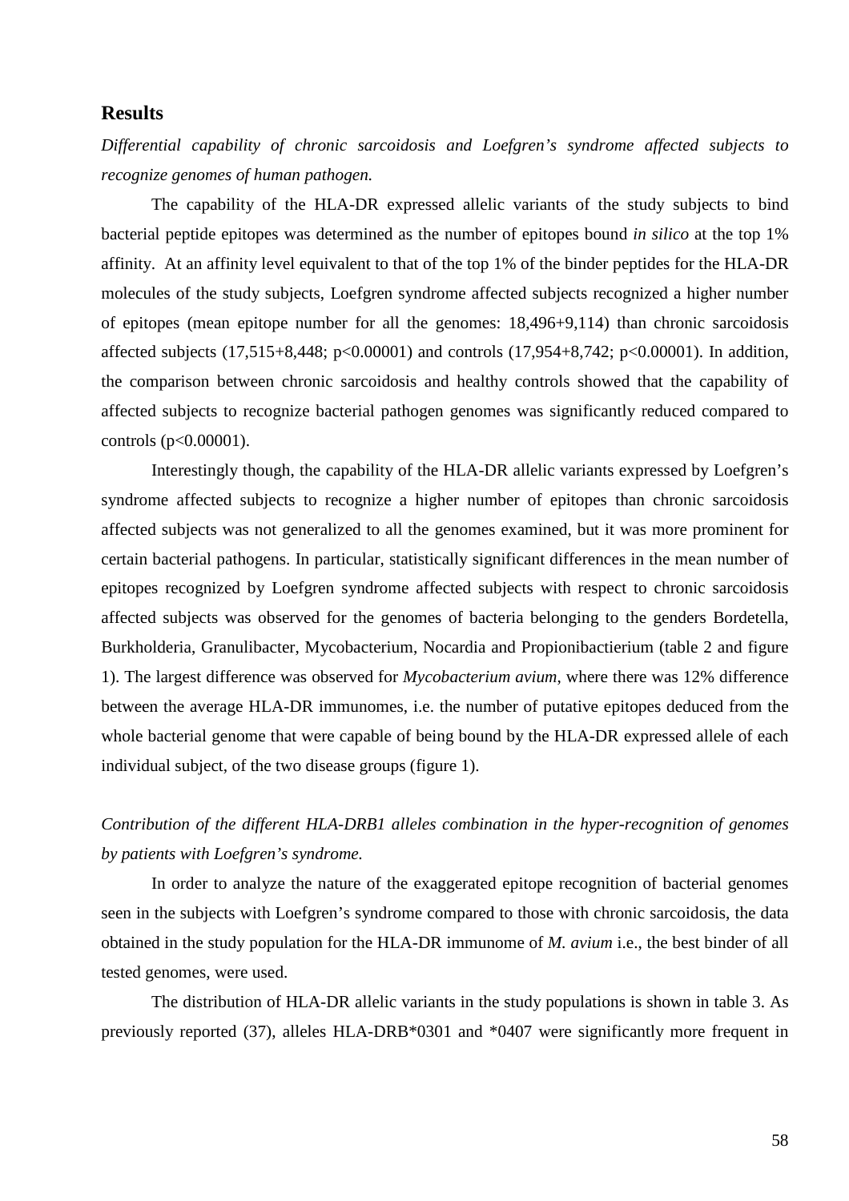## Results

*Differential capability of chronic sarcoidosis and Loefgren's syndrome affected subjects to recognize genomes of human pathogen.*

The capability of the HLA-DR expressed allelic variants of the study subjects to bind bacterial peptide epitopes was determined as the number of epitopes bound *in silico* at the top 1% affinity. At an affinity level equivalent to that of the top 1% of the binder peptides for the HLA-DR molecules of the study subjects, Loefgren syndrome affected subjects recognized a higher number of epitopes (mean epitope number for all the genomes: 18,496+9,114) than chronic sarcoidosis affected subjects (17,515+8,448; $p<0.00001$) and controls (17,954+8,742; $p<0.00001$). In addition, the comparison between chronic sarcoidosis and healthy controls showed that the capability of affected subjects to recognize bacterial pathogen genomes was significantly reduced compared to controls ($p<0.00001$).

Interestingly though, the capability of the HLA-DR allelic variants expressed by Loefgren's syndrome affected subjects to recognize a higher number of epitopes than chronic sarcoidosis affected subjects was not generalized to all the genomes examined, but it was more prominent for certain bacterial pathogens. In particular, statistically significant differences in the mean number of epitopes recognized by Loefgren syndrome affected subjects with respect to chronic sarcoidosis affected subjects was observed for the genomes of bacteria belonging to the genders Bordetella, Burkholderia, Granulibacter, Mycobacterium, Nocardia and Propionibactierium (table 2 and figure 1). The largest difference was observed for *Mycobacterium avium*, where there was 12% difference between the average HLA-DR immunomes, i.e. the number of putative epitopes deduced from the whole bacterial genome that were capable of being bound by the HLA-DR expressed allele of each individual subject, of the two disease groups (figure 1).

*Contribution of the different HLA-DRB1 alleles combination in the hyper-recognition of genomes by patients with Loefgren's syndrome.*

In order to analyze the nature of the exaggerated epitope recognition of bacterial genomes seen in the subjects with Loefgren's syndrome compared to those with chronic sarcoidosis, the data obtained in the study population for the HLA-DR immunome of *M. avium* i.e., the best binder of all tested genomes, were used.

The distribution of HLA-DR allelic variants in the study populations is shown in table 3. As previously reported (37), alleles HLA-DRB*0301 and *0407 were significantly more frequent in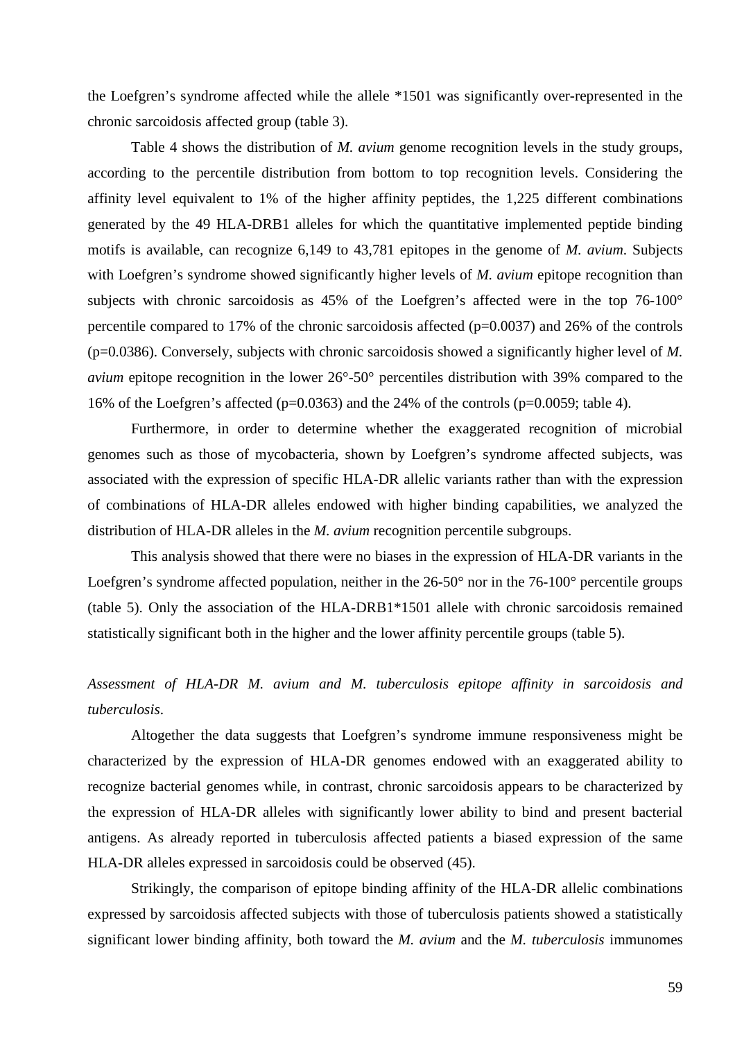the Loefgren's syndrome affected while the allele *1501 was significantly over-represented in the chronic sarcoidosis affected group (table 3).

Table 4 shows the distribution of *M. avium* genome recognition levels in the study groups, according to the percentile distribution from bottom to top recognition levels. Considering the affinity level equivalent to 1% of the higher affinity peptides, the 1,225 different combinations generated by the 49 HLA-DRB1 alleles for which the quantitative implemented peptide binding motifs is available, can recognize 6,149 to 43,781 epitopes in the genome of *M. avium*. Subjects with Loefgren's syndrome showed significantly higher levels of *M. avium* epitope recognition than subjects with chronic sarcoidosis as 45% of the Loefgren's affected were in the top 76-100° percentile compared to 17% of the chronic sarcoidosis affected ($p=0.0037$) and 26% of the controls ($p=0.0386$). Conversely, subjects with chronic sarcoidosis showed a significantly higher level of *M. avium* epitope recognition in the lower 26°-50° percentiles distribution with 39% compared to the 16% of the Loefgren's affected ($p=0.0363$) and the 24% of the controls ($p=0.0059$; table 4).

Furthermore, in order to determine whether the exaggerated recognition of microbial genomes such as those of mycobacteria, shown by Loefgren's syndrome affected subjects, was associated with the expression of specific HLA-DR allelic variants rather than with the expression of combinations of HLA-DR alleles endowed with higher binding capabilities, we analyzed the distribution of HLA-DR alleles in the *M. avium* recognition percentile subgroups.

This analysis showed that there were no biases in the expression of HLA-DR variants in the Loefgren's syndrome affected population, neither in the 26-50° nor in the 76-100° percentile groups (table 5). Only the association of the HLA-DRB1*1501 allele with chronic sarcoidosis remained statistically significant both in the higher and the lower affinity percentile groups (table 5).

*Assessment of HLA-DR M. avium and M. tuberculosis epitope affinity in sarcoidosis and tuberculosis.*

Altogether the data suggests that Loefgren's syndrome immune responsiveness might be characterized by the expression of HLA-DR genomes endowed with an exaggerated ability to recognize bacterial genomes while, in contrast, chronic sarcoidosis appears to be characterized by the expression of HLA-DR alleles with significantly lower ability to bind and present bacterial antigens. As already reported in tuberculosis affected patients a biased expression of the same HLA-DR alleles expressed in sarcoidosis could be observed (45).

Strikingly, the comparison of epitope binding affinity of the HLA-DR allelic combinations expressed by sarcoidosis affected subjects with those of tuberculosis patients showed a statistically significant lower binding affinity, both toward the *M. avium* and the *M. tuberculosis* immunomes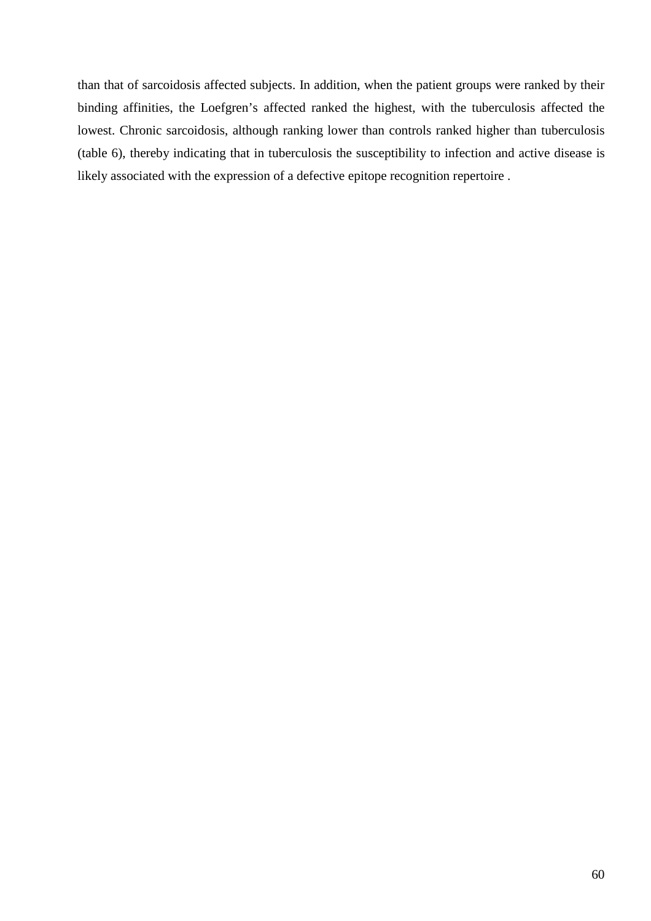than that of sarcoidosis affected subjects. In addition, when the patient groups were ranked by their binding affinities, the Loefgren's affected ranked the highest, with the tuberculosis affected the lowest. Chronic sarcoidosis, although ranking lower than controls ranked higher than tuberculosis (table 6), thereby indicating that in tuberculosis the susceptibility to infection and active disease is likely associated with the expression of a defective epitope recognition repertoire .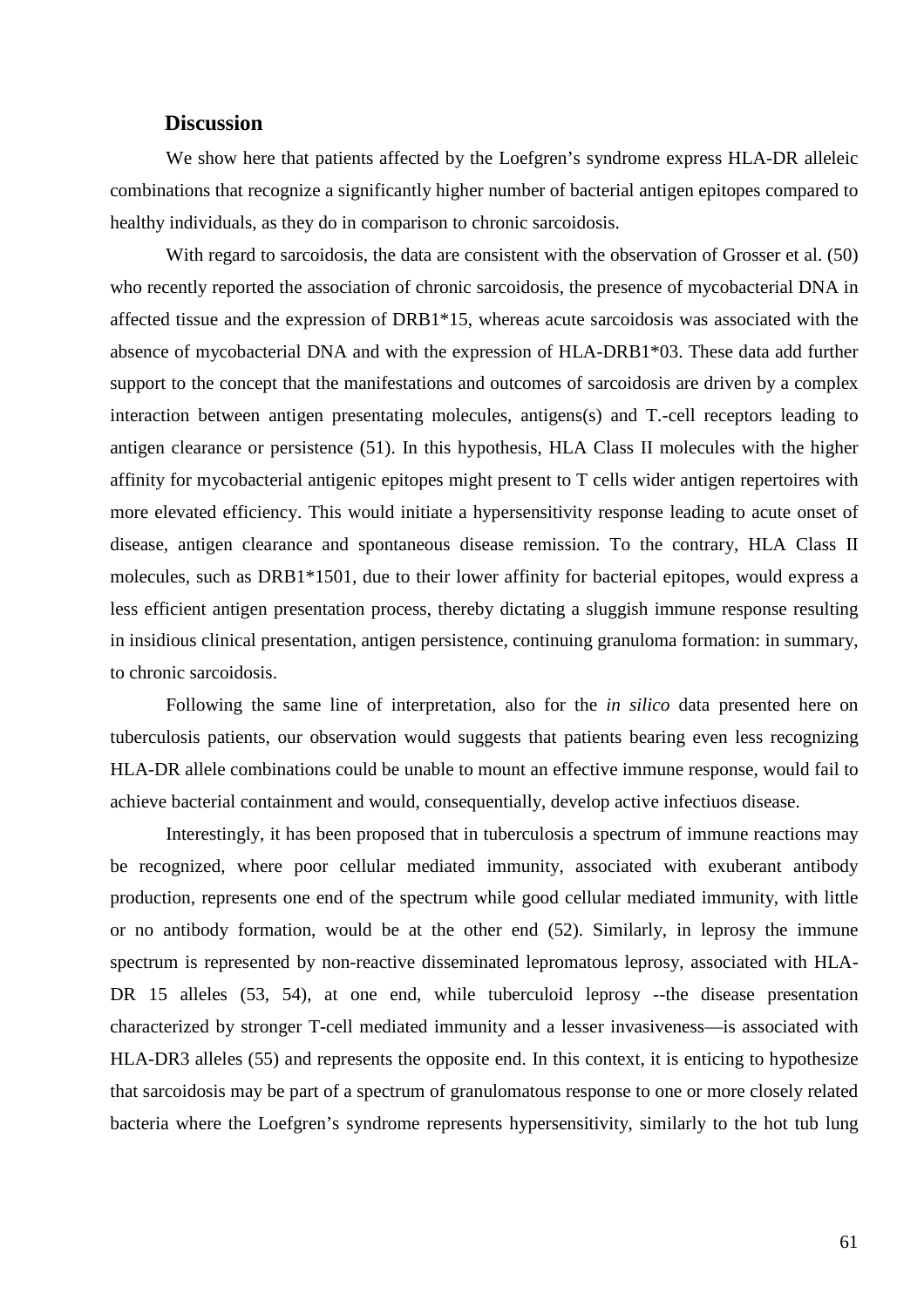## Discussion

We show here that patients affected by the Loefgren's syndrome express HLA-DR alleleic combinations that recognize a significantly higher number of bacterial antigen epitopes compared to healthy individuals, as they do in comparison to chronic sarcoidosis.

With regard to sarcoidosis, the data are consistent with the observation of Grosser et al. (50) who recently reported the association of chronic sarcoidosis, the presence of mycobacterial DNA in affected tissue and the expression of DRB1*15, whereas acute sarcoidosis was associated with the absence of mycobacterial DNA and with the expression of HLA-DRB1*03. These data add further support to the concept that the manifestations and outcomes of sarcoidosis are driven by a complex interaction between antigen presentating molecules, antigens(s) and T.-cell receptors leading to antigen clearance or persistence (51). In this hypothesis, HLA Class II molecules with the higher affinity for mycobacterial antigenic epitopes might present to T cells wider antigen repertoires with more elevated efficiency. This would initiate a hypersensitivity response leading to acute onset of disease, antigen clearance and spontaneous disease remission. To the contrary, HLA Class II molecules, such as DRB1*1501, due to their lower affinity for bacterial epitopes, would express a less efficient antigen presentation process, thereby dictating a sluggish immune response resulting in insidious clinical presentation, antigen persistence, continuing granuloma formation: in summary, to chronic sarcoidosis.

Following the same line of interpretation, also for the *in silico* data presented here on tuberculosis patients, our observation would suggests that patients bearing even less recognizing HLA-DR allele combinations could be unable to mount an effective immune response, would fail to achieve bacterial containment and would, consequentially, develop active infectiuos disease.

Interestingly, it has been proposed that in tuberculosis a spectrum of immune reactions may be recognized, where poor cellular mediated immunity, associated with exuberant antibody production, represents one end of the spectrum while good cellular mediated immunity, with little or no antibody formation, would be at the other end (52). Similarly, in leprosy the immune spectrum is represented by non-reactive disseminated lepromatous leprosy, associated with HLA-DR 15 alleles (53, 54), at one end, while tuberculoid leprosy --the disease presentation characterized by stronger T-cell mediated immunity and a lesser invasiveness—is associated with HLA-DR3 alleles (55) and represents the opposite end. In this context, it is enticing to hypothesize that sarcoidosis may be part of a spectrum of granulomatous response to one or more closely related bacteria where the Loefgren's syndrome represents hypersensitivity, similarly to the hot tub lung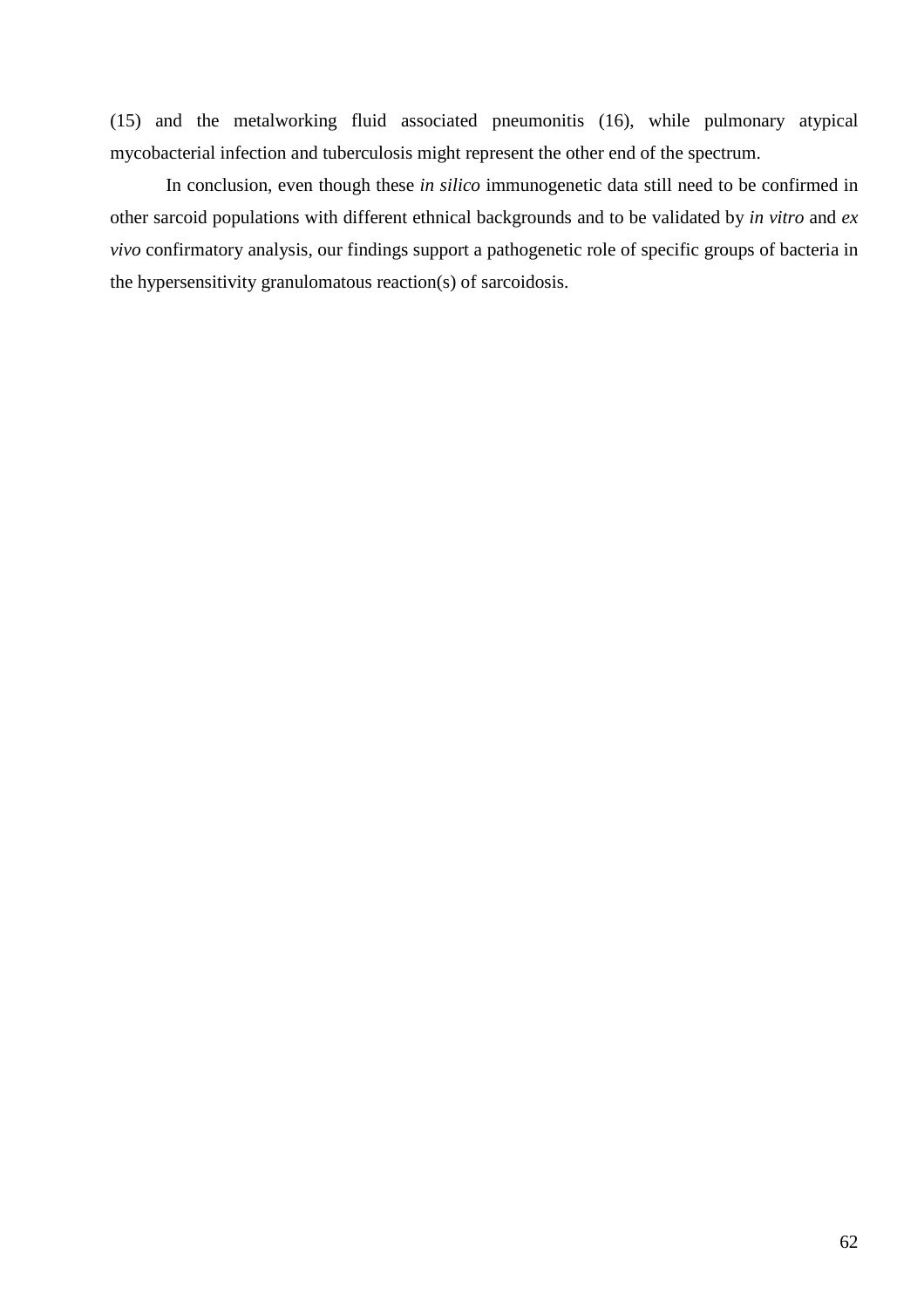(15) and the metalworking fluid associated pneumonitis (16), while pulmonary atypical mycobacterial infection and tuberculosis might represent the other end of the spectrum.

In conclusion, even though these *in silico* immunogenetic data still need to be confirmed in other sarcoid populations with different ethnical backgrounds and to be validated by *in vitro* and *ex vivo* confirmatory analysis, our findings support a pathogenetic role of specific groups of bacteria in the hypersensitivity granulomatous reaction(s) of sarcoidosis.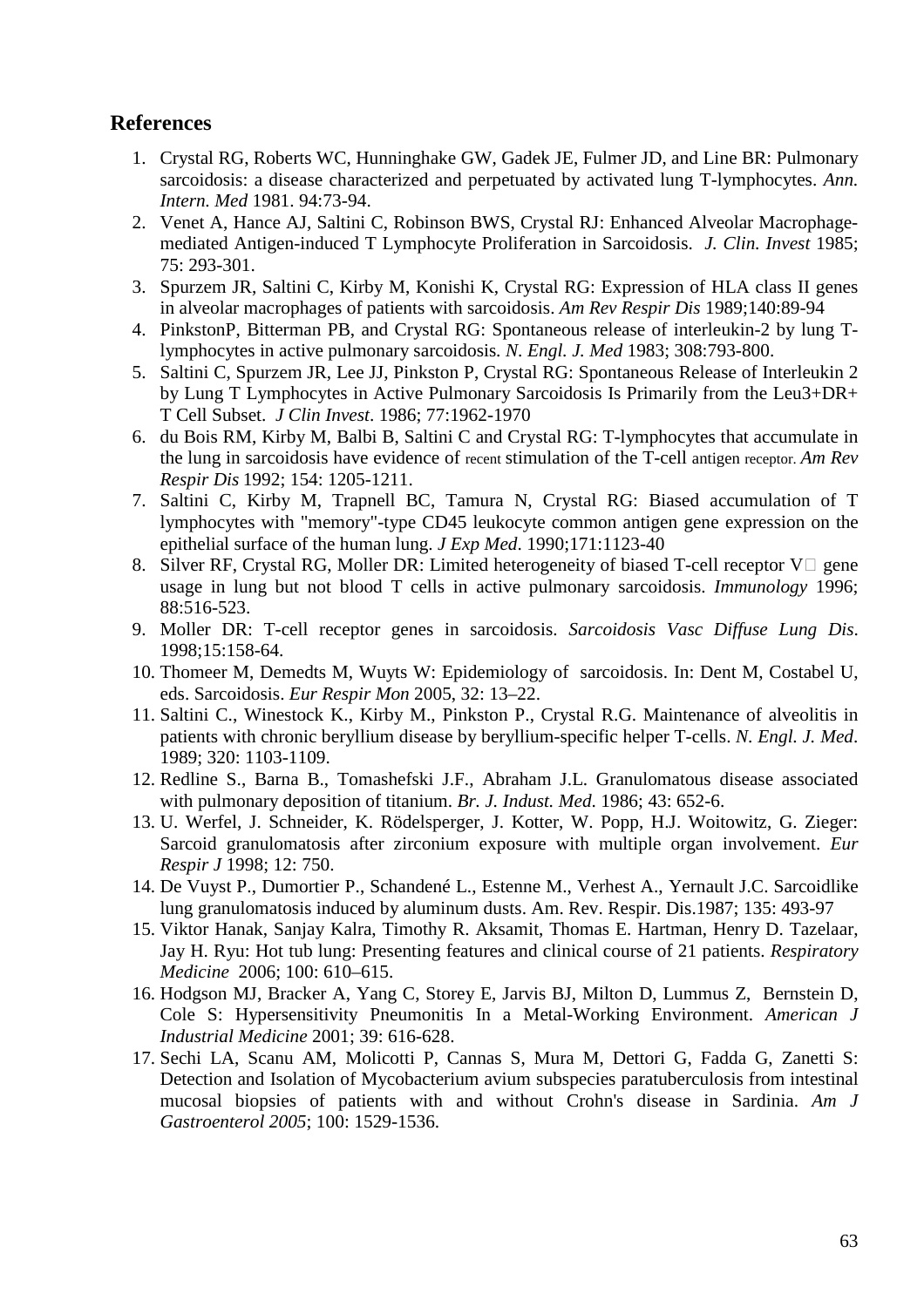## References

1. Crystal RG, Roberts WC, Hunninghake GW, Gadek JE, Fulmer JD, and Line BR: Pulmonary sarcoidosis: a disease characterized and perpetuated by activated lung T-lymphocytes. *Ann. Intern. Med* 1981. 94:73-94.
2. Venet A, Hance AJ, Saltini C, Robinson BWS, Crystal RJ: Enhanced Alveolar Macrophage-mediated Antigen-induced T Lymphocyte Proliferation in Sarcoidosis. *J. Clin. Invest* 1985; 75: 293-301.
3. Spurzem JR, Saltini C, Kirby M, Konishi K, Crystal RG: Expression of HLA class II genes in alveolar macrophages of patients with sarcoidosis. *Am Rev Respir Dis* 1989;140:89-94
4. PinkstonP, Bitterman PB, and Crystal RG: Spontaneous release of interleukin-2 by lung T-lymphocytes in active pulmonary sarcoidosis. *N. Engl. J. Med* 1983; 308:793-800.
5. Saltini C, Spurzem JR, Lee JJ, Pinkston P, Crystal RG: Spontaneous Release of Interleukin 2 by Lung T Lymphocytes in Active Pulmonary Sarcoidosis Is Primarily from the Leu3+DR+ T Cell Subset. *J Clin Invest*. 1986; 77:1962-1970
6. du Bois RM, Kirby M, Balbi B, Saltini C and Crystal RG: T-lymphocytes that accumulate in the lung in sarcoidosis have evidence of recent stimulation of the T-cell antigen receptor. *Am Rev Respir Dis* 1992; 154: 1205-1211.
7. Saltini C, Kirby M, Trapnell BC, Tamura N, Crystal RG: Biased accumulation of T lymphocytes with "memory"-type CD45 leukocyte common antigen gene expression on the epithelial surface of the human lung. *J Exp Med*. 1990;171:1123-40
8. Silver RF, Crystal RG, Moller DR: Limited heterogeneity of biased T-cell receptor V gene usage in lung but not blood T cells in active pulmonary sarcoidosis. *Immunology* 1996; 88:516-523.
9. Moller DR: T-cell receptor genes in sarcoidosis. *Sarcoidosis Vasc Diffuse Lung Dis*. 1998;15:158-64.
10. Thomeer M, Demedts M, Wuyts W: Epidemiology of sarcoidosis. In: Dent M, Costabel U, eds. Sarcoidosis. *Eur Respir Mon* 2005, 32: 13–22.
11. Saltini C., Winestock K., Kirby M., Pinkston P., Crystal R.G. Maintenance of alveolitis in patients with chronic beryllium disease by beryllium-specific helper T-cells. *N. Engl. J. Med*. 1989; 320: 1103-1109.
12. Redline S., Barna B., Tomashefski J.F., Abraham J.L. Granulomatous disease associated with pulmonary deposition of titanium. *Br. J. Indust. Med*. 1986; 43: 652-6.
13. U. Werfel, J. Schneider, K. Rödelsperger, J. Kotter, W. Popp, H.J. Woitowitz, G. Zieger: Sarcoid granulomatosis after zirconium exposure with multiple organ involvement. *Eur Respir J* 1998; 12: 750.
14. De Vuyst P., Dumortier P., Schandené L., Estenne M., Verhest A., Yernault J.C. Sarcoidlike lung granulomatosis induced by aluminum dusts. Am. Rev. Respir. Dis.1987; 135: 493-97
15. Viktor Hanak, Sanjay Kalra, Timothy R. Aksamit, Thomas E. Hartman, Henry D. Tazelaar, Jay H. Ryu: Hot tub lung: Presenting features and clinical course of 21 patients. *Respiratory Medicine* 2006; 100: 610–615.
16. Hodgson MJ, Bracker A, Yang C, Storey E, Jarvis BJ, Milton D, Lummus Z, Bernstein D, Cole S: Hypersensitivity Pneumonitis In a Metal-Working Environment. *American J Industrial Medicine* 2001; 39: 616-628.
17. Sechi LA, Scanu AM, Molicotti P, Cannas S, Mura M, Dettori G, Fadda G, Zanetti S: Detection and Isolation of Mycobacterium avium subspecies paratuberculosis from intestinal mucosal biopsies of patients with and without Crohn's disease in Sardinia. *Am J Gastroenterol 2005*; 100: 1529-1536.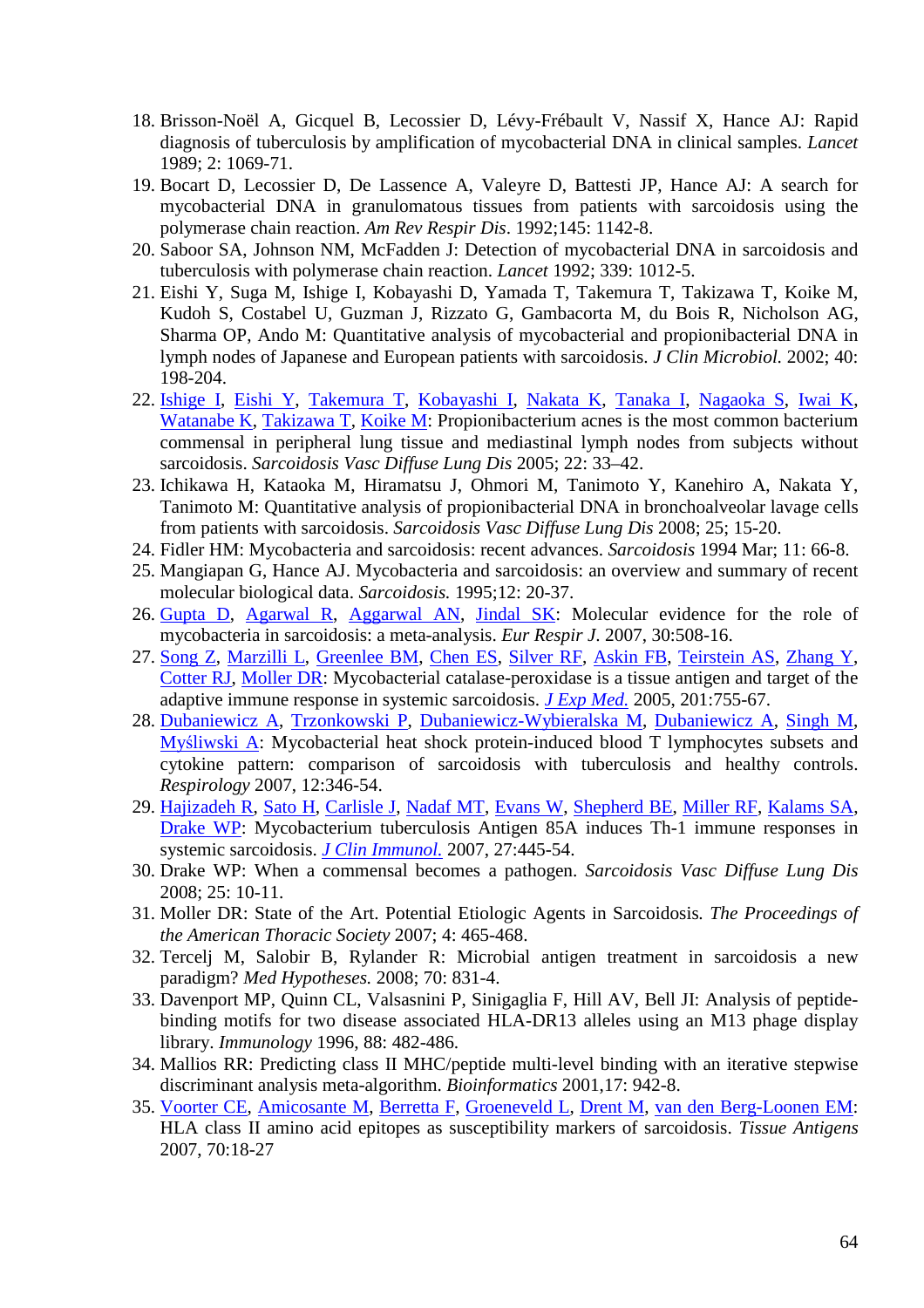18. Brisson-Noël A, Gicquel B, Lecossier D, Lévy-Frébault V, Nassif X, Hance AJ: Rapid diagnosis of tuberculosis by amplification of mycobacterial DNA in clinical samples. *Lancet* 1989; 2: 1069-71.
19. Bocart D, Lecossier D, De Lassence A, Valeyre D, Battesti JP, Hance AJ: A search for mycobacterial DNA in granulomatous tissues from patients with sarcoidosis using the polymerase chain reaction. *Am Rev Respir Dis*. 1992;145: 1142-8.
20. Saboor SA, Johnson NM, McFadden J: Detection of mycobacterial DNA in sarcoidosis and tuberculosis with polymerase chain reaction. *Lancet* 1992; 339: 1012-5.
21. Eishi Y, Suga M, Ishige I, Kobayashi D, Yamada T, Takemura T, Takizawa T, Koike M, Kudoh S, Costabel U, Guzman J, Rizzato G, Gambacorta M, du Bois R, Nicholson AG, Sharma OP, Ando M: Quantitative analysis of mycobacterial and propionibacterial DNA in lymph nodes of Japanese and European patients with sarcoidosis. *J Clin Microbiol.* 2002; 40: 198-204.
22. Ishige I, Eishi Y, Takemura T, Kobayashi I, Nakata K, Tanaka I, Nagaoka S, Iwai K, Watanabe K, Takizawa T, Koike M: Propionibacterium acnes is the most common bacterium commensal in peripheral lung tissue and mediastinal lymph nodes from subjects without sarcoidosis. *Sarcoidosis Vasc Diffuse Lung Dis* 2005; 22: 33–42.
23. Ichikawa H, Kataoka M, Hiramatsu J, Ohmori M, Tanimoto Y, Kanehiro A, Nakata Y, Tanimoto M: Quantitative analysis of propionibacterial DNA in bronchoalveolar lavage cells from patients with sarcoidosis. *Sarcoidosis Vasc Diffuse Lung Dis* 2008; 25; 15-20.
24. Fidler HM: Mycobacteria and sarcoidosis: recent advances. *Sarcoidosis* 1994 Mar; 11: 66-8.
25. Mangiapan G, Hance AJ. Mycobacteria and sarcoidosis: an overview and summary of recent molecular biological data. *Sarcoidosis.* 1995;12: 20-37.
26. Gupta D, Agarwal R, Aggarwal AN, Jindal SK: Molecular evidence for the role of mycobacteria in sarcoidosis: a meta-analysis. *Eur Respir J*. 2007, 30:508-16.
27. Song Z, Marzilli L, Greenlee BM, Chen ES, Silver RF, Askin FB, Teirstein AS, Zhang Y, Cotter RJ, Moller DR: Mycobacterial catalase-peroxidase is a tissue antigen and target of the adaptive immune response in systemic sarcoidosis. *J Exp Med.* 2005, 201:755-67.
28. Dubaniewicz A, Trzonkowski P, Dubaniewicz-Wybieralska M, Dubaniewicz A, Singh M, Myśliwski A: Mycobacterial heat shock protein-induced blood T lymphocytes subsets and cytokine pattern: comparison of sarcoidosis with tuberculosis and healthy controls. *Respirology* 2007, 12:346-54.
29. Hajizadeh R, Sato H, Carlisle J, Nadaf MT, Evans W, Shepherd BE, Miller RF, Kalams SA, Drake WP: Mycobacterium tuberculosis Antigen 85A induces Th-1 immune responses in systemic sarcoidosis. *J Clin Immunol.* 2007, 27:445-54.
30. Drake WP: When a commensal becomes a pathogen. *Sarcoidosis Vasc Diffuse Lung Dis* 2008; 25: 10-11.
31. Moller DR: State of the Art. Potential Etiologic Agents in Sarcoidosis. *The Proceedings of the American Thoracic Society* 2007; 4: 465-468.
32. Tercelj M, Salobir B, Rylander R: Microbial antigen treatment in sarcoidosis a new paradigm? *Med Hypotheses.* 2008; 70: 831-4.
33. Davenport MP, Quinn CL, Valsasnini P, Sinigaglia F, Hill AV, Bell JI: Analysis of peptide-binding motifs for two disease associated HLA-DR13 alleles using an M13 phage display library. *Immunology* 1996, 88: 482-486.
34. Mallios RR: Predicting class II MHC/peptide multi-level binding with an iterative stepwise discriminant analysis meta-algorithm. *Bioinformatics* 2001,17: 942-8.
35. Voorter CE, Amicosante M, Berretta F, Groeneveld L, Drent M, van den Berg-Loonen EM: HLA class II amino acid epitopes as susceptibility markers of sarcoidosis. *Tissue Antigens* 2007, 70:18-27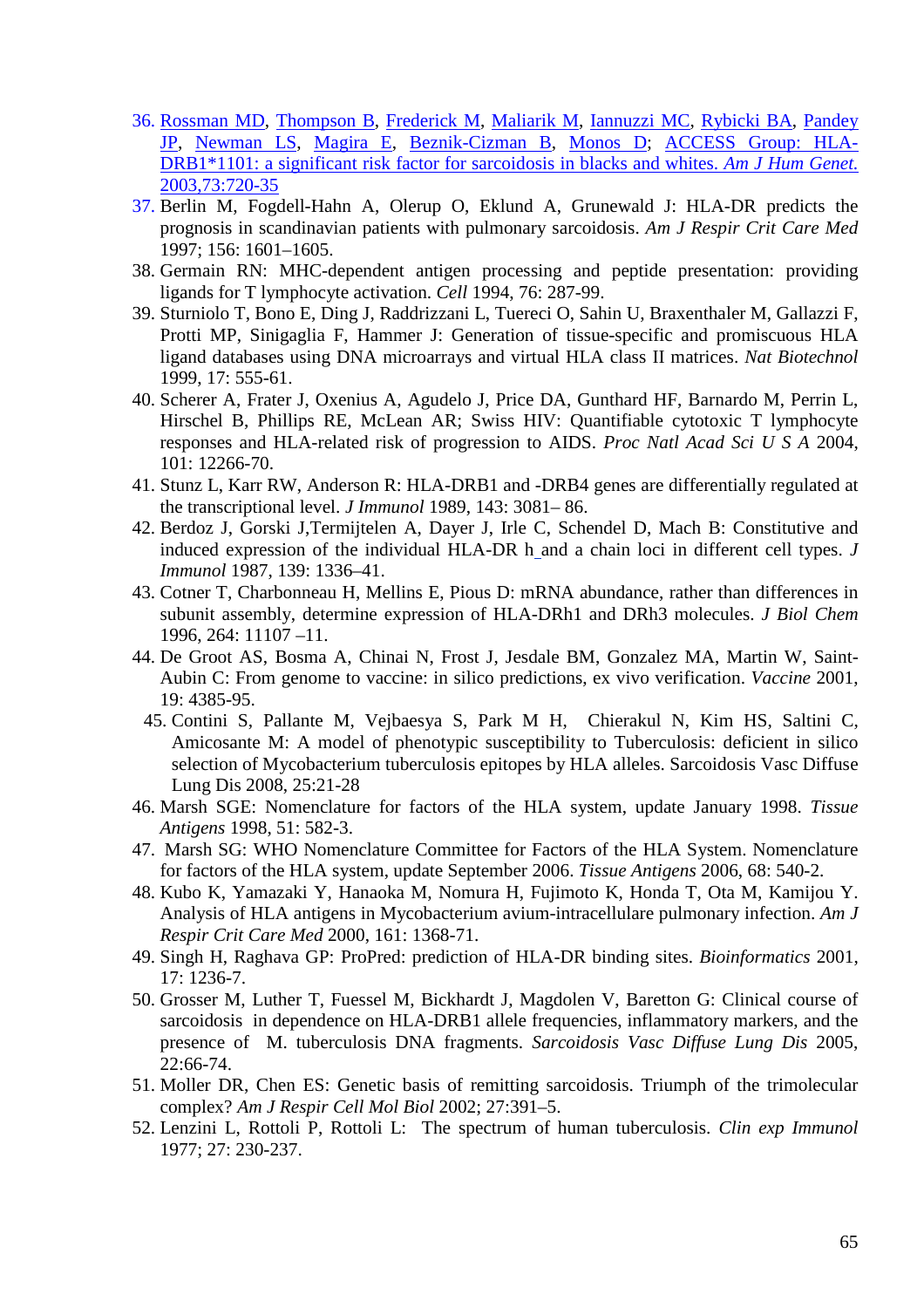36. Rossman MD, Thompson B, Frederick M, Maliarik M, Iannuzzi MC, Rybicki BA, Pandey JP, Newman LS, Magira E, Beznik-Cizman B, Monos D; ACCESS Group: HLA-DRB1*1101: a significant risk factor for sarcoidosis in blacks and whites. *Am J Hum Genet.* 2003,73:720-35
37. Berlin M, Fogdell-Hahn A, Olerup O, Eklund A, Grunewald J: HLA-DR predicts the prognosis in scandinavian patients with pulmonary sarcoidosis. *Am J Respir Crit Care Med* 1997; 156: 1601–1605.
38. Germain RN: MHC-dependent antigen processing and peptide presentation: providing ligands for T lymphocyte activation. *Cell* 1994, 76: 287-99.
39. Sturniolo T, Bono E, Ding J, Raddrizzani L, Tuereci O, Sahin U, Braxenthaler M, Gallazzi F, Protti MP, Sinigaglia F, Hammer J: Generation of tissue-specific and promiscuous HLA ligand databases using DNA microarrays and virtual HLA class II matrices. *Nat Biotechnol* 1999, 17: 555-61.
40. Scherer A, Frater J, Oxenius A, Agudelo J, Price DA, Gunthard HF, Barnardo M, Perrin L, Hirschel B, Phillips RE, McLean AR; Swiss HIV: Quantifiable cytotoxic T lymphocyte responses and HLA-related risk of progression to AIDS. *Proc Natl Acad Sci U S A* 2004, 101: 12266-70.
41. Stunz L, Karr RW, Anderson R: HLA-DRB1 and -DRB4 genes are differentially regulated at the transcriptional level. *J Immunol* 1989, 143: 3081– 86.
42. Berdoz J, Gorski J,Termijtelen A, Dayer J, Irle C, Schendel D, Mach B: Constitutive and induced expression of the individual HLA-DR h and a chain loci in different cell types. *J Immunol* 1987, 139: 1336–41.
43. Cotner T, Charbonneau H, Mellins E, Pious D: mRNA abundance, rather than differences in subunit assembly, determine expression of HLA-DRh1 and DRh3 molecules. *J Biol Chem* 1996, 264: 11107 –11.
44. De Groot AS, Bosma A, Chinai N, Frost J, Jesdale BM, Gonzalez MA, Martin W, Saint-Aubin C: From genome to vaccine: in silico predictions, ex vivo verification. *Vaccine* 2001, 19: 4385-95.
45. Contini S, Pallante M, Vejbaesya S, Park M H, Chierakul N, Kim HS, Saltini C, Amicosante M: A model of phenotypic susceptibility to Tuberculosis: deficient in silico selection of Mycobacterium tuberculosis epitopes by HLA alleles. Sarcoidosis Vasc Diffuse Lung Dis 2008, 25:21-28
46. Marsh SGE: Nomenclature for factors of the HLA system, update January 1998. *Tissue Antigens* 1998, 51: 582-3.
47. Marsh SG: WHO Nomenclature Committee for Factors of the HLA System. Nomenclature for factors of the HLA system, update September 2006. *Tissue Antigens* 2006, 68: 540-2.
48. Kubo K, Yamazaki Y, Hanaoka M, Nomura H, Fujimoto K, Honda T, Ota M, Kamijou Y. Analysis of HLA antigens in Mycobacterium avium-intracellulare pulmonary infection. *Am J Respir Crit Care Med* 2000, 161: 1368-71.
49. Singh H, Raghava GP: ProPred: prediction of HLA-DR binding sites. *Bioinformatics* 2001, 17: 1236-7.
50. Grosser M, Luther T, Fuessel M, Bickhardt J, Magdolen V, Baretton G: Clinical course of sarcoidosis in dependence on HLA-DRB1 allele frequencies, inflammatory markers, and the presence of M. tuberculosis DNA fragments. *Sarcoidosis Vasc Diffuse Lung Dis* 2005, 22:66-74.
51. Moller DR, Chen ES: Genetic basis of remitting sarcoidosis. Triumph of the trimolecular complex? *Am J Respir Cell Mol Biol* 2002; 27:391–5.
52. Lenzini L, Rottoli P, Rottoli L: The spectrum of human tuberculosis. *Clin exp Immunol* 1977; 27: 230-237.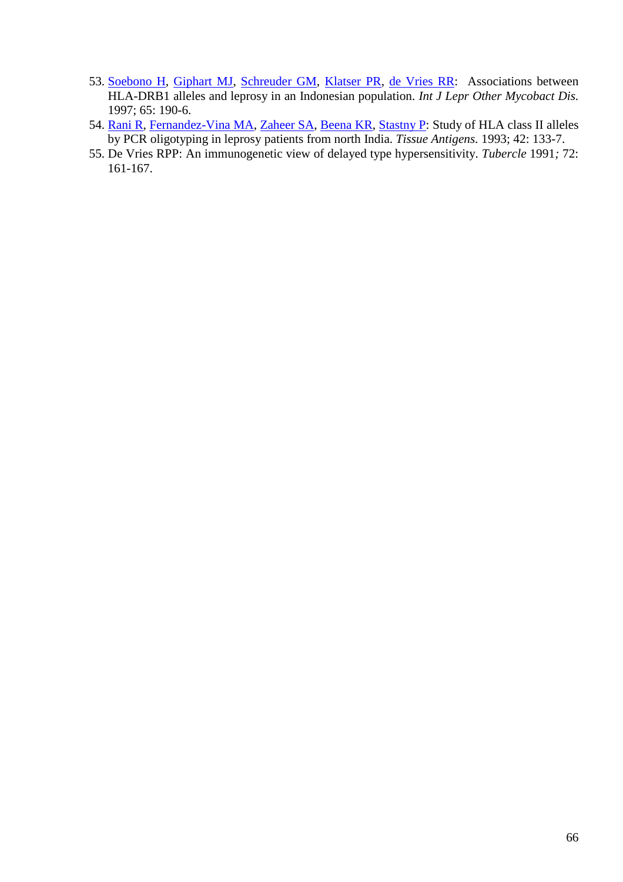53. Soebono H, Giphart MJ, Schreuder GM, Klatser PR, de Vries RR: Associations between HLA-DRB1 alleles and leprosy in an Indonesian population. *Int J Lepr Other Mycobact Dis.* 1997; 65: 190-6.
54. Rani R, Fernandez-Vina MA, Zaheer SA, Beena KR, Stastny P: Study of HLA class II alleles by PCR oligotyping in leprosy patients from north India. *Tissue Antigens.* 1993; 42: 133-7.
55. De Vries RPP: An immunogenetic view of delayed type hypersensitivity. *Tubercle* 1991*;* 72: 161-167.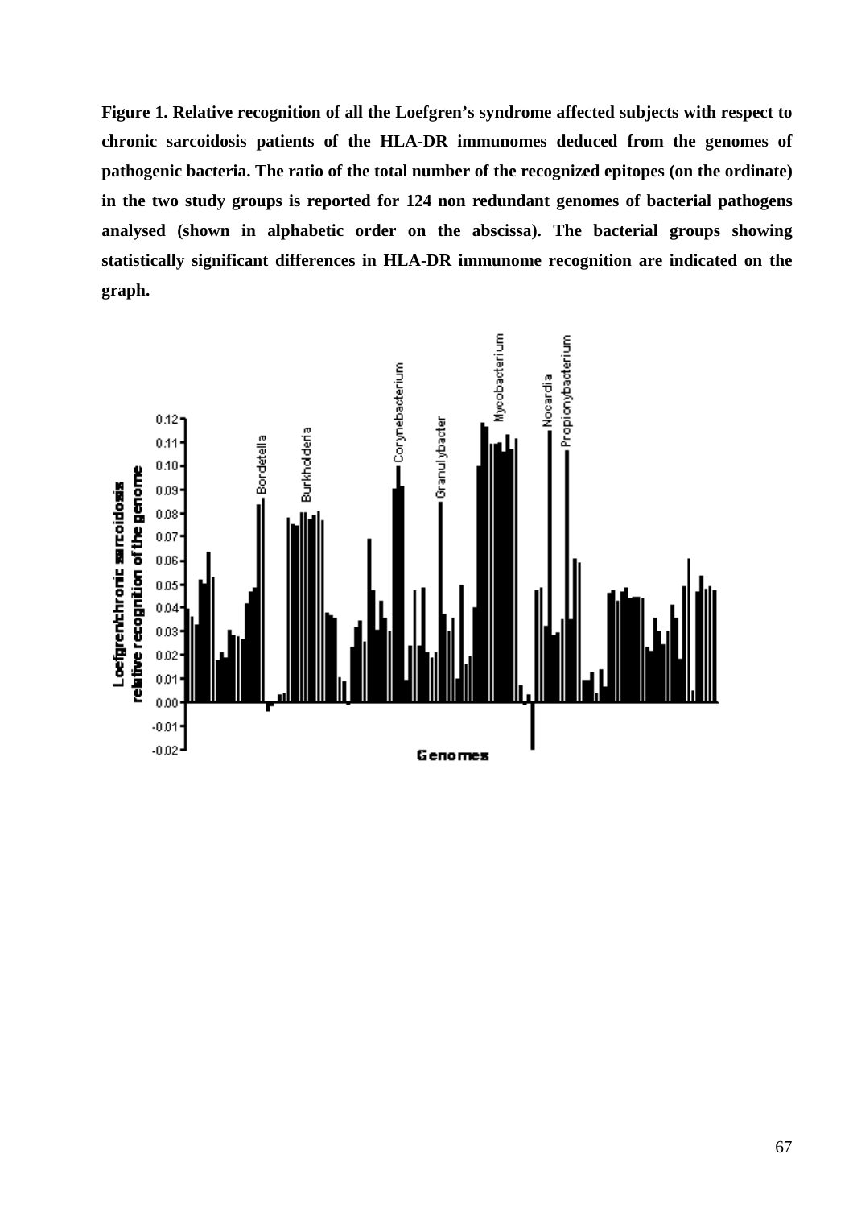**Figure 1. Relative recognition of all the Loefgren's syndrome affected subjects with respect to chronic sarcoidosis patients of the HLA-DR immunomes deduced from the genomes of pathogenic bacteria. The ratio of the total number of the recognized epitopes (on the ordinate) in the two study groups is reported for 124 non redundant genomes of bacterial pathogens analysed (shown in alphabetic order on the abscissa). The bacterial groups showing statistically significant differences in HLA-DR immunome recognition are indicated on the graph.**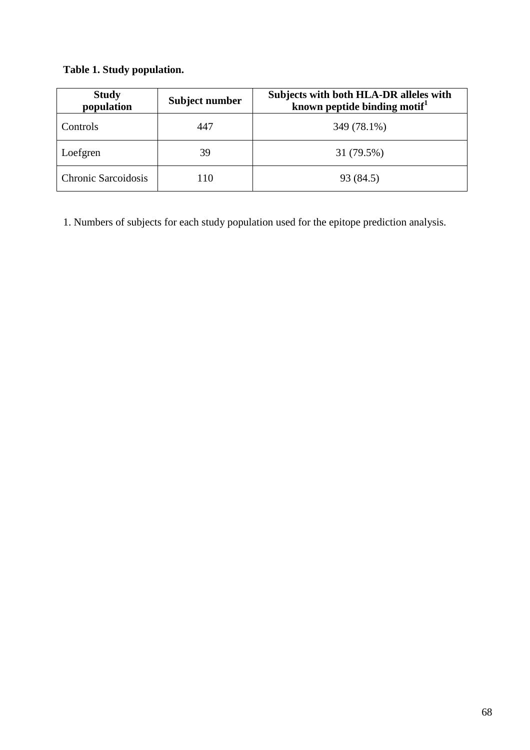**Table 1. Study population.**

| Study population | Subject number | Subjects with both HLA-DR alleles with known peptide binding motif[1] |
| --- | --- | --- |
| Controls | 447 | 349 (78.1%) |
| Loefgren | 39 | 31 (79.5%) |
| Chronic Sarcoidosis | 110 | 93 (84.5) |

1. Numbers of subjects for each study population used for the epitope prediction analysis.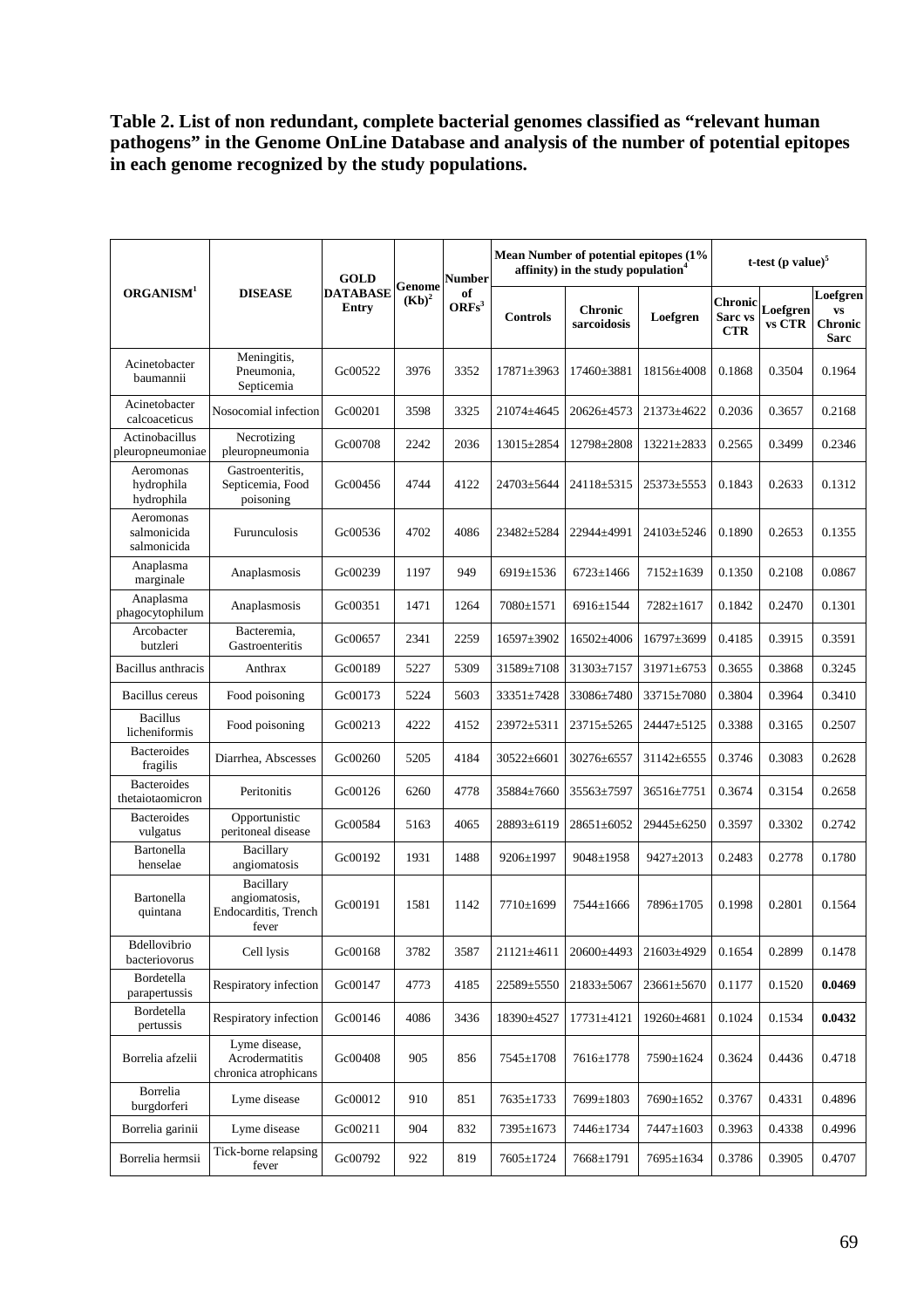**Table 2. List of non redundant, complete bacterial genomes classified as "relevant human pathogens" in the Genome OnLine Database and analysis of the number of potential epitopes in each genome recognized by the study populations.**

| ORGANISM[1] | DISEASE | GOLD DATABASE Entry | Genome (Kb)[2] | Number of ORFs[3] | Mean Number of potential epitopes (1% affinity) in the study population[4] | | | t-test (p value)[5] | | |
|---|---|---|---|---|---|---|---|---|---|---|
| | | | | | Controls | Chronic sarcoidosis | Loefgren | Chronic Sarc vs CTR | Loefgren vs CTR | Loefgren vs Chronic Sarc |
| Acinetobacter baumannii | Meningitis, Pneumonia, Septicemia | Gc00522 | 3976 | 3352 | 17871±3963 | 17460±3881 | 18156±4008 | 0.1868 | 0.3504 | 0.1964 |
| Acinetobacter calcoaceticus | Nosocomial infection | Gc00201 | 3598 | 3325 | 21074±4645 | 20626±4573 | 21373±4622 | 0.2036 | 0.3657 | 0.2168 |
| Actinobacillus pleuropneumoniae | Necrotizing pleuropneumonia | Gc00708 | 2242 | 2036 | 13015±2854 | 12798±2808 | 13221±2833 | 0.2565 | 0.3499 | 0.2346 |
| Aeromonas hydrophila hydrophila | Gastroenteritis, Septicemia, Food poisoning | Gc00456 | 4744 | 4122 | 24703±5644 | 24118±5315 | 25373±5553 | 0.1843 | 0.2633 | 0.1312 |
| Aeromonas salmonicida salmonicida | Furunculosis | Gc00536 | 4702 | 4086 | 23482±5284 | 22944±4991 | 24103±5246 | 0.1890 | 0.2653 | 0.1355 |
| Anaplasma marginale | Anaplasmosis | Gc00239 | 1197 | 949 | 6919±1536 | 6723±1466 | 7152±1639 | 0.1350 | 0.2108 | 0.0867 |
| Anaplasma phagocytophilum | Anaplasmosis | Gc00351 | 1471 | 1264 | 7080±1571 | 6916±1544 | 7282±1617 | 0.1842 | 0.2470 | 0.1301 |
| Arcobacter butzleri | Bacteremia, Gastroenteritis | Gc00657 | 2341 | 2259 | 16597±3902 | 16502±4006 | 16797±3699 | 0.4185 | 0.3915 | 0.3591 |
| Bacillus anthracis | Anthrax | Gc00189 | 5227 | 5309 | 31589±7108 | 31303±7157 | 31971±6753 | 0.3655 | 0.3868 | 0.3245 |
| Bacillus cereus | Food poisoning | Gc00173 | 5224 | 5603 | 33351±7428 | 33086±7480 | 33715±7080 | 0.3804 | 0.3964 | 0.3410 |
| Bacillus licheniformis | Food poisoning | Gc00213 | 4222 | 4152 | 23972±5311 | 23715±5265 | 24447±5125 | 0.3388 | 0.3165 | 0.2507 |
| Bacteroides fragilis | Diarrhea, Abscesses | Gc00260 | 5205 | 4184 | 30522±6601 | 30276±6557 | 31142±6555 | 0.3746 | 0.3083 | 0.2628 |
| Bacteroides thetaiotaomicron | Peritonitis | Gc00126 | 6260 | 4778 | 35884±7660 | 35563±7597 | 36516±7751 | 0.3674 | 0.3154 | 0.2658 |
| Bacteroides vulgatus | Opportunistic peritoneal disease | Gc00584 | 5163 | 4065 | 28893±6119 | 28651±6052 | 29445±6250 | 0.3597 | 0.3302 | 0.2742 |
| Bartonella henselae | Bacillary angiomatosis | Gc00192 | 1931 | 1488 | 9206±1997 | 9048±1958 | 9427±2013 | 0.2483 | 0.2778 | 0.1780 |
| Bartonella quintana | Bacillary angiomatosis, Endocarditis, Trench fever | Gc00191 | 1581 | 1142 | 7710±1699 | 7544±1666 | 7896±1705 | 0.1998 | 0.2801 | 0.1564 |
| Bdellovibrio bacteriovorus | Cell lysis | Gc00168 | 3782 | 3587 | 21121±4611 | 20600±4493 | 21603±4929 | 0.1654 | 0.2899 | 0.1478 |
| Bordetella parapertussis | Respiratory infection | Gc00147 | 4773 | 4185 | 22589±5550 | 21833±5067 | 23661±5670 | 0.1177 | 0.1520 | **0.0469** |
| Bordetella pertussis | Respiratory infection | Gc00146 | 4086 | 3436 | 18390±4527 | 17731±4121 | 19260±4681 | 0.1024 | 0.1534 | **0.0432** |
| Borrelia afzelii | Lyme disease, Acrodermatitis chronica atrophicans | Gc00408 | 905 | 856 | 7545±1708 | 7616±1778 | 7590±1624 | 0.3624 | 0.4436 | 0.4718 |
| Borrelia burgdorferi | Lyme disease | Gc00012 | 910 | 851 | 7635±1733 | 7699±1803 | 7690±1652 | 0.3767 | 0.4331 | 0.4896 |
| Borrelia garinii | Lyme disease | Gc00211 | 904 | 832 | 7395±1673 | 7446±1734 | 7447±1603 | 0.3963 | 0.4338 | 0.4996 |
| Borrelia hermsii | Tick-borne relapsing fever | Gc00792 | 922 | 819 | 7605±1724 | 7668±1791 | 7695±1634 | 0.3786 | 0.3905 | 0.4707 |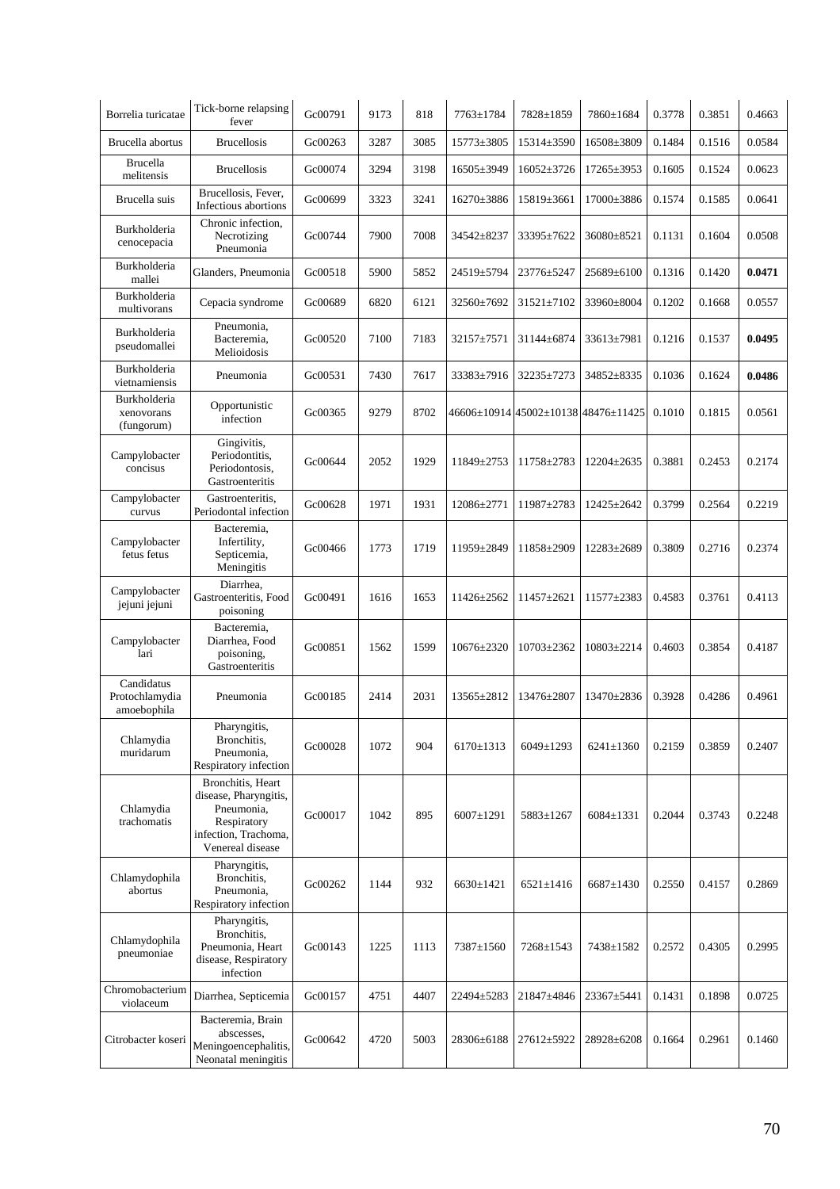| Borrelia turicatae | Tick-borne relapsing fever | Gc00791 | 9173 | 818 | 7763±1784 | 7828±1859 | 7860±1684 | 0.3778 | 0.3851 | 0.4663 |
|---|---|---|---|---|---|---|---|---|---|---|
| Brucella abortus | Brucellosis | Gc00263 | 3287 | 3085 | 15773±3805 | 15314±3590 | 16508±3809 | 0.1484 | 0.1516 | 0.0584 |
| Brucella melitensis | Brucellosis | Gc00074 | 3294 | 3198 | 16505±3949 | 16052±3726 | 17265±3953 | 0.1605 | 0.1524 | 0.0623 |
| Brucella suis | Brucellosis, Fever, Infectious abortions | Gc00699 | 3323 | 3241 | 16270±3886 | 15819±3661 | 17000±3886 | 0.1574 | 0.1585 | 0.0641 |
| Burkholderia cenocepacia | Chronic infection, Necrotizing Pneumonia | Gc00744 | 7900 | 7008 | 34542±8237 | 33395±7622 | 36080±8521 | 0.1131 | 0.1604 | 0.0508 |
| Burkholderia mallei | Glanders, Pneumonia | Gc00518 | 5900 | 5852 | 24519±5794 | 23776±5247 | 25689±6100 | 0.1316 | 0.1420 | **0.0471** |
| Burkholderia multivorans | Cepacia syndrome | Gc00689 | 6820 | 6121 | 32560±7692 | 31521±7102 | 33960±8004 | 0.1202 | 0.1668 | 0.0557 |
| Burkholderia pseudomallei | Pneumonia, Bacteremia, Melioidosis | Gc00520 | 7100 | 7183 | 32157±7571 | 31144±6874 | 33613±7981 | 0.1216 | 0.1537 | **0.0495** |
| Burkholderia vietnamiensis | Pneumonia | Gc00531 | 7430 | 7617 | 33383±7916 | 32235±7273 | 34852±8335 | 0.1036 | 0.1624 | **0.0486** |
| Burkholderia xenovorans (fungorum) | Opportunistic infection | Gc00365 | 9279 | 8702 | 46606±10914 | 45002±10138 | 48476±11425 | 0.1010 | 0.1815 | 0.0561 |
| Campylobacter concisus | Gingivitis, Periodontitis, Periodontosis, Gastroenteritis | Gc00644 | 2052 | 1929 | 11849±2753 | 11758±2783 | 12204±2635 | 0.3881 | 0.2453 | 0.2174 |
| Campylobacter curvus | Gastroenteritis, Periodontal infection | Gc00628 | 1971 | 1931 | 12086±2771 | 11987±2783 | 12425±2642 | 0.3799 | 0.2564 | 0.2219 |
| Campylobacter fetus fetus | Bacteremia, Infertility, Septicemia, Meningitis | Gc00466 | 1773 | 1719 | 11959±2849 | 11858±2909 | 12283±2689 | 0.3809 | 0.2716 | 0.2374 |
| Campylobacter jejuni jejuni | Diarrhea, Gastroenteritis, Food poisoning | Gc00491 | 1616 | 1653 | 11426±2562 | 11457±2621 | 11577±2383 | 0.4583 | 0.3761 | 0.4113 |
| Campylobacter lari | Bacteremia, Diarrhea, Food poisoning, Gastroenteritis | Gc00851 | 1562 | 1599 | 10676±2320 | 10703±2362 | 10803±2214 | 0.4603 | 0.3854 | 0.4187 |
| Candidatus Protochlamydia amoebophila | Pneumonia | Gc00185 | 2414 | 2031 | 13565±2812 | 13476±2807 | 13470±2836 | 0.3928 | 0.4286 | 0.4961 |
| Chlamydia muridarum | Pharyngitis, Bronchitis, Pneumonia, Respiratory infection | Gc00028 | 1072 | 904 | 6170±1313 | 6049±1293 | 6241±1360 | 0.2159 | 0.3859 | 0.2407 |
| Chlamydia trachomatis | Bronchitis, Heart disease, Pharyngitis, Pneumonia, Respiratory infection, Trachoma, Venereal disease | Gc00017 | 1042 | 895 | 6007±1291 | 5883±1267 | 6084±1331 | 0.2044 | 0.3743 | 0.2248 |
| Chlamydophila abortus | Pharyngitis, Bronchitis, Pneumonia, Respiratory infection | Gc00262 | 1144 | 932 | 6630±1421 | 6521±1416 | 6687±1430 | 0.2550 | 0.4157 | 0.2869 |
| Chlamydophila pneumoniae | Pharyngitis, Bronchitis, Pneumonia, Heart disease, Respiratory infection | Gc00143 | 1225 | 1113 | 7387±1560 | 7268±1543 | 7438±1582 | 0.2572 | 0.4305 | 0.2995 |
| Chromobacterium violaceum | Diarrhea, Septicemia | Gc00157 | 4751 | 4407 | 22494±5283 | 21847±4846 | 23367±5441 | 0.1431 | 0.1898 | 0.0725 |
| Citrobacter koseri | Bacteremia, Brain abscesses, Meningoencephalitis, Neonatal meningitis | Gc00642 | 4720 | 5003 | 28306±6188 | 27612±5922 | 28928±6208 | 0.1664 | 0.2961 | 0.1460 |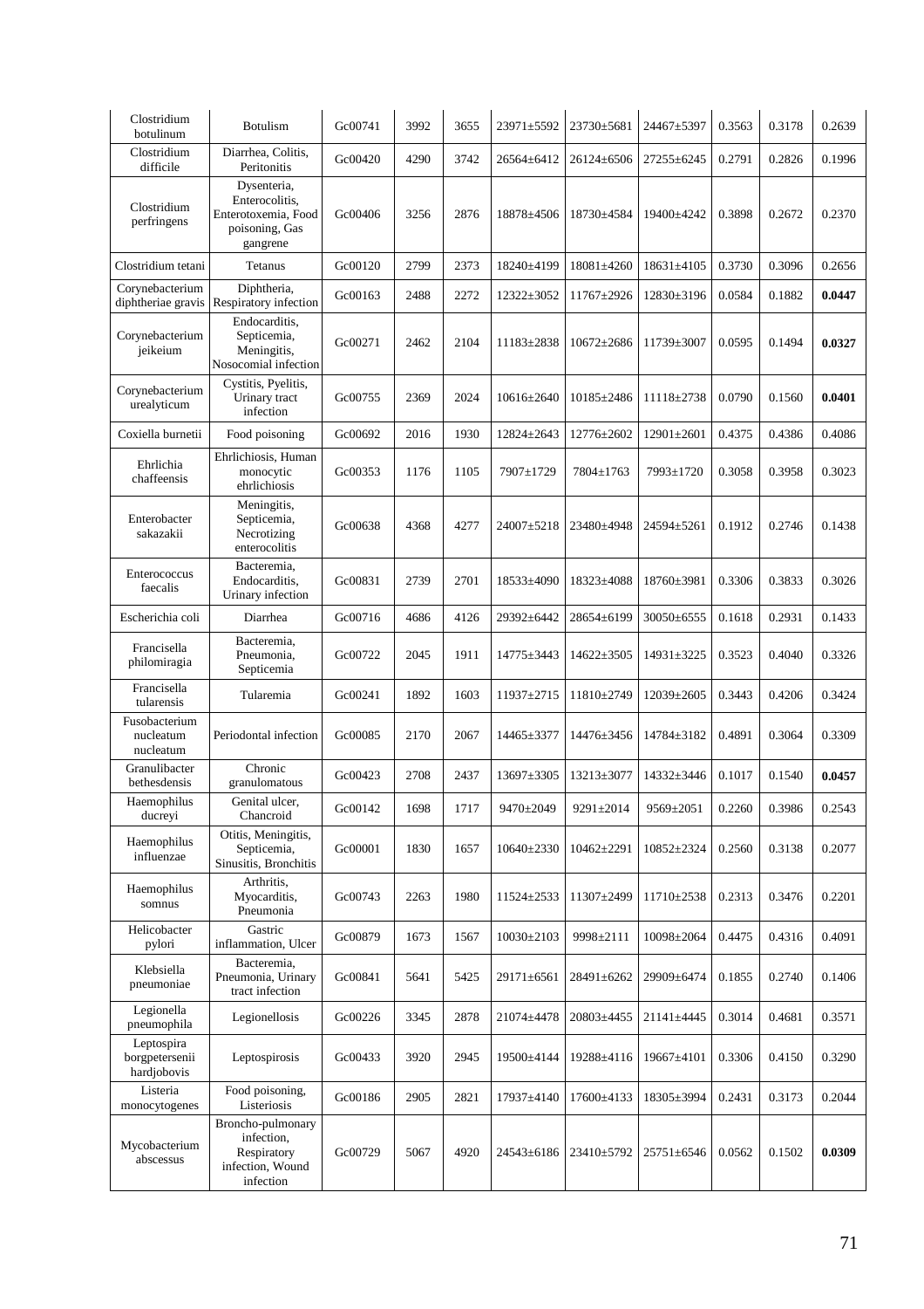| | | | | | | | | | | |
|---|---|---|---|---|---|---|---|---|---|---|
| Clostridium botulinum | Botulism | Gc00741 | 3992 | 3655 | 23971±5592 | 23730±5681 | 24467±5397 | 0.3563 | 0.3178 | 0.2639 |
| Clostridium difficile | Diarrhea, Colitis, Peritonitis | Gc00420 | 4290 | 3742 | 26564±6412 | 26124±6506 | 27255±6245 | 0.2791 | 0.2826 | 0.1996 |
| Clostridium perfringens | Dysenteria, Enterocolitis, Enterotoxemia, Food poisoning, Gas gangrene | Gc00406 | 3256 | 2876 | 18878±4506 | 18730±4584 | 19400±4242 | 0.3898 | 0.2672 | 0.2370 |
| Clostridium tetani | Tetanus | Gc00120 | 2799 | 2373 | 18240±4199 | 18081±4260 | 18631±4105 | 0.3730 | 0.3096 | 0.2656 |
| Corynebacterium diphtheriae gravis | Diphtheria, Respiratory infection | Gc00163 | 2488 | 2272 | 12322±3052 | 11767±2926 | 12830±3196 | 0.0584 | 0.1882 | **0.0447** |
| Corynebacterium jeikeium | Endocarditis, Septicemia, Meningitis, Nosocomial infection | Gc00271 | 2462 | 2104 | 11183±2838 | 10672±2686 | 11739±3007 | 0.0595 | 0.1494 | **0.0327** |
| Corynebacterium urealyticum | Cystitis, Pyelitis, Urinary tract infection | Gc00755 | 2369 | 2024 | 10616±2640 | 10185±2486 | 11118±2738 | 0.0790 | 0.1560 | **0.0401** |
| Coxiella burnetii | Food poisoning | Gc00692 | 2016 | 1930 | 12824±2643 | 12776±2602 | 12901±2601 | 0.4375 | 0.4386 | 0.4086 |
| Ehrlichia chaffeensis | Ehrlichiosis, Human monocytic ehrlichiosis | Gc00353 | 1176 | 1105 | 7907±1729 | 7804±1763 | 7993±1720 | 0.3058 | 0.3958 | 0.3023 |
| Enterobacter sakazakii | Meningitis, Septicemia, Necrotizing enterocolitis | Gc00638 | 4368 | 4277 | 24007±5218 | 23480±4948 | 24594±5261 | 0.1912 | 0.2746 | 0.1438 |
| Enterococcus faecalis | Bacteremia, Endocarditis, Urinary infection | Gc00831 | 2739 | 2701 | 18533±4090 | 18323±4088 | 18760±3981 | 0.3306 | 0.3833 | 0.3026 |
| Escherichia coli | Diarrhea | Gc00716 | 4686 | 4126 | 29392±6442 | 28654±6199 | 30050±6555 | 0.1618 | 0.2931 | 0.1433 |
| Francisella philomiragia | Bacteremia, Pneumonia, Septicemia | Gc00722 | 2045 | 1911 | 14775±3443 | 14622±3505 | 14931±3225 | 0.3523 | 0.4040 | 0.3326 |
| Francisella tularensis | Tularemia | Gc00241 | 1892 | 1603 | 11937±2715 | 11810±2749 | 12039±2605 | 0.3443 | 0.4206 | 0.3424 |
| Fusobacterium nucleatum nucleatum | Periodontal infection | Gc00085 | 2170 | 2067 | 14465±3377 | 14476±3456 | 14784±3182 | 0.4891 | 0.3064 | 0.3309 |
| Granulibacter bethesdensis | Chronic granulomatous | Gc00423 | 2708 | 2437 | 13697±3305 | 13213±3077 | 14332±3446 | 0.1017 | 0.1540 | **0.0457** |
| Haemophilus ducreyi | Genital ulcer, Chancroid | Gc00142 | 1698 | 1717 | 9470±2049 | 9291±2014 | 9569±2051 | 0.2260 | 0.3986 | 0.2543 |
| Haemophilus influenzae | Otitis, Meningitis, Septicemia, Sinusitis, Bronchitis | Gc00001 | 1830 | 1657 | 10640±2330 | 10462±2291 | 10852±2324 | 0.2560 | 0.3138 | 0.2077 |
| Haemophilus somnus | Arthritis, Myocarditis, Pneumonia | Gc00743 | 2263 | 1980 | 11524±2533 | 11307±2499 | 11710±2538 | 0.2313 | 0.3476 | 0.2201 |
| Helicobacter pylori | Gastric inflammation, Ulcer | Gc00879 | 1673 | 1567 | 10030±2103 | 9998±2111 | 10098±2064 | 0.4475 | 0.4316 | 0.4091 |
| Klebsiella pneumoniae | Bacteremia, Pneumonia, Urinary tract infection | Gc00841 | 5641 | 5425 | 29171±6561 | 28491±6262 | 29909±6474 | 0.1855 | 0.2740 | 0.1406 |
| Legionella pneumophila | Legionellosis | Gc00226 | 3345 | 2878 | 21074±4478 | 20803±4455 | 21141±4445 | 0.3014 | 0.4681 | 0.3571 |
| Leptospira borgpetersenii hardjobovis | Leptospirosis | Gc00433 | 3920 | 2945 | 19500±4144 | 19288±4116 | 19667±4101 | 0.3306 | 0.4150 | 0.3290 |
| Listeria monocytogenes | Food poisoning, Listeriosis | Gc00186 | 2905 | 2821 | 17937±4140 | 17600±4133 | 18305±3994 | 0.2431 | 0.3173 | 0.2044 |
| Mycobacterium abscessus | Broncho-pulmonary infection, Respiratory infection, Wound infection | Gc00729 | 5067 | 4920 | 24543±6186 | 23410±5792 | 25751±6546 | 0.0562 | 0.1502 | **0.0309** |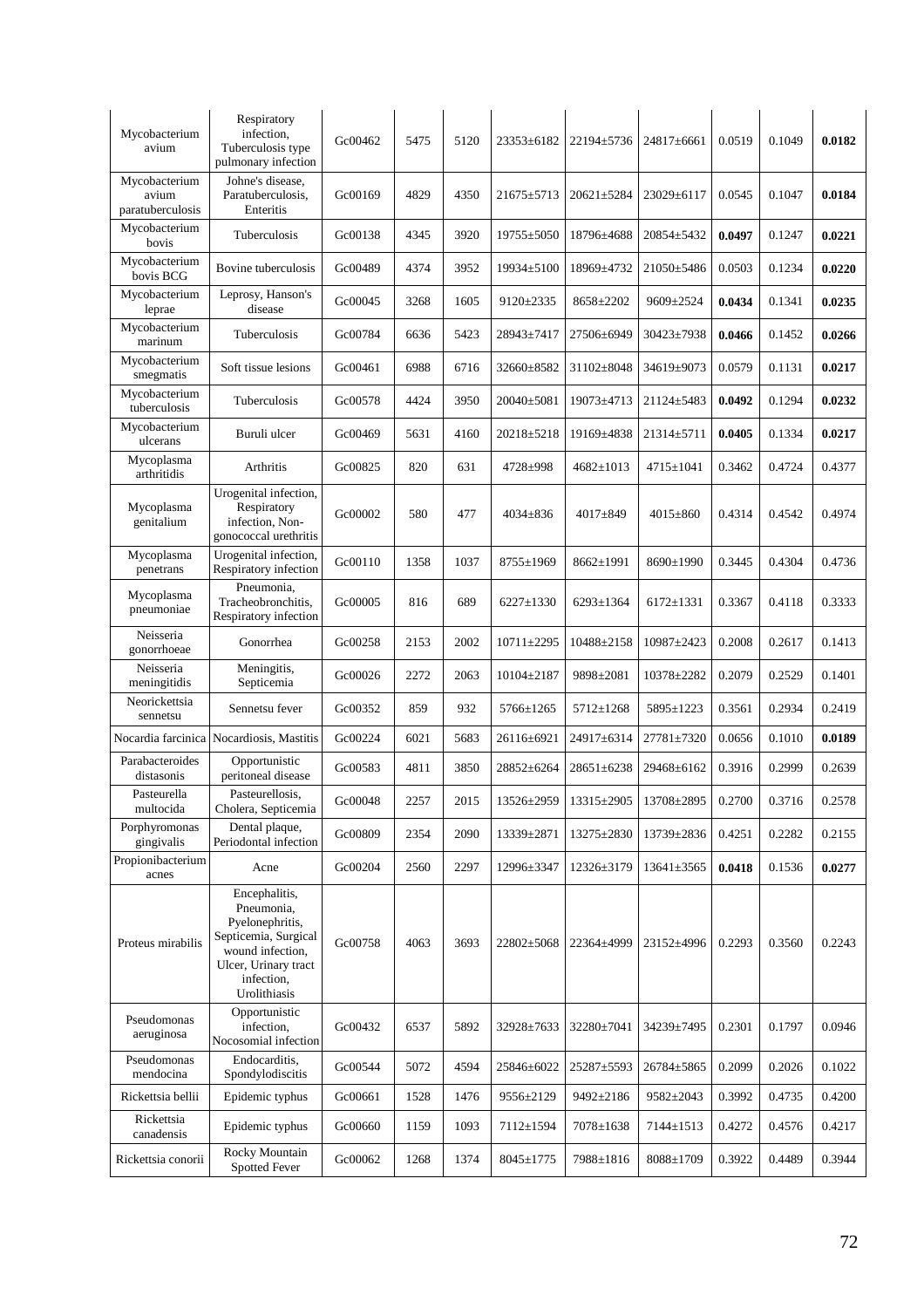| | | | | | | | | | | |
|---|---|---|---|---|---|---|---|---|---|---|
| Mycobacterium avium | Respiratory infection, Tuberculosis type pulmonary infection | Gc00462 | 5475 | 5120 | 23353±6182 | 22194±5736 | 24817±6661 | 0.0519 | 0.1049 | **0.0182** |
| Mycobacterium avium paratuberculosis | Johne's disease, Paratuberculosis, Enteritis | Gc00169 | 4829 | 4350 | 21675±5713 | 20621±5284 | 23029±6117 | 0.0545 | 0.1047 | **0.0184** |
| Mycobacterium bovis | Tuberculosis | Gc00138 | 4345 | 3920 | 19755±5050 | 18796±4688 | 20854±5432 | **0.0497** | 0.1247 | **0.0221** |
| Mycobacterium bovis BCG | Bovine tuberculosis | Gc00489 | 4374 | 3952 | 19934±5100 | 18969±4732 | 21050±5486 | 0.0503 | 0.1234 | **0.0220** |
| Mycobacterium leprae | Leprosy, Hanson's disease | Gc00045 | 3268 | 1605 | 9120±2335 | 8658±2202 | 9609±2524 | **0.0434** | 0.1341 | **0.0235** |
| Mycobacterium marinum | Tuberculosis | Gc00784 | 6636 | 5423 | 28943±7417 | 27506±6949 | 30423±7938 | **0.0466** | 0.1452 | **0.0266** |
| Mycobacterium smegmatis | Soft tissue lesions | Gc00461 | 6988 | 6716 | 32660±8582 | 31102±8048 | 34619±9073 | 0.0579 | 0.1131 | **0.0217** |
| Mycobacterium tuberculosis | Tuberculosis | Gc00578 | 4424 | 3950 | 20040±5081 | 19073±4713 | 21124±5483 | **0.0492** | 0.1294 | **0.0232** |
| Mycobacterium ulcerans | Buruli ulcer | Gc00469 | 5631 | 4160 | 20218±5218 | 19169±4838 | 21314±5711 | **0.0405** | 0.1334 | **0.0217** |
| Mycoplasma arthritidis | Arthritis | Gc00825 | 820 | 631 | 4728±998 | 4682±1013 | 4715±1041 | 0.3462 | 0.4724 | 0.4377 |
| Mycoplasma genitalium | Urogenital infection, Respiratory infection, Non-gonococcal urethritis | Gc00002 | 580 | 477 | 4034±836 | 4017±849 | 4015±860 | 0.4314 | 0.4542 | 0.4974 |
| Mycoplasma penetrans | Urogenital infection, Respiratory infection | Gc00110 | 1358 | 1037 | 8755±1969 | 8662±1991 | 8690±1990 | 0.3445 | 0.4304 | 0.4736 |
| Mycoplasma pneumoniae | Pneumonia, Tracheobronchitis, Respiratory infection | Gc00005 | 816 | 689 | 6227±1330 | 6293±1364 | 6172±1331 | 0.3367 | 0.4118 | 0.3333 |
| Neisseria gonorrhoeae | Gonorrhea | Gc00258 | 2153 | 2002 | 10711±2295 | 10488±2158 | 10987±2423 | 0.2008 | 0.2617 | 0.1413 |
| Neisseria meningitidis | Meningitis, Septicemia | Gc00026 | 2272 | 2063 | 10104±2187 | 9898±2081 | 10378±2282 | 0.2079 | 0.2529 | 0.1401 |
| Neorickettsia sennetsu | Sennetsu fever | Gc00352 | 859 | 932 | 5766±1265 | 5712±1268 | 5895±1223 | 0.3561 | 0.2934 | 0.2419 |
| Nocardia farcinica | Nocardiosis, Mastitis | Gc00224 | 6021 | 5683 | 26116±6921 | 24917±6314 | 27781±7320 | 0.0656 | 0.1010 | **0.0189** |
| Parabacteroides distasonis | Opportunistic peritoneal disease | Gc00583 | 4811 | 3850 | 28852±6264 | 28651±6238 | 29468±6162 | 0.3916 | 0.2999 | 0.2639 |
| Pasteurella multocida | Pasteurellosis, Cholera, Septicemia | Gc00048 | 2257 | 2015 | 13526±2959 | 13315±2905 | 13708±2895 | 0.2700 | 0.3716 | 0.2578 |
| Porphyromonas gingivalis | Dental plaque, Periodontal infection | Gc00809 | 2354 | 2090 | 13339±2871 | 13275±2830 | 13739±2836 | 0.4251 | 0.2282 | 0.2155 |
| Propionibacterium acnes | Acne | Gc00204 | 2560 | 2297 | 12996±3347 | 12326±3179 | 13641±3565 | **0.0418** | 0.1536 | **0.0277** |
| Proteus mirabilis | Encephalitis, Pneumonia, Pyelonephritis, Septicemia, Surgical wound infection, Ulcer, Urinary tract infection, Urolithiasis | Gc00758 | 4063 | 3693 | 22802±5068 | 22364±4999 | 23152±4996 | 0.2293 | 0.3560 | 0.2243 |
| Pseudomonas aeruginosa | Opportunistic infection, Nocosomial infection | Gc00432 | 6537 | 5892 | 32928±7633 | 32280±7041 | 34239±7495 | 0.2301 | 0.1797 | 0.0946 |
| Pseudomonas mendocina | Endocarditis, Spondylodiscitis | Gc00544 | 5072 | 4594 | 25846±6022 | 25287±5593 | 26784±5865 | 0.2099 | 0.2026 | 0.1022 |
| Rickettsia bellii | Epidemic typhus | Gc00661 | 1528 | 1476 | 9556±2129 | 9492±2186 | 9582±2043 | 0.3992 | 0.4735 | 0.4200 |
| Rickettsia canadensis | Epidemic typhus | Gc00660 | 1159 | 1093 | 7112±1594 | 7078±1638 | 7144±1513 | 0.4272 | 0.4576 | 0.4217 |
| Rickettsia conorii | Rocky Mountain Spotted Fever | Gc00062 | 1268 | 1374 | 8045±1775 | 7988±1816 | 8088±1709 | 0.3922 | 0.4489 | 0.3944 |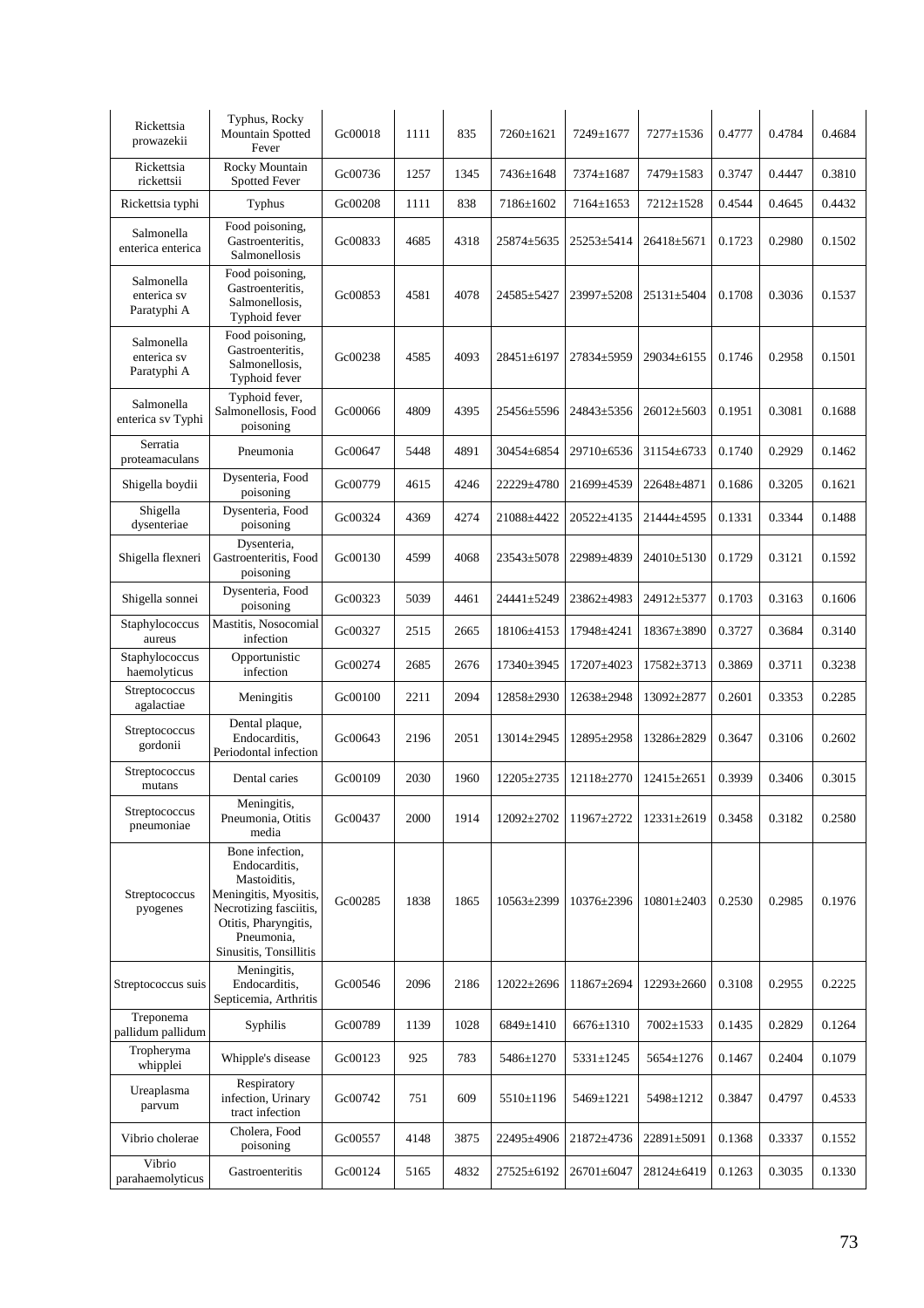| Rickettsia prowazekii | Typhus, Rocky Mountain Spotted Fever | Gc00018 | 1111 | 835 | 7260±1621 | 7249±1677 | 7277±1536 | 0.4777 | 0.4784 | 0.4684 |
|---|---|---|---|---|---|---|---|---|---|---|
| Rickettsia rickettsii | Rocky Mountain Spotted Fever | Gc00736 | 1257 | 1345 | 7436±1648 | 7374±1687 | 7479±1583 | 0.3747 | 0.4447 | 0.3810 |
| Rickettsia typhi | Typhus | Gc00208 | 1111 | 838 | 7186±1602 | 7164±1653 | 7212±1528 | 0.4544 | 0.4645 | 0.4432 |
| Salmonella enterica enterica | Food poisoning, Gastroenteritis, Salmonellosis | Gc00833 | 4685 | 4318 | 25874±5635 | 25253±5414 | 26418±5671 | 0.1723 | 0.2980 | 0.1502 |
| Salmonella enterica sv Paratyphi A | Food poisoning, Gastroenteritis, Salmonellosis, Typhoid fever | Gc00853 | 4581 | 4078 | 24585±5427 | 23997±5208 | 25131±5404 | 0.1708 | 0.3036 | 0.1537 |
| Salmonella enterica sv Paratyphi A | Food poisoning, Gastroenteritis, Salmonellosis, Typhoid fever | Gc00238 | 4585 | 4093 | 28451±6197 | 27834±5959 | 29034±6155 | 0.1746 | 0.2958 | 0.1501 |
| Salmonella enterica sv Typhi | Typhoid fever, Salmonellosis, Food poisoning | Gc00066 | 4809 | 4395 | 25456±5596 | 24843±5356 | 26012±5603 | 0.1951 | 0.3081 | 0.1688 |
| Serratia proteamaculans | Pneumonia | Gc00647 | 5448 | 4891 | 30454±6854 | 29710±6536 | 31154±6733 | 0.1740 | 0.2929 | 0.1462 |
| Shigella boydii | Dysenteria, Food poisoning | Gc00779 | 4615 | 4246 | 22229±4780 | 21699±4539 | 22648±4871 | 0.1686 | 0.3205 | 0.1621 |
| Shigella dysenteriae | Dysenteria, Food poisoning | Gc00324 | 4369 | 4274 | 21088±4422 | 20522±4135 | 21444±4595 | 0.1331 | 0.3344 | 0.1488 |
| Shigella flexneri | Dysenteria, Gastroenteritis, Food poisoning | Gc00130 | 4599 | 4068 | 23543±5078 | 22989±4839 | 24010±5130 | 0.1729 | 0.3121 | 0.1592 |
| Shigella sonnei | Dysenteria, Food poisoning | Gc00323 | 5039 | 4461 | 24441±5249 | 23862±4983 | 24912±5377 | 0.1703 | 0.3163 | 0.1606 |
| Staphylococcus aureus | Mastitis, Nosocomial infection | Gc00327 | 2515 | 2665 | 18106±4153 | 17948±4241 | 18367±3890 | 0.3727 | 0.3684 | 0.3140 |
| Staphylococcus haemolyticus | Opportunistic infection | Gc00274 | 2685 | 2676 | 17340±3945 | 17207±4023 | 17582±3713 | 0.3869 | 0.3711 | 0.3238 |
| Streptococcus agalactiae | Meningitis | Gc00100 | 2211 | 2094 | 12858±2930 | 12638±2948 | 13092±2877 | 0.2601 | 0.3353 | 0.2285 |
| Streptococcus gordonii | Dental plaque, Endocarditis, Periodontal infection | Gc00643 | 2196 | 2051 | 13014±2945 | 12895±2958 | 13286±2829 | 0.3647 | 0.3106 | 0.2602 |
| Streptococcus mutans | Dental caries | Gc00109 | 2030 | 1960 | 12205±2735 | 12118±2770 | 12415±2651 | 0.3939 | 0.3406 | 0.3015 |
| Streptococcus pneumoniae | Meningitis, Pneumonia, Otitis media | Gc00437 | 2000 | 1914 | 12092±2702 | 11967±2722 | 12331±2619 | 0.3458 | 0.3182 | 0.2580 |
| Streptococcus pyogenes | Bone infection, Endocarditis, Mastoiditis, Meningitis, Myositis, Necrotizing fasciitis, Otitis, Pharyngitis, Pneumonia, Sinusitis, Tonsillitis | Gc00285 | 1838 | 1865 | 10563±2399 | 10376±2396 | 10801±2403 | 0.2530 | 0.2985 | 0.1976 |
| Streptococcus suis | Meningitis, Endocarditis, Septicemia, Arthritis | Gc00546 | 2096 | 2186 | 12022±2696 | 11867±2694 | 12293±2660 | 0.3108 | 0.2955 | 0.2225 |
| Treponema pallidum pallidum | Syphilis | Gc00789 | 1139 | 1028 | 6849±1410 | 6676±1310 | 7002±1533 | 0.1435 | 0.2829 | 0.1264 |
| Tropheryma whipplei | Whipple's disease | Gc00123 | 925 | 783 | 5486±1270 | 5331±1245 | 5654±1276 | 0.1467 | 0.2404 | 0.1079 |
| Ureaplasma parvum | Respiratory infection, Urinary tract infection | Gc00742 | 751 | 609 | 5510±1196 | 5469±1221 | 5498±1212 | 0.3847 | 0.4797 | 0.4533 |
| Vibrio cholerae | Cholera, Food poisoning | Gc00557 | 4148 | 3875 | 22495±4906 | 21872±4736 | 22891±5091 | 0.1368 | 0.3337 | 0.1552 |
| Vibrio parahaemolyticus | Gastroenteritis | Gc00124 | 5165 | 4832 | 27525±6192 | 26701±6047 | 28124±6419 | 0.1263 | 0.3035 | 0.1330 |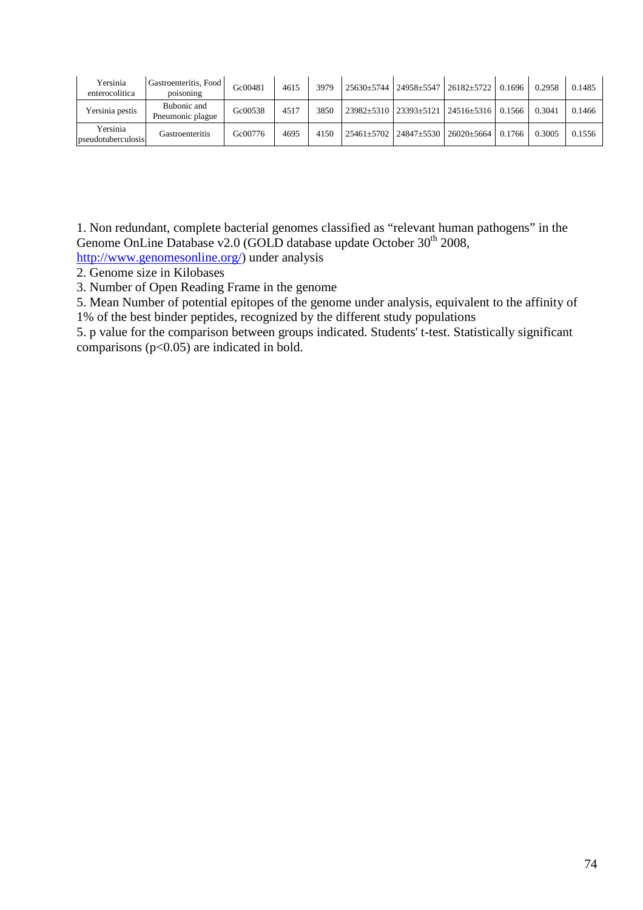| | | | | | | | | | | |
|---|---|---|---|---|---|---|---|---|---|---|
| Yersinia enterocolitica | Gastroenteritis, Food poisoning | Gc00481 | 4615 | 3979 | 25630±5744 | 24958±5547 | 26182±5722 | 0.1696 | 0.2958 | 0.1485 |
| Yersinia pestis | Bubonic and Pneumonic plague | Gc00538 | 4517 | 3850 | 23982±5310 | 23393±5121 | 24516±5316 | 0.1566 | 0.3041 | 0.1466 |
| Yersinia pseudotuberculosis | Gastroenteritis | Gc00776 | 4695 | 4150 | 25461±5702 | 24847±5530 | 26020±5664 | 0.1766 | 0.3005 | 0.1556 |

1. Non redundant, complete bacterial genomes classified as "relevant human pathogens" in the Genome OnLine Database v2.0 (GOLD database update October 30th 2008, http://www.genomesonline.org/) under analysis
2. Genome size in Kilobases
3. Number of Open Reading Frame in the genome
5. Mean Number of potential epitopes of the genome under analysis, equivalent to the affinity of 1% of the best binder peptides, recognized by the different study populations
5. p value for the comparison between groups indicated. Students' t-test. Statistically significant comparisons ($p<0.05$) are indicated in bold.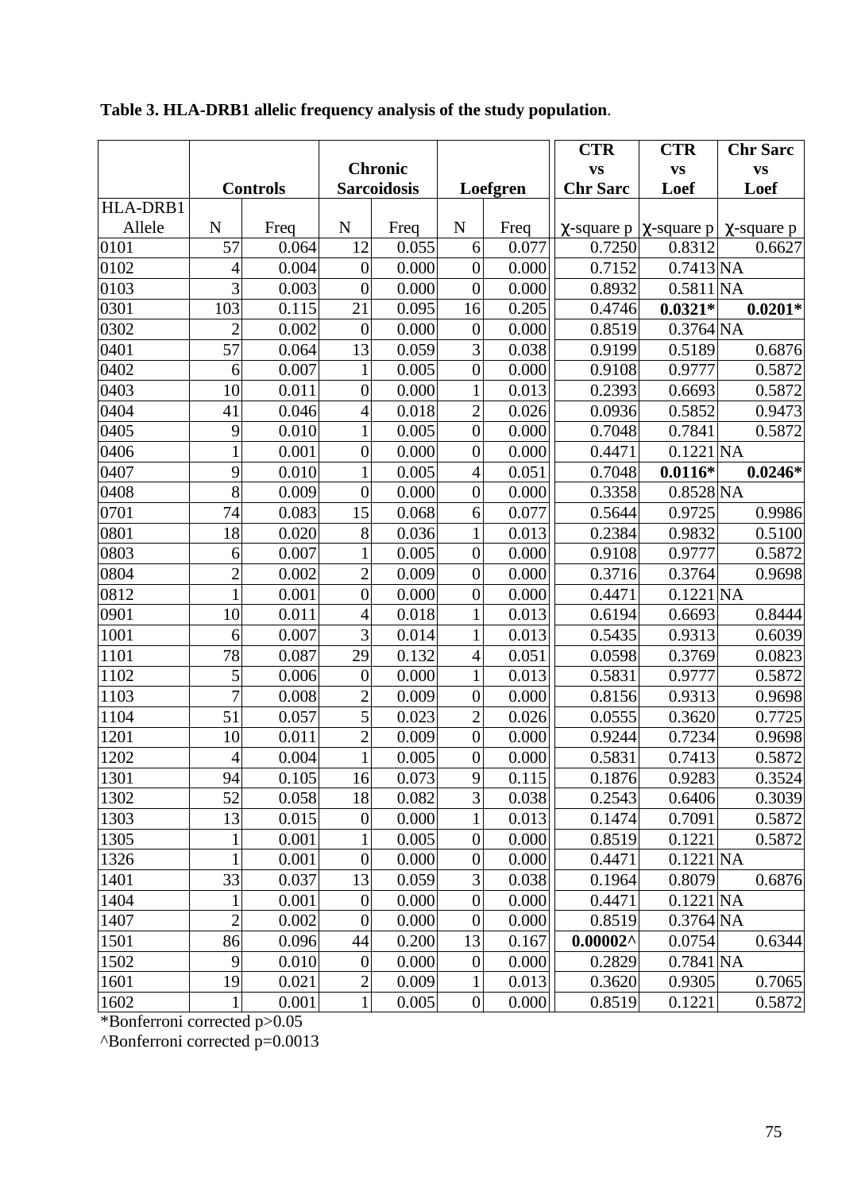**Table 3. HLA-DRB1 allelic frequency analysis of the study population**.

| HLA-DRB1 Allele | Controls | | Chronic Sarcoidosis | | Loefgren | | CTR vs Chr Sarc | CTR vs Loef | Chr Sarc vs Loef |
|---|---|---|---|---|---|---|---|---|---|
| | N | Freq | N | Freq | N | Freq | χ-square p | χ-square p | χ-square p |
| 0101 | 57 | 0.064 | 12 | 0.055 | 6 | 0.077 | 0.7250 | 0.8312 | 0.6627 |
| 0102 | 4 | 0.004 | 0 | 0.000 | 0 | 0.000 | 0.7152 | 0.7413 | NA |
| 0103 | 3 | 0.003 | 0 | 0.000 | 0 | 0.000 | 0.8932 | 0.5811 | NA |
| 0301 | 103 | 0.115 | 21 | 0.095 | 16 | 0.205 | 0.4746 | **0.0321*** | **0.0201*** |
| 0302 | 2 | 0.002 | 0 | 0.000 | 0 | 0.000 | 0.8519 | 0.3764 | NA |
| 0401 | 57 | 0.064 | 13 | 0.059 | 3 | 0.038 | 0.9199 | 0.5189 | 0.6876 |
| 0402 | 6 | 0.007 | 1 | 0.005 | 0 | 0.000 | 0.9108 | 0.9777 | 0.5872 |
| 0403 | 10 | 0.011 | 0 | 0.000 | 1 | 0.013 | 0.2393 | 0.6693 | 0.5872 |
| 0404 | 41 | 0.046 | 4 | 0.018 | 2 | 0.026 | 0.0936 | 0.5852 | 0.9473 |
| 0405 | 9 | 0.010 | 1 | 0.005 | 0 | 0.000 | 0.7048 | 0.7841 | 0.5872 |
| 0406 | 1 | 0.001 | 0 | 0.000 | 0 | 0.000 | 0.4471 | 0.1221 | NA |
| 0407 | 9 | 0.010 | 1 | 0.005 | 4 | 0.051 | 0.7048 | **0.0116*** | **0.0246*** |
| 0408 | 8 | 0.009 | 0 | 0.000 | 0 | 0.000 | 0.3358 | 0.8528 | NA |
| 0701 | 74 | 0.083 | 15 | 0.068 | 6 | 0.077 | 0.5644 | 0.9725 | 0.9986 |
| 0801 | 18 | 0.020 | 8 | 0.036 | 1 | 0.013 | 0.2384 | 0.9832 | 0.5100 |
| 0803 | 6 | 0.007 | 1 | 0.005 | 0 | 0.000 | 0.9108 | 0.9777 | 0.5872 |
| 0804 | 2 | 0.002 | 2 | 0.009 | 0 | 0.000 | 0.3716 | 0.3764 | 0.9698 |
| 0812 | 1 | 0.001 | 0 | 0.000 | 0 | 0.000 | 0.4471 | 0.1221 | NA |
| 0901 | 10 | 0.011 | 4 | 0.018 | 1 | 0.013 | 0.6194 | 0.6693 | 0.8444 |
| 1001 | 6 | 0.007 | 3 | 0.014 | 1 | 0.013 | 0.5435 | 0.9313 | 0.6039 |
| 1101 | 78 | 0.087 | 29 | 0.132 | 4 | 0.051 | 0.0598 | 0.3769 | 0.0823 |
| 1102 | 5 | 0.006 | 0 | 0.000 | 1 | 0.013 | 0.5831 | 0.9777 | 0.5872 |
| 1103 | 7 | 0.008 | 2 | 0.009 | 0 | 0.000 | 0.8156 | 0.9313 | 0.9698 |
| 1104 | 51 | 0.057 | 5 | 0.023 | 2 | 0.026 | 0.0555 | 0.3620 | 0.7725 |
| 1201 | 10 | 0.011 | 2 | 0.009 | 0 | 0.000 | 0.9244 | 0.7234 | 0.9698 |
| 1202 | 4 | 0.004 | 1 | 0.005 | 0 | 0.000 | 0.5831 | 0.7413 | 0.5872 |
| 1301 | 94 | 0.105 | 16 | 0.073 | 9 | 0.115 | 0.1876 | 0.9283 | 0.3524 |
| 1302 | 52 | 0.058 | 18 | 0.082 | 3 | 0.038 | 0.2543 | 0.6406 | 0.3039 |
| 1303 | 13 | 0.015 | 0 | 0.000 | 1 | 0.013 | 0.1474 | 0.7091 | 0.5872 |
| 1305 | 1 | 0.001 | 1 | 0.005 | 0 | 0.000 | 0.8519 | 0.1221 | 0.5872 |
| 1326 | 1 | 0.001 | 0 | 0.000 | 0 | 0.000 | 0.4471 | 0.1221 | NA |
| 1401 | 33 | 0.037 | 13 | 0.059 | 3 | 0.038 | 0.1964 | 0.8079 | 0.6876 |
| 1404 | 1 | 0.001 | 0 | 0.000 | 0 | 0.000 | 0.4471 | 0.1221 | NA |
| 1407 | 2 | 0.002 | 0 | 0.000 | 0 | 0.000 | 0.8519 | 0.3764 | NA |
| 1501 | 86 | 0.096 | 44 | 0.200 | 13 | 0.167 | **0.00002^** | 0.0754 | 0.6344 |
| 1502 | 9 | 0.010 | 0 | 0.000 | 0 | 0.000 | 0.2829 | 0.7841 | NA |
| 1601 | 19 | 0.021 | 2 | 0.009 | 1 | 0.013 | 0.3620 | 0.9305 | 0.7065 |
| 1602 | 1 | 0.001 | 1 | 0.005 | 0 | 0.000 | 0.8519 | 0.1221 | 0.5872 |

*Bonferroni corrected p>0.05

^Bonferroni corrected p=0.0013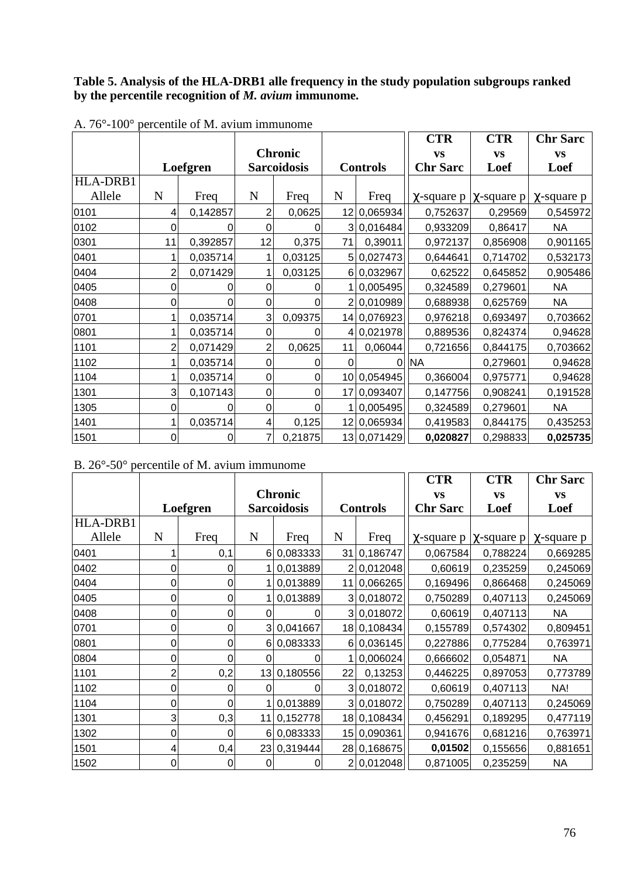**Table 5. Analysis of the HLA-DRB1 alle frequency in the study population subgroups ranked by the percentile recognition of *M. avium* immunome.**

A. 76°-100° percentile of M. avium immunome

| | Loefgren | | Chronic Sarcoidosis | | Controls | | CTR vs Chr Sarc | CTR vs Loef | Chr Sarc vs Loef |
|---|---|---|---|---|---|---|---|---|---|
| HLA-DRB1 Allele | N | Freq | N | Freq | N | Freq | χ-square p | χ-square p | χ-square p |
| 0101 | 4 | 0,142857 | 2 | 0,0625 | 12 | 0,065934 | 0,752637 | 0,29569 | 0,545972 |
| 0102 | 0 | 0 | 0 | 0 | 3 | 0,016484 | 0,933209 | 0,86417 | NA |
| 0301 | 11 | 0,392857 | 12 | 0,375 | 71 | 0,39011 | 0,972137 | 0,856908 | 0,901165 |
| 0401 | 1 | 0,035714 | 1 | 0,03125 | 5 | 0,027473 | 0,644641 | 0,714702 | 0,532173 |
| 0404 | 2 | 0,071429 | 1 | 0,03125 | 6 | 0,032967 | 0,62522 | 0,645852 | 0,905486 |
| 0405 | 0 | 0 | 0 | 0 | 1 | 0,005495 | 0,324589 | 0,279601 | NA |
| 0408 | 0 | 0 | 0 | 0 | 2 | 0,010989 | 0,688938 | 0,625769 | NA |
| 0701 | 1 | 0,035714 | 3 | 0,09375 | 14 | 0,076923 | 0,976218 | 0,693497 | 0,703662 |
| 0801 | 1 | 0,035714 | 0 | 0 | 4 | 0,021978 | 0,889536 | 0,824374 | 0,94628 |
| 1101 | 2 | 0,071429 | 2 | 0,0625 | 11 | 0,06044 | 0,721656 | 0,844175 | 0,703662 |
| 1102 | 1 | 0,035714 | 0 | 0 | 0 | 0 | NA | 0,279601 | 0,94628 |
| 1104 | 1 | 0,035714 | 0 | 0 | 10 | 0,054945 | 0,366004 | 0,975771 | 0,94628 |
| 1301 | 3 | 0,107143 | 0 | 0 | 17 | 0,093407 | 0,147756 | 0,908241 | 0,191528 |
| 1305 | 0 | 0 | 0 | 0 | 1 | 0,005495 | 0,324589 | 0,279601 | NA |
| 1401 | 1 | 0,035714 | 4 | 0,125 | 12 | 0,065934 | 0,419583 | 0,844175 | 0,435253 |
| 1501 | 0 | 0 | 7 | 0,21875 | 13 | 0,071429 | **0,020827** | 0,298833 | **0,025735** |

B. 26°-50° percentile of M. avium immunome

| | Loefgren | | Chronic Sarcoidosis | | Controls | | CTR vs Chr Sarc | CTR vs Loef | Chr Sarc vs Loef |
|---|---|---|---|---|---|---|---|---|---|
| HLA-DRB1 Allele | N | Freq | N | Freq | N | Freq | χ-square p | χ-square p | χ-square p |
| 0401 | 1 | 0,1 | 6 | 0,083333 | 31 | 0,186747 | 0,067584 | 0,788224 | 0,669285 |
| 0402 | 0 | 0 | 1 | 0,013889 | 2 | 0,012048 | 0,60619 | 0,235259 | 0,245069 |
| 0404 | 0 | 0 | 1 | 0,013889 | 11 | 0,066265 | 0,169496 | 0,866468 | 0,245069 |
| 0405 | 0 | 0 | 1 | 0,013889 | 3 | 0,018072 | 0,750289 | 0,407113 | 0,245069 |
| 0408 | 0 | 0 | 0 | 0 | 3 | 0,018072 | NA | 0,60619 | 0,407113 | NA |
| 0701 | 0 | 0 | 3 | 0,041667 | 18 | 0,108434 | 0,155789 | 0,574302 | 0,809451 |
| 0801 | 0 | 0 | 6 | 0,083333 | 6 | 0,036145 | 0,227886 | 0,775284 | 0,763971 |
| 0804 | 0 | 0 | 0 | 0 | 1 | 0,006024 | 0,666602 | 0,054871 | NA |
| 1101 | 2 | 0,2 | 13 | 0,180556 | 22 | 0,13253 | 0,446225 | 0,897053 | 0,773789 |
| 1102 | 0 | 0 | 0 | 0 | 3 | 0,018072 | 0,60619 | 0,407113 | NA! |
| 1104 | 0 | 0 | 1 | 0,013889 | 3 | 0,018072 | 0,750289 | 0,407113 | 0,245069 |
| 1301 | 3 | 0,3 | 11 | 0,152778 | 18 | 0,108434 | 0,456291 | 0,189295 | 0,477119 |
| 1302 | 0 | 0 | 6 | 0,083333 | 15 | 0,090361 | 0,941676 | 0,681216 | 0,763971 |
| 1501 | 4 | 0,4 | 23 | 0,319444 | 28 | 0,168675 | **0,01502** | 0,155656 | 0,881651 |
| 1502 | 0 | 0 | 0 | 0 | 2 | 0,012048 | 0,871005 | 0,235259 | NA |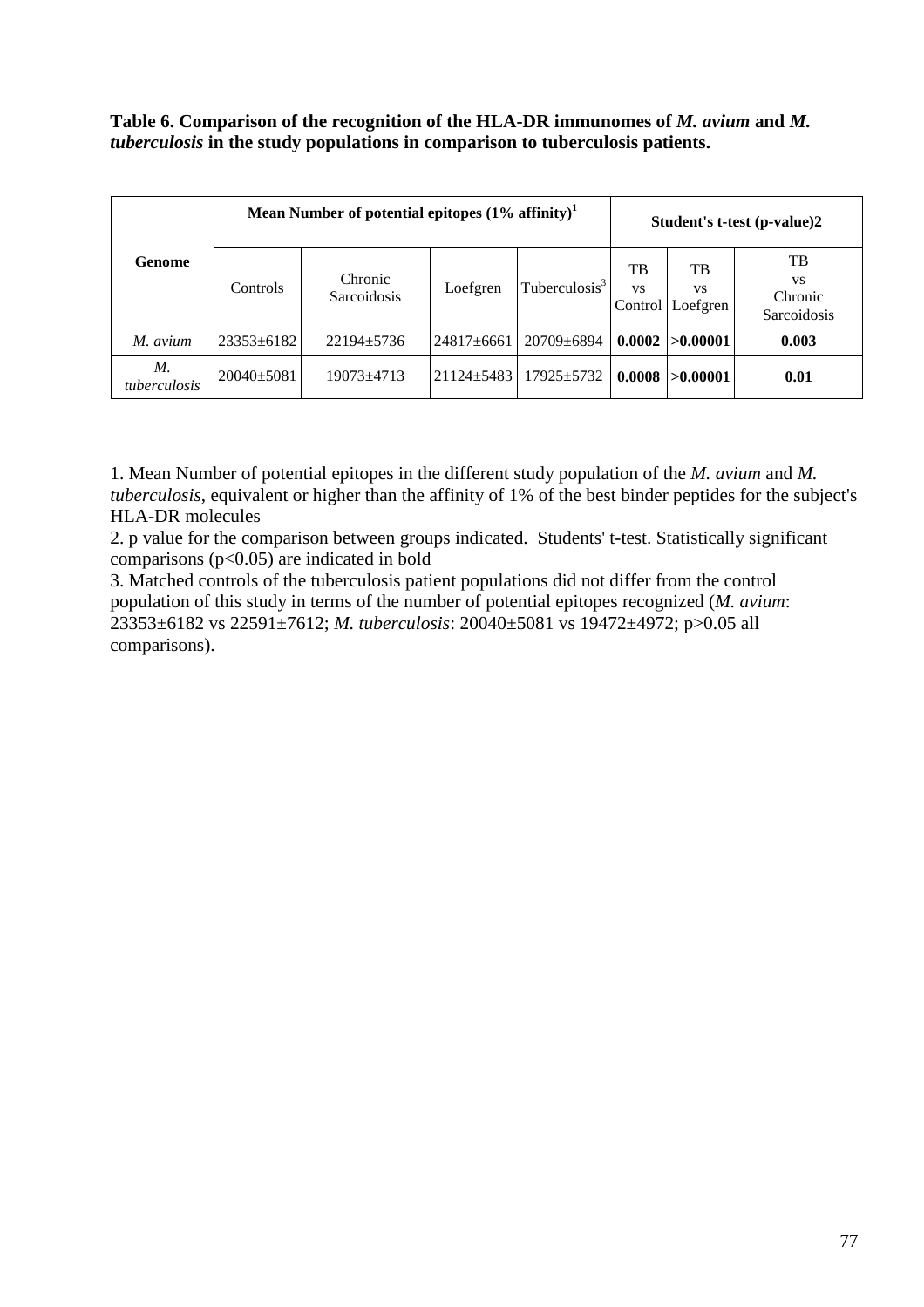**Table 6. Comparison of the recognition of the HLA-DR immunomes of *M. avium* and *M. tuberculosis* in the study populations in comparison to tuberculosis patients.**

| Genome | Mean Number of potential epitopes (1% affinity)[1] | | | | Student's t-test (p-value)2 | | |
|---|---|---|---|---|---|---|---|
| | Controls | Chronic Sarcoidosis | Loefgren | Tuberculosis[3] | TB vs Control | TB vs Loefgren | TB vs Chronic Sarcoidosis |
| *M. avium* | 23353±6182 | 22194±5736 | 24817±6661 | 20709±6894 | **0.0002** | **>0.00001** | **0.003** |
| *M. tuberculosis* | 20040±5081 | 19073±4713 | 21124±5483 | 17925±5732 | **0.0008** | **>0.00001** | **0.01** |

1. Mean Number of potential epitopes in the different study population of the *M. avium* and *M. tuberculosis*, equivalent or higher than the affinity of 1% of the best binder peptides for the subject's HLA-DR molecules
2. p value for the comparison between groups indicated. Students' t-test. Statistically significant comparisons ($p<0.05$) are indicated in bold
3. Matched controls of the tuberculosis patient populations did not differ from the control population of this study in terms of the number of potential epitopes recognized (*M. avium*: 23353±6182 vs 22591±7612; *M. tuberculosis*: 20040±5081 vs 19472±4972; $p>0.05$ all comparisons).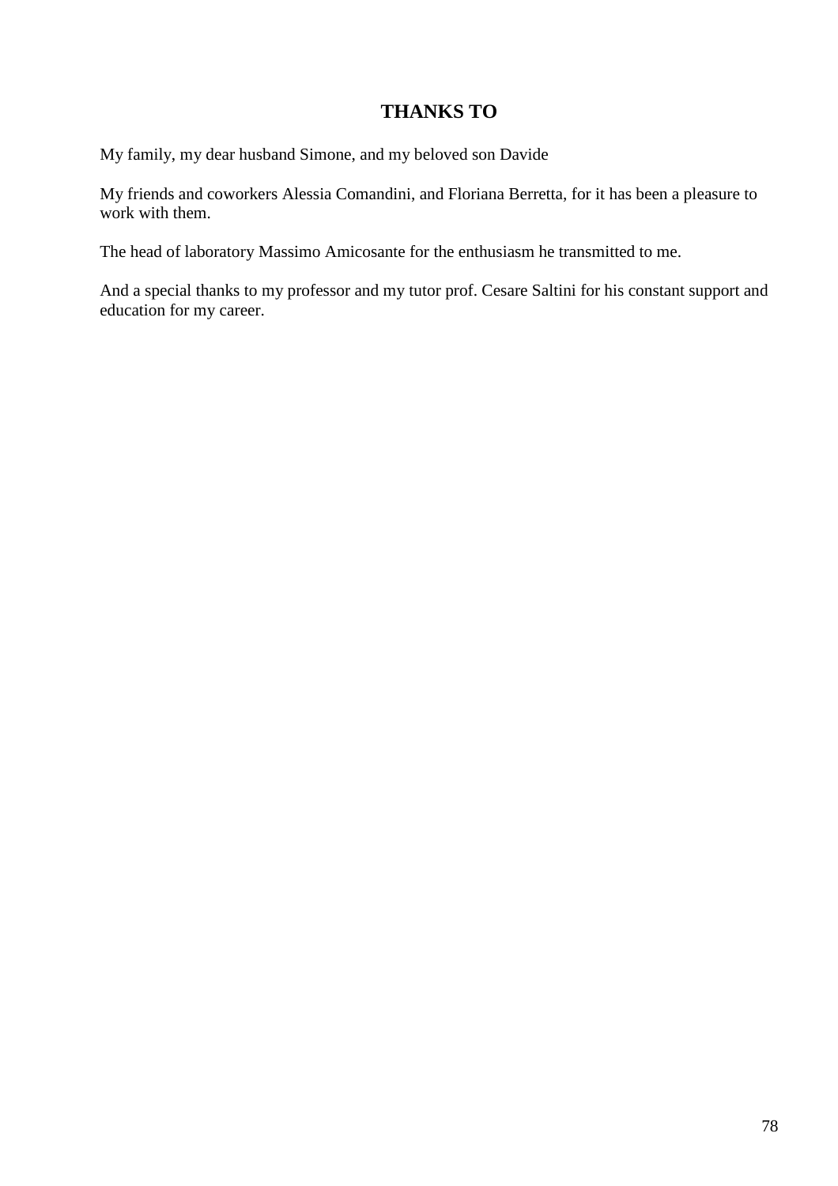# THANKS TO

My family, my dear husband Simone, and my beloved son Davide

My friends and coworkers Alessia Comandini, and Floriana Berretta, for it has been a pleasure to work with them.

The head of laboratory Massimo Amicosante for the enthusiasm he transmitted to me.

And a special thanks to my professor and my tutor prof. Cesare Saltini for his constant support and education for my career.